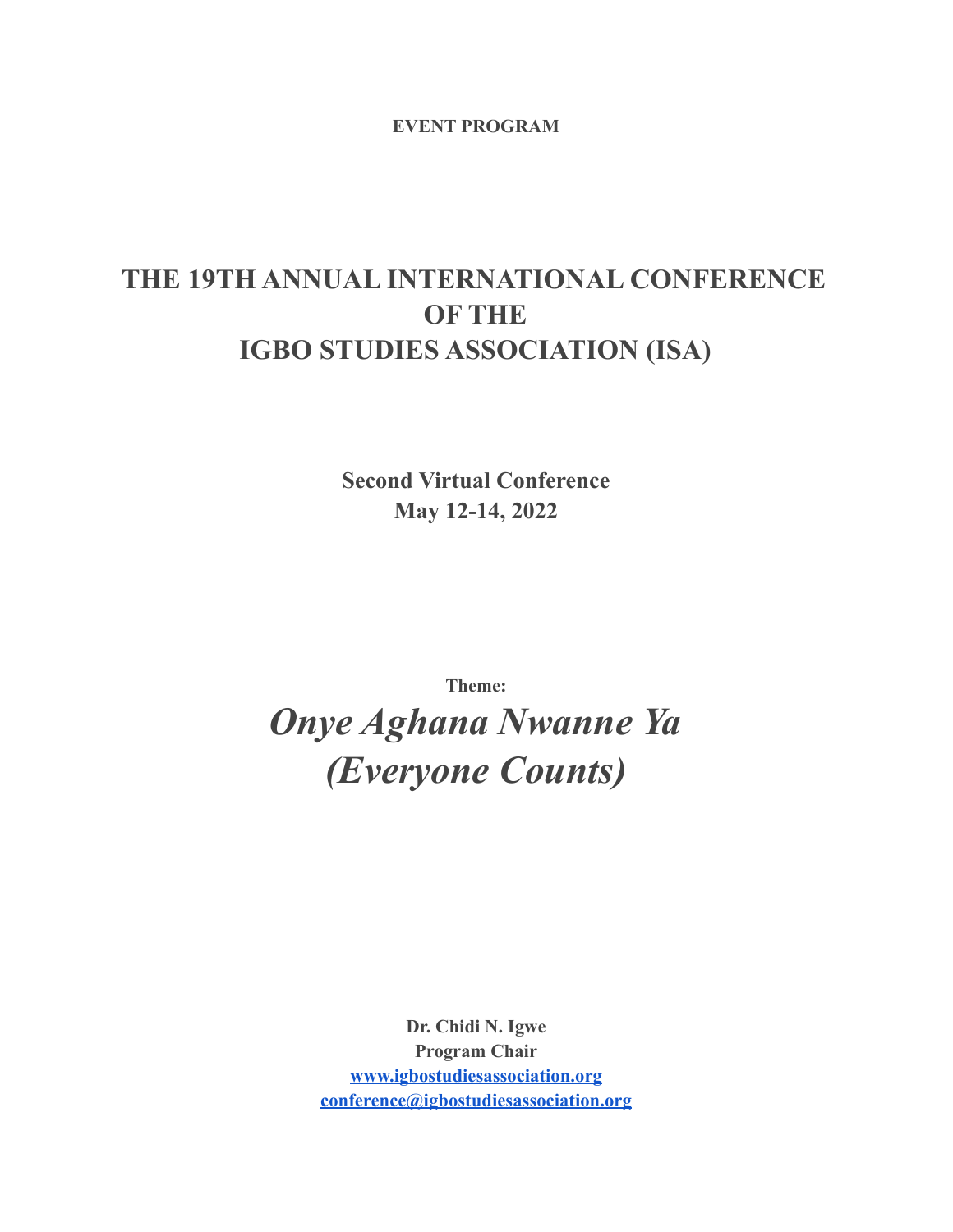**EVENT PROGRAM**

# THE 19TH ANNUAL INTERNATIONAL CONFERENCE OF THE IGBO STUDIES ASSOCIATION (ISA)

**Second Virtual Conference**
**May 12-14, 2022**

**Theme:**

## *Onye Aghana Nwanne Ya (Everyone Counts)*

**Dr. Chidi N. Igwe**
**Program Chair**
**www.igbostudiesassociation.org**
**conference@igbostudiesassociation.org**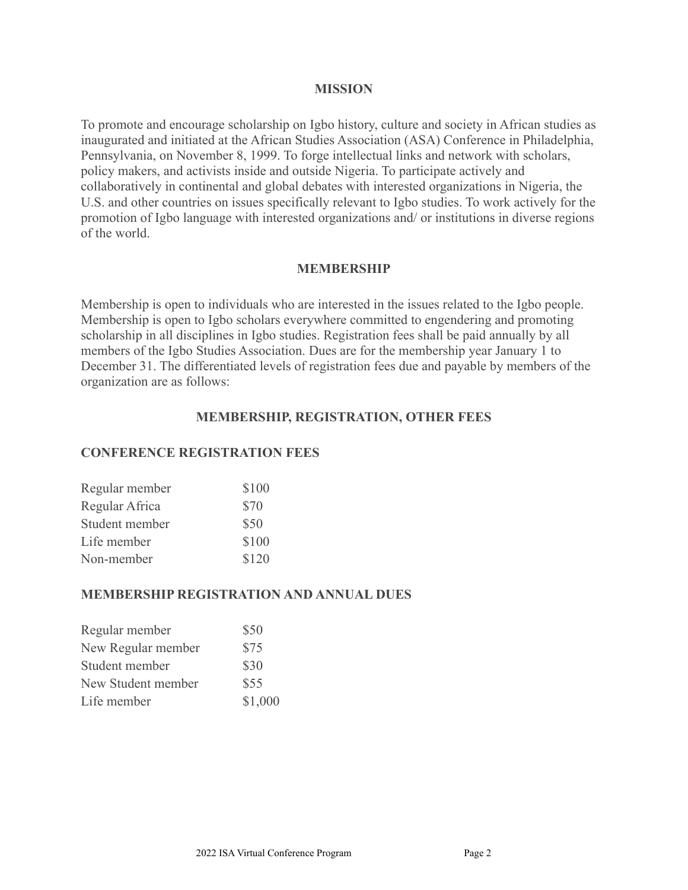## MISSION

To promote and encourage scholarship on Igbo history, culture and society in African studies as inaugurated and initiated at the African Studies Association (ASA) Conference in Philadelphia, Pennsylvania, on November 8, 1999. To forge intellectual links and network with scholars, policy makers, and activists inside and outside Nigeria. To participate actively and collaboratively in continental and global debates with interested organizations in Nigeria, the U.S. and other countries on issues specifically relevant to Igbo studies. To work actively for the promotion of Igbo language with interested organizations and/ or institutions in diverse regions of the world.

## MEMBERSHIP

Membership is open to individuals who are interested in the issues related to the Igbo people. Membership is open to Igbo scholars everywhere committed to engendering and promoting scholarship in all disciplines in Igbo studies. Registration fees shall be paid annually by all members of the Igbo Studies Association. Dues are for the membership year January 1 to December 31. The differentiated levels of registration fees due and payable by members of the organization are as follows:

## MEMBERSHIP, REGISTRATION, OTHER FEES

### CONFERENCE REGISTRATION FEES

| | |
|---|---|
| Regular member | $100 |
| Regular Africa | $70 |
| Student member | $50 |
| Life member | $100 |
| Non-member | $120 |

### MEMBERSHIP REGISTRATION AND ANNUAL DUES

| | |
|---|---|
| Regular member | $50 |
| New Regular member | $75 |
| Student member | $30 |
| New Student member | $55 |
| Life member | $1,000 |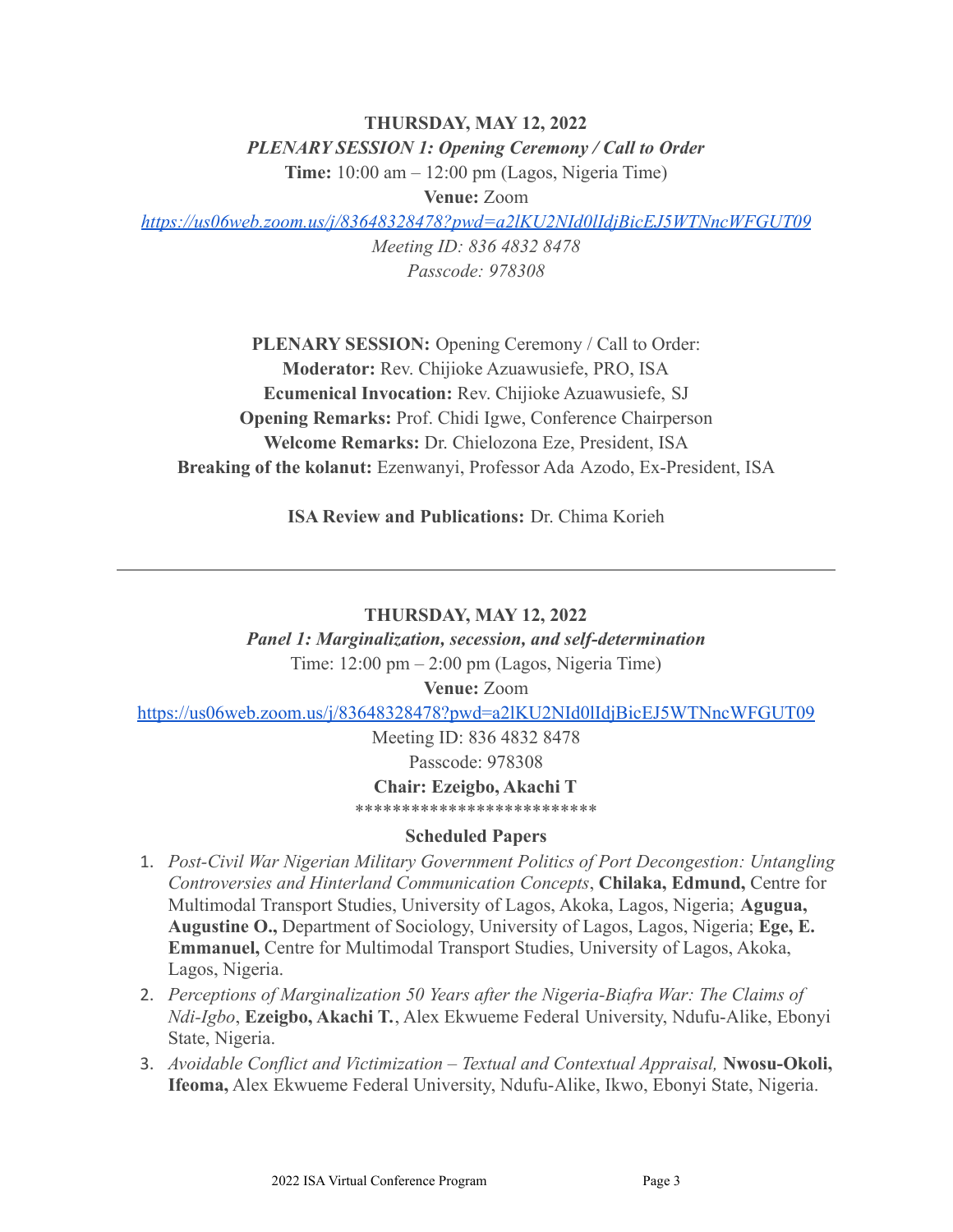**THURSDAY, MAY 12, 2022**

***PLENARY SESSION 1: Opening Ceremony / Call to Order***

**Time:** 10:00 am – 12:00 pm (Lagos, Nigeria Time)

**Venue:** Zoom

*https://us06web.zoom.us/j/83648328478?pwd=a2lKU2NId0lIdjBicEJ5WTNncWFGUT09*

*Meeting ID: 836 4832 8478*

*Passcode: 978308*

**PLENARY SESSION:** Opening Ceremony / Call to Order:

**Moderator:** Rev. Chijioke Azuawusiefe, PRO, ISA

**Ecumenical Invocation:** Rev. Chijioke Azuawusiefe, SJ

**Opening Remarks:** Prof. Chidi Igwe, Conference Chairperson

**Welcome Remarks:** Dr. Chielozona Eze, President, ISA

**Breaking of the kolanut:** Ezenwanyi, Professor Ada Azodo, Ex-President, ISA

**ISA Review and Publications:** Dr. Chima Korieh

---

**THURSDAY, MAY 12, 2022**

***Panel 1: Marginalization, secession, and self-determination***

Time: 12:00 pm – 2:00 pm (Lagos, Nigeria Time)

**Venue:** Zoom

https://us06web.zoom.us/j/83648328478?pwd=a2lKU2NId0lIdjBicEJ5WTNncWFGUT09

Meeting ID: 836 4832 8478

Passcode: 978308

**Chair: Ezeigbo, Akachi T**

**************************

**Scheduled Papers**

1. *Post-Civil War Nigerian Military Government Politics of Port Decongestion: Untangling Controversies and Hinterland Communication Concepts*, **Chilaka, Edmund,** Centre for Multimodal Transport Studies, University of Lagos, Akoka, Lagos, Nigeria; **Agugua, Augustine O.,** Department of Sociology, University of Lagos, Lagos, Nigeria; **Ege, E. Emmanuel,** Centre for Multimodal Transport Studies, University of Lagos, Akoka, Lagos, Nigeria.
2. *Perceptions of Marginalization 50 Years after the Nigeria-Biafra War: The Claims of Ndi-Igbo*, **Ezeigbo, Akachi T.**, Alex Ekwueme Federal University, Ndufu-Alike, Ebonyi State, Nigeria.
3. *Avoidable Conflict and Victimization – Textual and Contextual Appraisal,* **Nwosu-Okoli, Ifeoma,** Alex Ekwueme Federal University, Ndufu-Alike, Ikwo, Ebonyi State, Nigeria.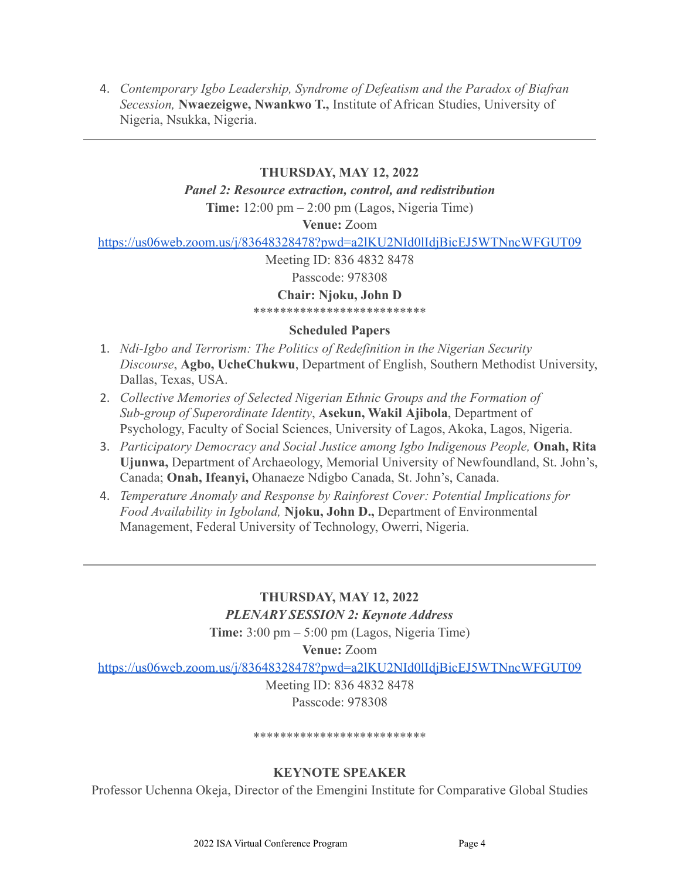4. *Contemporary Igbo Leadership, Syndrome of Defeatism and the Paradox of Biafran Secession,* **Nwaezeigwe, Nwankwo T.,** Institute of African Studies, University of Nigeria, Nsukka, Nigeria.

---

**THURSDAY, MAY 12, 2022**

***Panel 2: Resource extraction, control, and redistribution***

**Time:** 12:00 pm – 2:00 pm (Lagos, Nigeria Time)

**Venue:** Zoom

https://us06web.zoom.us/j/83648328478?pwd=a2lKU2NId0lIdjBicEJ5WTNncWFGUT09

Meeting ID: 836 4832 8478

Passcode: 978308

**Chair: Njoku, John D**

**************************

**Scheduled Papers**

1. *Ndi-Igbo and Terrorism: The Politics of Redefinition in the Nigerian Security Discourse*, **Agbo, UcheChukwu**, Department of English, Southern Methodist University, Dallas, Texas, USA.
2. *Collective Memories of Selected Nigerian Ethnic Groups and the Formation of Sub-group of Superordinate Identity*, **Asekun, Wakil Ajibola**, Department of Psychology, Faculty of Social Sciences, University of Lagos, Akoka, Lagos, Nigeria.
3. *Participatory Democracy and Social Justice among Igbo Indigenous People,* **Onah, Rita Ujunwa,** Department of Archaeology, Memorial University of Newfoundland, St. John's, Canada; **Onah, Ifeanyi,** Ohanaeze Ndigbo Canada, St. John's, Canada.
4. *Temperature Anomaly and Response by Rainforest Cover: Potential Implications for Food Availability in Igboland,* **Njoku, John D.,** Department of Environmental Management, Federal University of Technology, Owerri, Nigeria.

---

**THURSDAY, MAY 12, 2022**

***PLENARY SESSION 2: Keynote Address***

**Time:** 3:00 pm – 5:00 pm (Lagos, Nigeria Time)

**Venue:** Zoom

https://us06web.zoom.us/j/83648328478?pwd=a2lKU2NId0lIdjBicEJ5WTNncWFGUT09

Meeting ID: 836 4832 8478

Passcode: 978308

**************************

**KEYNOTE SPEAKER**

Professor Uchenna Okeja, Director of the Emengini Institute for Comparative Global Studies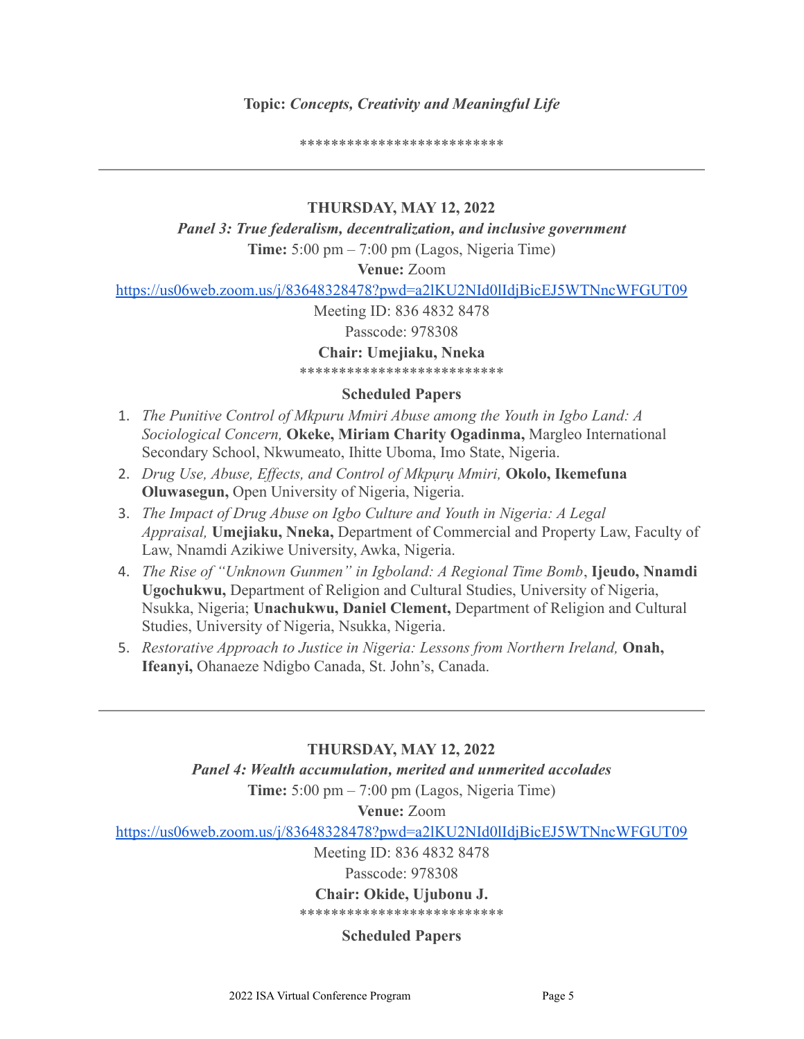**Topic:** ***Concepts, Creativity and Meaningful Life***

**************************

---

**THURSDAY, MAY 12, 2022**

***Panel 3: True federalism, decentralization, and inclusive government***

**Time:** 5:00 pm – 7:00 pm (Lagos, Nigeria Time)

**Venue:** Zoom

https://us06web.zoom.us/j/83648328478?pwd=a2lKU2NId0lIdjBicEJ5WTNncWFGUT09

Meeting ID: 836 4832 8478

Passcode: 978308

**Chair: Umejiaku, Nneka**

**************************

**Scheduled Papers**

1. *The Punitive Control of Mkpuru Mmiri Abuse among the Youth in Igbo Land: A Sociological Concern,* **Okeke, Miriam Charity Ogadinma,** Margleo International Secondary School, Nkwumeato, Ihitte Uboma, Imo State, Nigeria.
2. *Drug Use, Abuse, Effects, and Control of Mkpụrụ Mmiri,* **Okolo, Ikemefuna Oluwasegun,** Open University of Nigeria, Nigeria.
3. *The Impact of Drug Abuse on Igbo Culture and Youth in Nigeria: A Legal Appraisal,* **Umejiaku, Nneka,** Department of Commercial and Property Law, Faculty of Law, Nnamdi Azikiwe University, Awka, Nigeria.
4. *The Rise of "Unknown Gunmen" in Igboland: A Regional Time Bomb*, **Ijeudo, Nnamdi Ugochukwu,** Department of Religion and Cultural Studies, University of Nigeria, Nsukka, Nigeria; **Unachukwu, Daniel Clement,** Department of Religion and Cultural Studies, University of Nigeria, Nsukka, Nigeria.
5. *Restorative Approach to Justice in Nigeria: Lessons from Northern Ireland,* **Onah, Ifeanyi,** Ohanaeze Ndigbo Canada, St. John's, Canada.

---

**THURSDAY, MAY 12, 2022**

***Panel 4: Wealth accumulation, merited and unmerited accolades***

**Time:** 5:00 pm – 7:00 pm (Lagos, Nigeria Time)

**Venue:** Zoom

https://us06web.zoom.us/j/83648328478?pwd=a2lKU2NId0lIdjBicEJ5WTNncWFGUT09

Meeting ID: 836 4832 8478

Passcode: 978308

**Chair: Okide, Ujubonu J.**

**************************

**Scheduled Papers**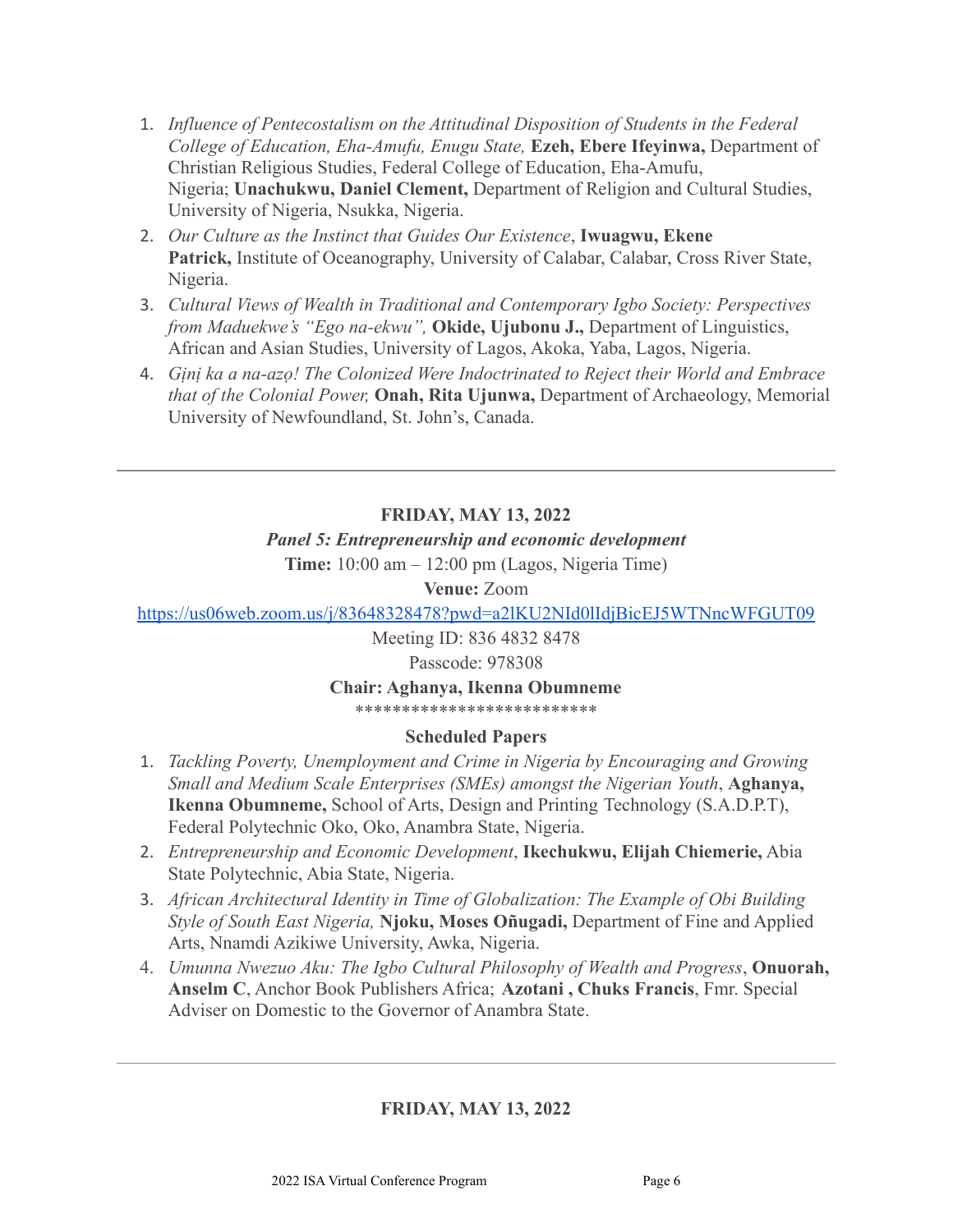1. *Influence of Pentecostalism on the Attitudinal Disposition of Students in the Federal College of Education, Eha-Amufu, Enugu State,* **Ezeh, Ebere Ifeyinwa,** Department of Christian Religious Studies, Federal College of Education, Eha-Amufu, Nigeria; **Unachukwu, Daniel Clement,** Department of Religion and Cultural Studies, University of Nigeria, Nsukka, Nigeria.
2. *Our Culture as the Instinct that Guides Our Existence*, **Iwuagwu, Ekene Patrick,** Institute of Oceanography, University of Calabar, Calabar, Cross River State, Nigeria.
3. *Cultural Views of Wealth in Traditional and Contemporary Igbo Society: Perspectives from Maduekwe's "Ego na-ekwu",* **Okide, Ujubonu J.,** Department of Linguistics, African and Asian Studies, University of Lagos, Akoka, Yaba, Lagos, Nigeria.
4. *Gịnị ka a na-azọ! The Colonized Were Indoctrinated to Reject their World and Embrace that of the Colonial Power,* **Onah, Rita Ujunwa,** Department of Archaeology, Memorial University of Newfoundland, St. John's, Canada.

---

**FRIDAY, MAY 13, 2022**

***Panel 5: Entrepreneurship and economic development***

**Time:** 10:00 am – 12:00 pm (Lagos, Nigeria Time)

**Venue:** Zoom

https://us06web.zoom.us/j/83648328478?pwd=a2lKU2NId0lIdjBicEJ5WTNncWFGUT09

Meeting ID: 836 4832 8478

Passcode: 978308

**Chair: Aghanya, Ikenna Obumneme**

**************************

**Scheduled Papers**

1. *Tackling Poverty, Unemployment and Crime in Nigeria by Encouraging and Growing Small and Medium Scale Enterprises (SMEs) amongst the Nigerian Youth*, **Aghanya, Ikenna Obumneme,** School of Arts, Design and Printing Technology (S.A.D.P.T), Federal Polytechnic Oko, Oko, Anambra State, Nigeria.
2. *Entrepreneurship and Economic Development*, **Ikechukwu, Elijah Chiemerie,** Abia State Polytechnic, Abia State, Nigeria.
3. *African Architectural Identity in Time of Globalization: The Example of Obi Building Style of South East Nigeria,* **Njoku, Moses Oñugadi,** Department of Fine and Applied Arts, Nnamdi Azikiwe University, Awka, Nigeria.
4. *Umunna Nwezuo Aku: The Igbo Cultural Philosophy of Wealth and Progress*, **Onuorah, Anselm C**, Anchor Book Publishers Africa; **Azotani , Chuks Francis**, Fmr. Special Adviser on Domestic to the Governor of Anambra State.

---

**FRIDAY, MAY 13, 2022**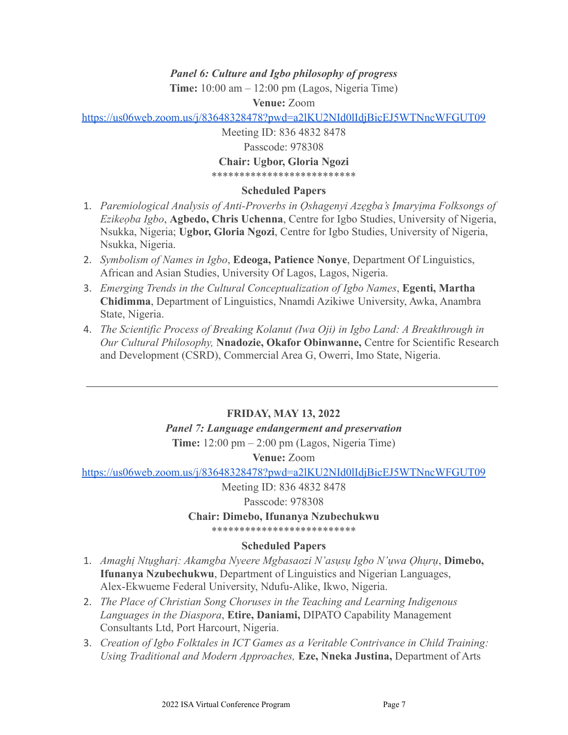***Panel 6: Culture and Igbo philosophy of progress***

**Time:** 10:00 am – 12:00 pm (Lagos, Nigeria Time)

**Venue:** Zoom

https://us06web.zoom.us/j/83648328478?pwd=a2lKU2NId0lIdjBicEJ5WTNncWFGUT09

Meeting ID: 836 4832 8478

Passcode: 978308

**Chair: Ugbor, Gloria Ngozi**

**************************

**Scheduled Papers**

1. *Paremiological Analysis of Anti-Proverbs in Ọshagenyi Azẹgba's Ịmaryịma Folksongs of Ezikeọba Igbo*, **Agbedo, Chris Uchenna**, Centre for Igbo Studies, University of Nigeria, Nsukka, Nigeria; **Ugbor, Gloria Ngozi**, Centre for Igbo Studies, University of Nigeria, Nsukka, Nigeria.
2. *Symbolism of Names in Igbo*, **Edeoga, Patience Nonye**, Department Of Linguistics, African and Asian Studies, University Of Lagos, Lagos, Nigeria.
3. *Emerging Trends in the Cultural Conceptualization of Igbo Names*, **Egenti, Martha Chidimma**, Department of Linguistics, Nnamdi Azikiwe University, Awka, Anambra State, Nigeria.
4. *The Scientific Process of Breaking Kolanut (Iwa Oji) in Igbo Land: A Breakthrough in Our Cultural Philosophy,* **Nnadozie, Okafor Obinwanne,** Centre for Scientific Research and Development (CSRD), Commercial Area G, Owerri, Imo State, Nigeria.

---

**FRIDAY, MAY 13, 2022**

***Panel 7: Language endangerment and preservation***

**Time:** 12:00 pm – 2:00 pm (Lagos, Nigeria Time)

**Venue:** Zoom

https://us06web.zoom.us/j/83648328478?pwd=a2lKU2NId0lIdjBicEJ5WTNncWFGUT09

Meeting ID: 836 4832 8478

Passcode: 978308

**Chair: Dimebo, Ifunanya Nzubechukwu**

**************************

**Scheduled Papers**

1. *Amaghị Ntụgharị: Akamgba Nyeere Mgbasaozi N'asụsụ Igbo N'ụwa Ọhụrụ*, **Dimebo, Ifunanya Nzubechukwu**, Department of Linguistics and Nigerian Languages, Alex-Ekwueme Federal University, Ndufu-Alike, Ikwo, Nigeria.
2. *The Place of Christian Song Choruses in the Teaching and Learning Indigenous Languages in the Diaspora*, **Etire, Daniami,** DIPATO Capability Management Consultants Ltd, Port Harcourt, Nigeria.
3. *Creation of Igbo Folktales in ICT Games as a Veritable Contrivance in Child Training: Using Traditional and Modern Approaches,* **Eze, Nneka Justina,** Department of Arts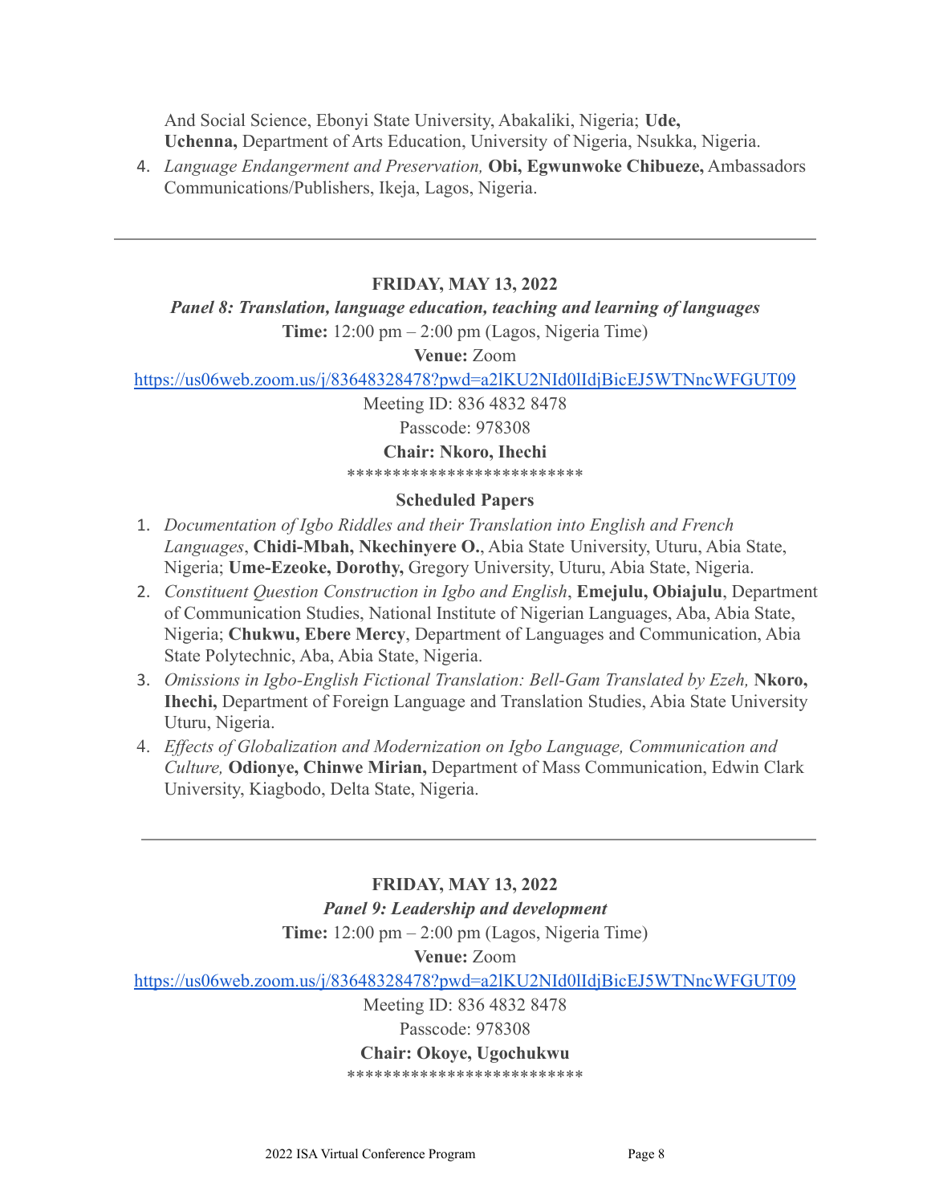And Social Science, Ebonyi State University, Abakaliki, Nigeria; **Ude, Uchenna,** Department of Arts Education, University of Nigeria, Nsukka, Nigeria.

4. *Language Endangerment and Preservation,* **Obi, Egwunwoke Chibueze,** Ambassadors Communications/Publishers, Ikeja, Lagos, Nigeria.

---

**FRIDAY, MAY 13, 2022**

***Panel 8: Translation, language education, teaching and learning of languages***

**Time:** 12:00 pm – 2:00 pm (Lagos, Nigeria Time)

**Venue:** Zoom

https://us06web.zoom.us/j/83648328478?pwd=a2lKU2NId0lIdjBicEJ5WTNncWFGUT09

Meeting ID: 836 4832 8478

Passcode: 978308

**Chair: Nkoro, Ihechi**

*************************

**Scheduled Papers**

1. *Documentation of Igbo Riddles and their Translation into English and French Languages*, **Chidi-Mbah, Nkechinyere O.**, Abia State University, Uturu, Abia State, Nigeria; **Ume-Ezeoke, Dorothy,** Gregory University, Uturu, Abia State, Nigeria.
2. *Constituent Question Construction in Igbo and English*, **Emejulu, Obiajulu**, Department of Communication Studies, National Institute of Nigerian Languages, Aba, Abia State, Nigeria; **Chukwu, Ebere Mercy**, Department of Languages and Communication, Abia State Polytechnic, Aba, Abia State, Nigeria.
3. *Omissions in Igbo-English Fictional Translation: Bell-Gam Translated by Ezeh,* **Nkoro, Ihechi,** Department of Foreign Language and Translation Studies, Abia State University Uturu, Nigeria.
4. *Effects of Globalization and Modernization on Igbo Language, Communication and Culture,* **Odionye, Chinwe Mirian,** Department of Mass Communication, Edwin Clark University, Kiagbodo, Delta State, Nigeria.

---

**FRIDAY, MAY 13, 2022**

***Panel 9: Leadership and development***

**Time:** 12:00 pm – 2:00 pm (Lagos, Nigeria Time)

**Venue:** Zoom

https://us06web.zoom.us/j/83648328478?pwd=a2lKU2NId0lIdjBicEJ5WTNncWFGUT09

Meeting ID: 836 4832 8478

Passcode: 978308

**Chair: Okoye, Ugochukwu**

*************************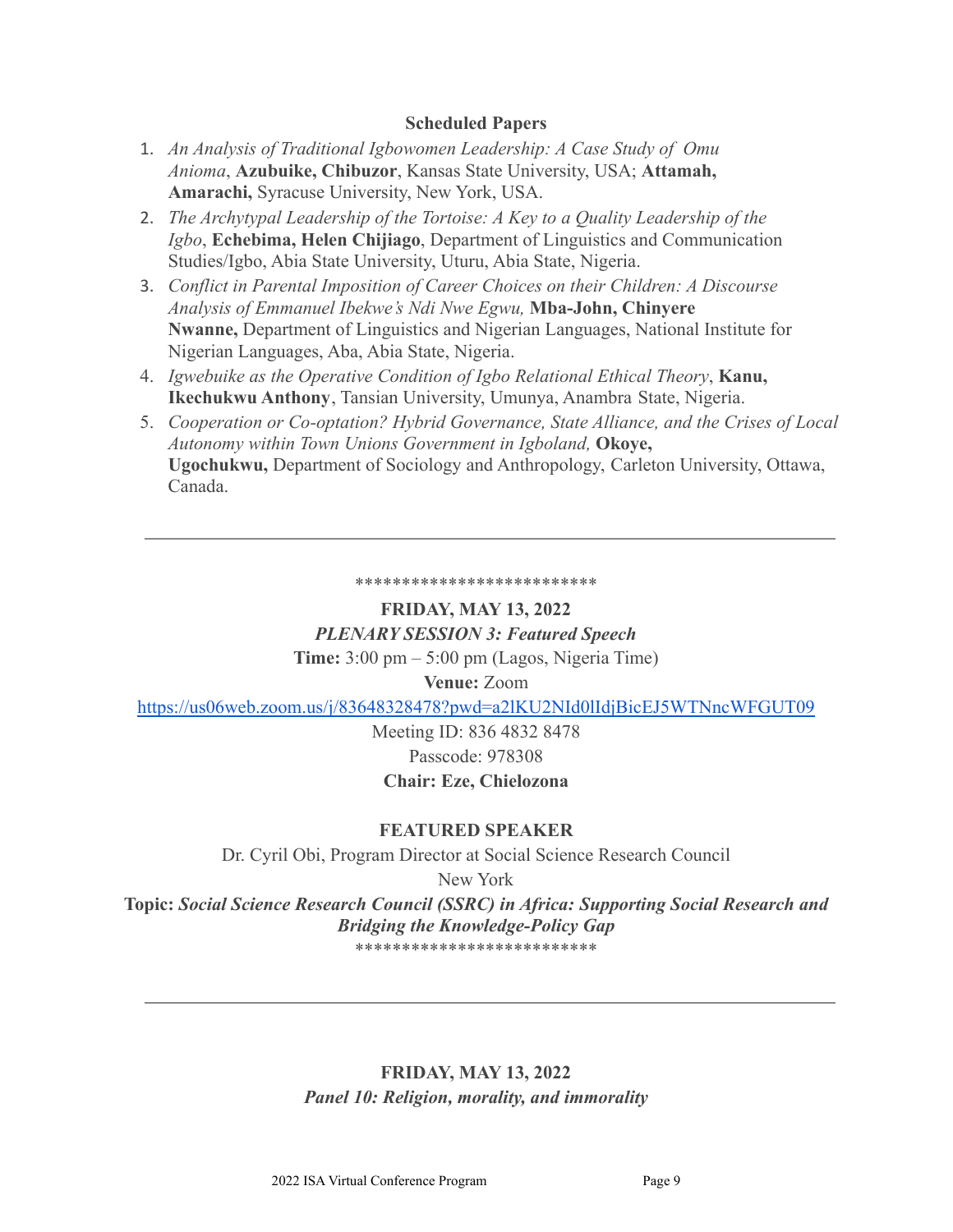**Scheduled Papers**

1. *An Analysis of Traditional Igbowomen Leadership: A Case Study of Omu Anioma*, **Azubuike, Chibuzor**, Kansas State University, USA; **Attamah, Amarachi,** Syracuse University, New York, USA.
2. *The Archytypal Leadership of the Tortoise: A Key to a Quality Leadership of the Igbo*, **Echebima, Helen Chijiago**, Department of Linguistics and Communication Studies/Igbo, Abia State University, Uturu, Abia State, Nigeria.
3. *Conflict in Parental Imposition of Career Choices on their Children: A Discourse Analysis of Emmanuel Ibekwe's Ndi Nwe Egwu,* **Mba-John, Chinyere Nwanne,** Department of Linguistics and Nigerian Languages, National Institute for Nigerian Languages, Aba, Abia State, Nigeria.
4. *Igwebuike as the Operative Condition of Igbo Relational Ethical Theory*, **Kanu, Ikechukwu Anthony**, Tansian University, Umunya, Anambra State, Nigeria.
5. *Cooperation or Co-optation? Hybrid Governance, State Alliance, and the Crises of Local Autonomy within Town Unions Government in Igboland,* **Okoye, Ugochukwu,** Department of Sociology and Anthropology, Carleton University, Ottawa, Canada.

---

*************************

**FRIDAY, MAY 13, 2022**

***PLENARY SESSION 3: Featured Speech***

**Time:** 3:00 pm – 5:00 pm (Lagos, Nigeria Time)

**Venue:** Zoom

https://us06web.zoom.us/j/83648328478?pwd=a2lKU2NId0lIdjBicEJ5WTNncWFGUT09

Meeting ID: 836 4832 8478

Passcode: 978308

**Chair: Eze, Chielozona**

**FEATURED SPEAKER**

Dr. Cyril Obi, Program Director at Social Science Research Council

New York

**Topic:** ***Social Science Research Council (SSRC) in Africa: Supporting Social Research and Bridging the Knowledge-Policy Gap***

*************************

---

**FRIDAY, MAY 13, 2022**

***Panel 10: Religion, morality, and immorality***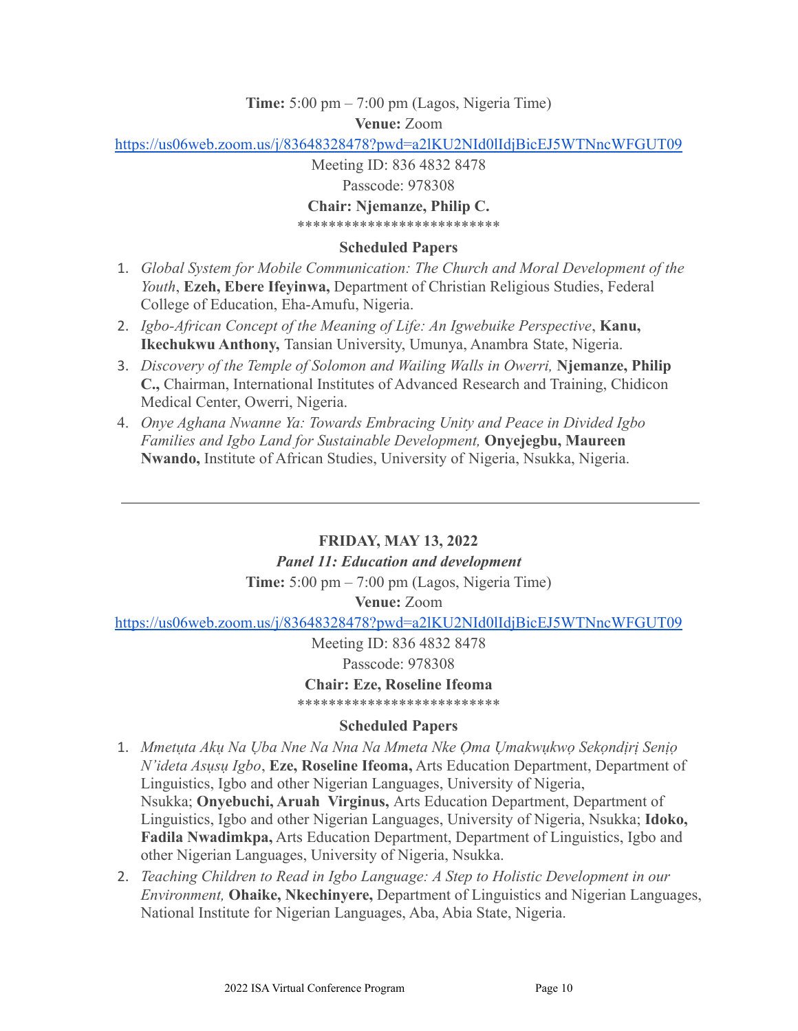**Time:** 5:00 pm – 7:00 pm (Lagos, Nigeria Time)

**Venue:** Zoom

https://us06web.zoom.us/j/83648328478?pwd=a2lKU2NId0lIdjBicEJ5WTNncWFGUT09

Meeting ID: 836 4832 8478

Passcode: 978308

**Chair: Njemanze, Philip C.**

**************************

**Scheduled Papers**

1. *Global System for Mobile Communication: The Church and Moral Development of the Youth*, **Ezeh, Ebere Ifeyinwa,** Department of Christian Religious Studies, Federal College of Education, Eha-Amufu, Nigeria.
2. *Igbo-African Concept of the Meaning of Life: An Igwebuike Perspective*, **Kanu, Ikechukwu Anthony,** Tansian University, Umunya, Anambra State, Nigeria.
3. *Discovery of the Temple of Solomon and Wailing Walls in Owerri,* **Njemanze, Philip C.,** Chairman, International Institutes of Advanced Research and Training, Chidicon Medical Center, Owerri, Nigeria.
4. *Onye Aghana Nwanne Ya: Towards Embracing Unity and Peace in Divided Igbo Families and Igbo Land for Sustainable Development,* **Onyejegbu, Maureen Nwando,** Institute of African Studies, University of Nigeria, Nsukka, Nigeria.

---

**FRIDAY, MAY 13, 2022**

***Panel 11: Education and development***

**Time:** 5:00 pm – 7:00 pm (Lagos, Nigeria Time)

**Venue:** Zoom

https://us06web.zoom.us/j/83648328478?pwd=a2lKU2NId0lIdjBicEJ5WTNncWFGUT09

Meeting ID: 836 4832 8478

Passcode: 978308

**Chair: Eze, Roseline Ifeoma**

**************************

**Scheduled Papers**

1. *Mmetụta Akụ Na Ụba Nne Na Nna Na Mmeta Nke Ọma Ụmakwụkwọ Sekọndịrị Senịọ N'ideta Asụsụ Igbo*, **Eze, Roseline Ifeoma,** Arts Education Department, Department of Linguistics, Igbo and other Nigerian Languages, University of Nigeria, Nsukka; **Onyebuchi, Aruah Virginus,** Arts Education Department, Department of Linguistics, Igbo and other Nigerian Languages, University of Nigeria, Nsukka; **Idoko, Fadila Nwadimkpa,** Arts Education Department, Department of Linguistics, Igbo and other Nigerian Languages, University of Nigeria, Nsukka.
2. *Teaching Children to Read in Igbo Language: A Step to Holistic Development in our Environment,* **Ohaike, Nkechinyere,** Department of Linguistics and Nigerian Languages, National Institute for Nigerian Languages, Aba, Abia State, Nigeria.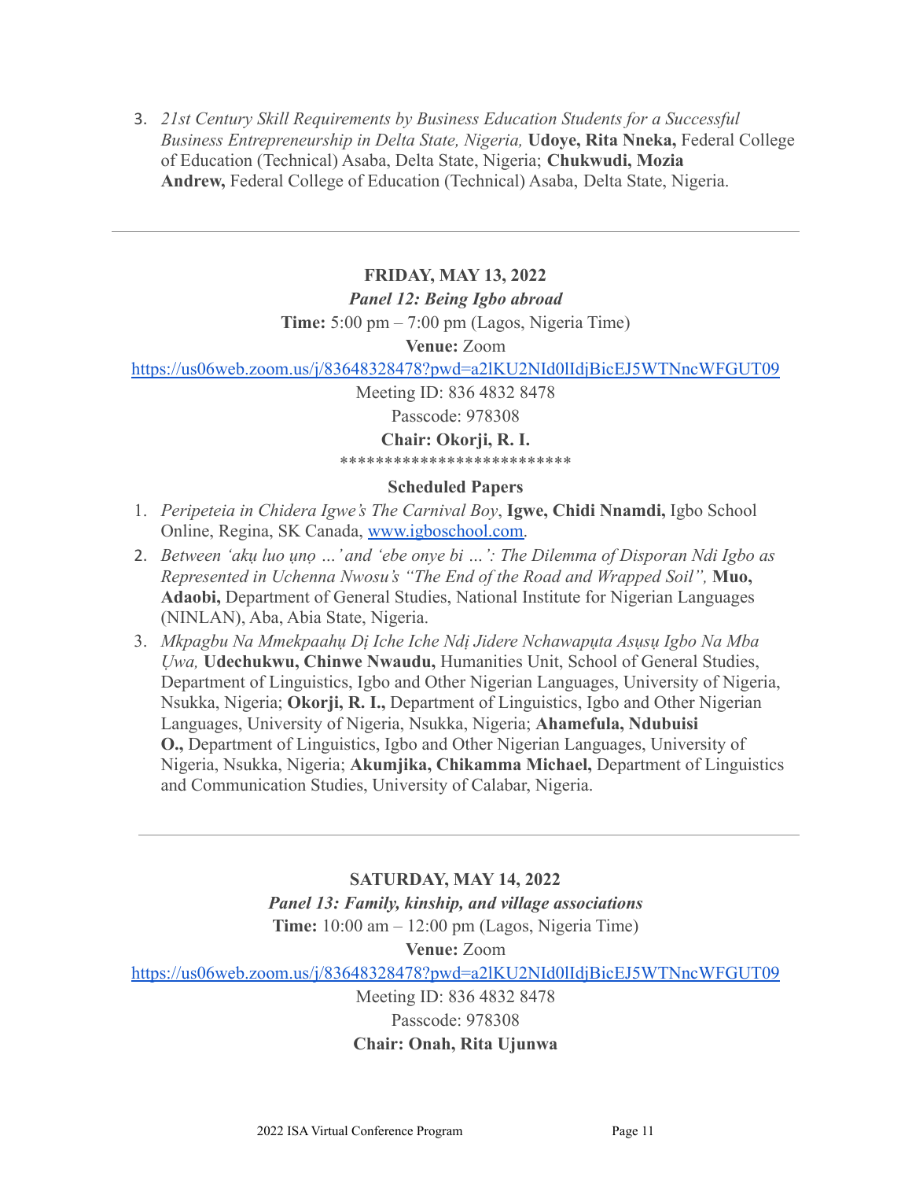3. *21st Century Skill Requirements by Business Education Students for a Successful Business Entrepreneurship in Delta State, Nigeria,* **Udoye, Rita Nneka,** Federal College of Education (Technical) Asaba, Delta State, Nigeria; **Chukwudi, Mozia Andrew,** Federal College of Education (Technical) Asaba, Delta State, Nigeria.

---

**FRIDAY, MAY 13, 2022**

***Panel 12: Being Igbo abroad***

**Time:** 5:00 pm – 7:00 pm (Lagos, Nigeria Time)

**Venue:** Zoom

https://us06web.zoom.us/j/83648328478?pwd=a2lKU2NId0lIdjBicEJ5WTNncWFGUT09

Meeting ID: 836 4832 8478

Passcode: 978308

**Chair: Okorji, R. I.**

**************************

**Scheduled Papers**

1. *Peripeteia in Chidera Igwe's The Carnival Boy*, **Igwe, Chidi Nnamdi,** Igbo School Online, Regina, SK Canada, www.igboschool.com.
2. *Between 'akụ luo ụnọ …' and 'ebe onye bi …': The Dilemma of Disporan Ndi Igbo as Represented in Uchenna Nwosu's "The End of the Road and Wrapped Soil",* **Muo, Adaobi,** Department of General Studies, National Institute for Nigerian Languages (NINLAN), Aba, Abia State, Nigeria.
3. *Mkpagbu Na Mmekpaahụ Dị Iche Iche Ndị Jidere Nchawapụta Asụsụ Igbo Na Mba Ụwa,* **Udechukwu, Chinwe Nwaudu,** Humanities Unit, School of General Studies, Department of Linguistics, Igbo and Other Nigerian Languages, University of Nigeria, Nsukka, Nigeria; **Okorji, R. I.,** Department of Linguistics, Igbo and Other Nigerian Languages, University of Nigeria, Nsukka, Nigeria; **Ahamefula, Ndubuisi O.,** Department of Linguistics, Igbo and Other Nigerian Languages, University of Nigeria, Nsukka, Nigeria; **Akumjika, Chikamma Michael,** Department of Linguistics and Communication Studies, University of Calabar, Nigeria.

---

**SATURDAY, MAY 14, 2022**

***Panel 13: Family, kinship, and village associations***

**Time:** 10:00 am – 12:00 pm (Lagos, Nigeria Time)

**Venue:** Zoom

https://us06web.zoom.us/j/83648328478?pwd=a2lKU2NId0lIdjBicEJ5WTNncWFGUT09

Meeting ID: 836 4832 8478

Passcode: 978308

**Chair: Onah, Rita Ujunwa**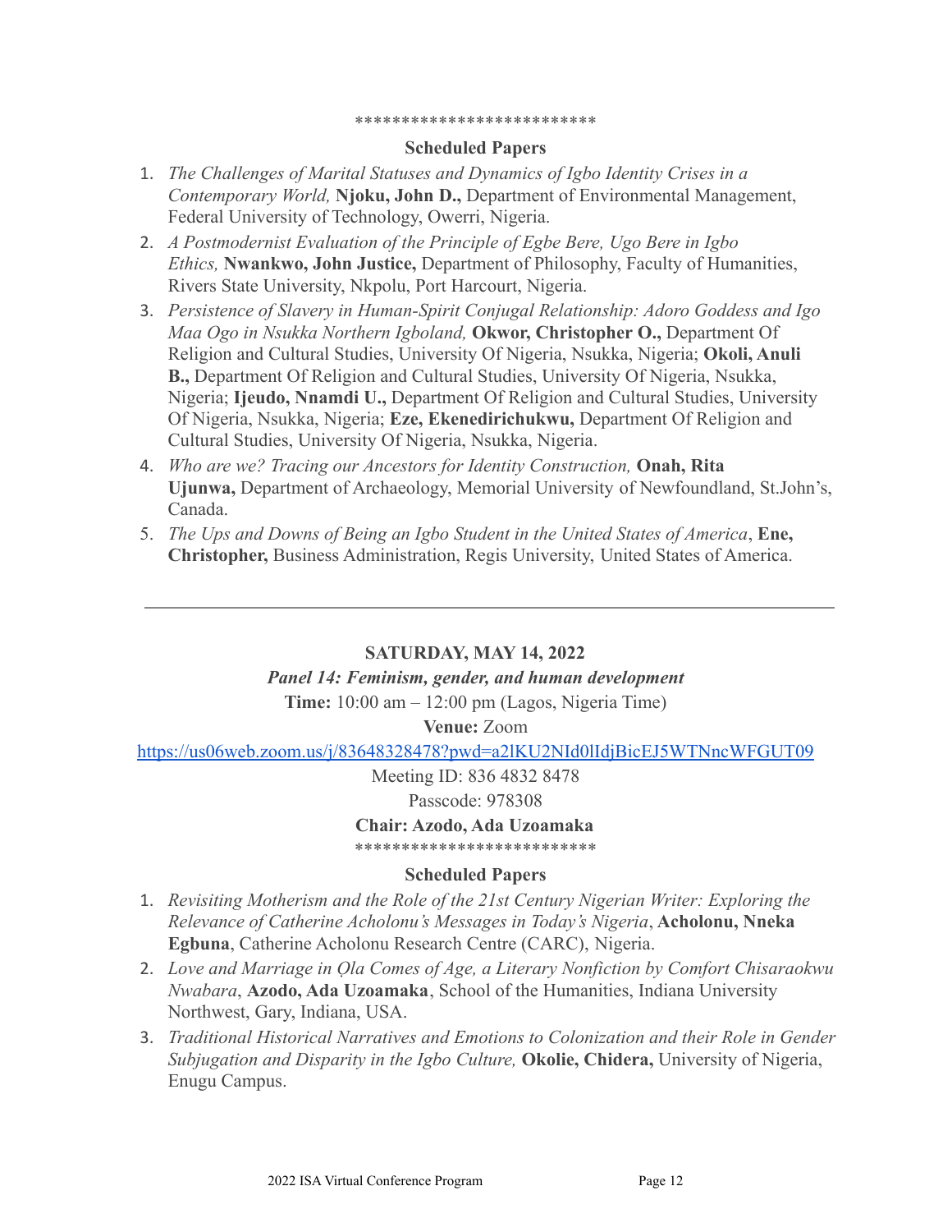**************************

**Scheduled Papers**

1. *The Challenges of Marital Statuses and Dynamics of Igbo Identity Crises in a Contemporary World,* **Njoku, John D.,** Department of Environmental Management, Federal University of Technology, Owerri, Nigeria.
2. *A Postmodernist Evaluation of the Principle of Egbe Bere, Ugo Bere in Igbo Ethics,* **Nwankwo, John Justice,** Department of Philosophy, Faculty of Humanities, Rivers State University, Nkpolu, Port Harcourt, Nigeria.
3. *Persistence of Slavery in Human-Spirit Conjugal Relationship: Adoro Goddess and Igo Maa Ogo in Nsukka Northern Igboland,* **Okwor, Christopher O.,** Department Of Religion and Cultural Studies, University Of Nigeria, Nsukka, Nigeria; **Okoli, Anuli B.,** Department Of Religion and Cultural Studies, University Of Nigeria, Nsukka, Nigeria; **Ijeudo, Nnamdi U.,** Department Of Religion and Cultural Studies, University Of Nigeria, Nsukka, Nigeria; **Eze, Ekenedirichukwu,** Department Of Religion and Cultural Studies, University Of Nigeria, Nsukka, Nigeria.
4. *Who are we? Tracing our Ancestors for Identity Construction,* **Onah, Rita Ujunwa,** Department of Archaeology, Memorial University of Newfoundland, St.John's, Canada.
5. *The Ups and Downs of Being an Igbo Student in the United States of America*, **Ene, Christopher,** Business Administration, Regis University, United States of America.

---

**SATURDAY, MAY 14, 2022**

***Panel 14: Feminism, gender, and human development***

**Time:** 10:00 am – 12:00 pm (Lagos, Nigeria Time)

**Venue:** Zoom

https://us06web.zoom.us/j/83648328478?pwd=a2lKU2NId0lIdjBicEJ5WTNncWFGUT09

Meeting ID: 836 4832 8478

Passcode: 978308

**Chair: Azodo, Ada Uzoamaka**

**************************

**Scheduled Papers**

1. *Revisiting Motherism and the Role of the 21st Century Nigerian Writer: Exploring the Relevance of Catherine Acholonu's Messages in Today's Nigeria*, **Acholonu, Nneka Egbuna**, Catherine Acholonu Research Centre (CARC), Nigeria.
2. *Love and Marriage in Ọla Comes of Age, a Literary Nonfiction by Comfort Chisaraokwu Nwabara*, **Azodo, Ada Uzoamaka**, School of the Humanities, Indiana University Northwest, Gary, Indiana, USA.
3. *Traditional Historical Narratives and Emotions to Colonization and their Role in Gender Subjugation and Disparity in the Igbo Culture,* **Okolie, Chidera,** University of Nigeria, Enugu Campus.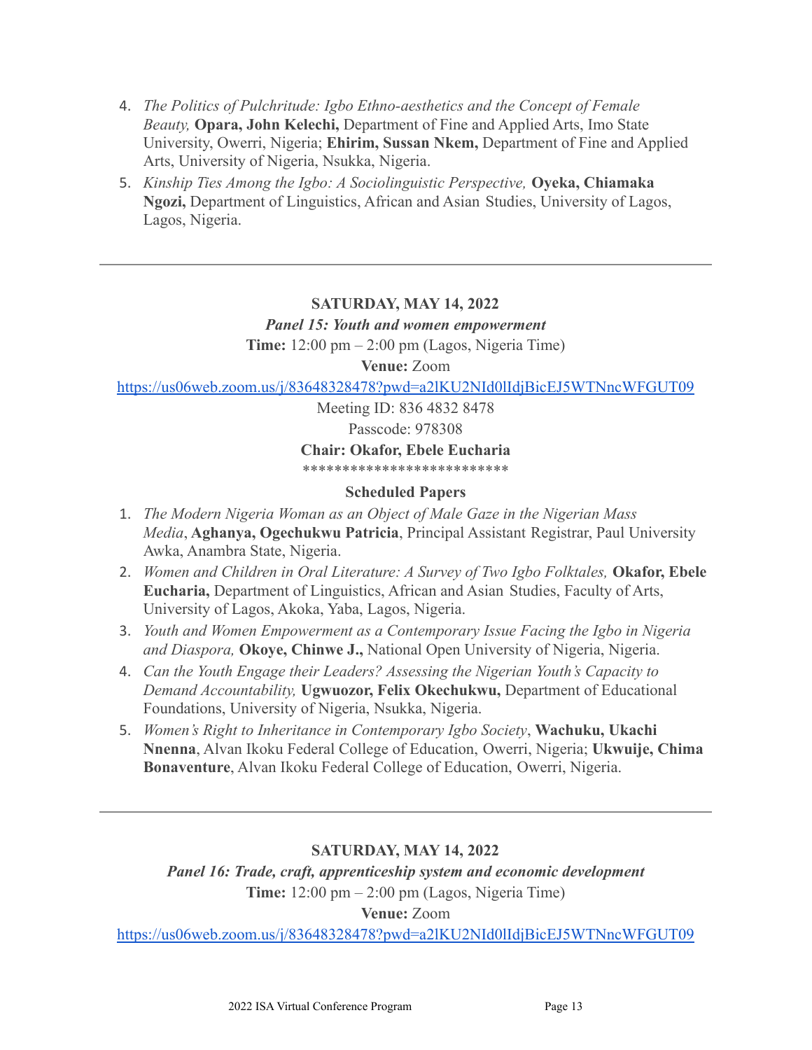4. *The Politics of Pulchritude: Igbo Ethno-aesthetics and the Concept of Female Beauty,* **Opara, John Kelechi,** Department of Fine and Applied Arts, Imo State University, Owerri, Nigeria; **Ehirim, Sussan Nkem,** Department of Fine and Applied Arts, University of Nigeria, Nsukka, Nigeria.
5. *Kinship Ties Among the Igbo: A Sociolinguistic Perspective,* **Oyeka, Chiamaka Ngozi,** Department of Linguistics, African and Asian Studies, University of Lagos, Lagos, Nigeria.

---

**SATURDAY, MAY 14, 2022**

***Panel 15: Youth and women empowerment***

**Time:** 12:00 pm – 2:00 pm (Lagos, Nigeria Time)

**Venue:** Zoom

https://us06web.zoom.us/j/83648328478?pwd=a2lKU2NId0lIdjBicEJ5WTNncWFGUT09

Meeting ID: 836 4832 8478

Passcode: 978308

**Chair: Okafor, Ebele Eucharia**

**************************

**Scheduled Papers**

1. *The Modern Nigeria Woman as an Object of Male Gaze in the Nigerian Mass Media*, **Aghanya, Ogechukwu Patricia**, Principal Assistant Registrar, Paul University Awka, Anambra State, Nigeria.
2. *Women and Children in Oral Literature: A Survey of Two Igbo Folktales,* **Okafor, Ebele Eucharia,** Department of Linguistics, African and Asian Studies, Faculty of Arts, University of Lagos, Akoka, Yaba, Lagos, Nigeria.
3. *Youth and Women Empowerment as a Contemporary Issue Facing the Igbo in Nigeria and Diaspora,* **Okoye, Chinwe J.,** National Open University of Nigeria, Nigeria.
4. *Can the Youth Engage their Leaders? Assessing the Nigerian Youth's Capacity to Demand Accountability,* **Ugwuozor, Felix Okechukwu,** Department of Educational Foundations, University of Nigeria, Nsukka, Nigeria.
5. *Women's Right to Inheritance in Contemporary Igbo Society*, **Wachuku, Ukachi Nnenna**, Alvan Ikoku Federal College of Education, Owerri, Nigeria; **Ukwuije, Chima Bonaventure**, Alvan Ikoku Federal College of Education, Owerri, Nigeria.

---

**SATURDAY, MAY 14, 2022**

***Panel 16: Trade, craft, apprenticeship system and economic development***

**Time:** 12:00 pm – 2:00 pm (Lagos, Nigeria Time)

**Venue:** Zoom

https://us06web.zoom.us/j/83648328478?pwd=a2lKU2NId0lIdjBicEJ5WTNncWFGUT09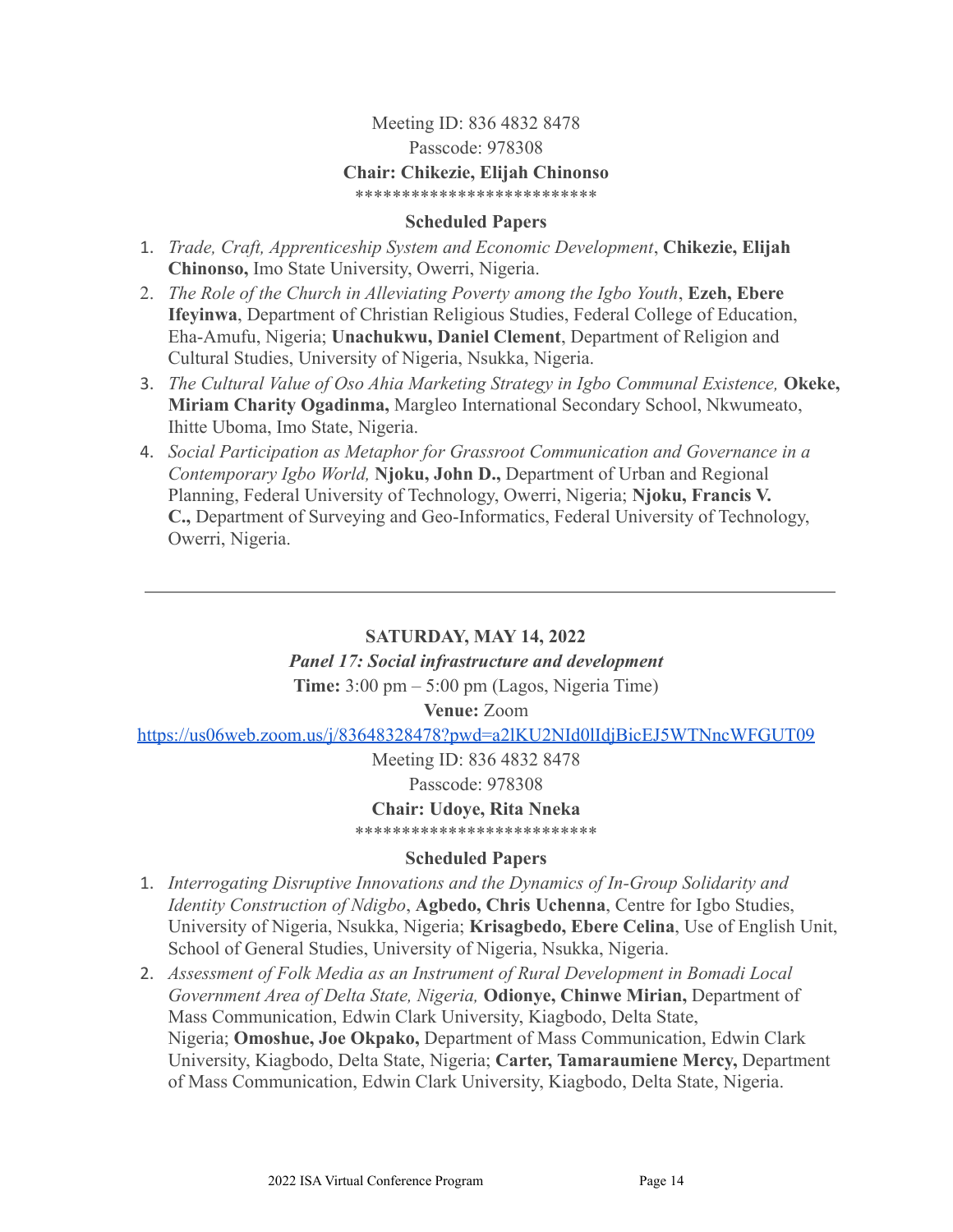Meeting ID: 836 4832 8478

Passcode: 978308

**Chair: Chikezie, Elijah Chinonso**

**************************

**Scheduled Papers**

1. *Trade, Craft, Apprenticeship System and Economic Development*, **Chikezie, Elijah Chinonso,** Imo State University, Owerri, Nigeria.
2. *The Role of the Church in Alleviating Poverty among the Igbo Youth*, **Ezeh, Ebere Ifeyinwa**, Department of Christian Religious Studies, Federal College of Education, Eha-Amufu, Nigeria; **Unachukwu, Daniel Clement**, Department of Religion and Cultural Studies, University of Nigeria, Nsukka, Nigeria.
3. *The Cultural Value of Oso Ahia Marketing Strategy in Igbo Communal Existence,* **Okeke, Miriam Charity Ogadinma,** Margleo International Secondary School, Nkwumeato, Ihitte Uboma, Imo State, Nigeria.
4. *Social Participation as Metaphor for Grassroot Communication and Governance in a Contemporary Igbo World,* **Njoku, John D.,** Department of Urban and Regional Planning, Federal University of Technology, Owerri, Nigeria; **Njoku, Francis V. C.,** Department of Surveying and Geo-Informatics, Federal University of Technology, Owerri, Nigeria.

---

**SATURDAY, MAY 14, 2022**

***Panel 17: Social infrastructure and development***

**Time:** 3:00 pm – 5:00 pm (Lagos, Nigeria Time)

**Venue:** Zoom

https://us06web.zoom.us/j/83648328478?pwd=a2lKU2NId0lIdjBicEJ5WTNncWFGUT09

Meeting ID: 836 4832 8478

Passcode: 978308

**Chair: Udoye, Rita Nneka**

**************************

**Scheduled Papers**

1. *Interrogating Disruptive Innovations and the Dynamics of In-Group Solidarity and Identity Construction of Ndigbo*, **Agbedo, Chris Uchenna**, Centre for Igbo Studies, University of Nigeria, Nsukka, Nigeria; **Krisagbedo, Ebere Celina**, Use of English Unit, School of General Studies, University of Nigeria, Nsukka, Nigeria.
2. *Assessment of Folk Media as an Instrument of Rural Development in Bomadi Local Government Area of Delta State, Nigeria,* **Odionye, Chinwe Mirian,** Department of Mass Communication, Edwin Clark University, Kiagbodo, Delta State, Nigeria; **Omoshue, Joe Okpako,** Department of Mass Communication, Edwin Clark University, Kiagbodo, Delta State, Nigeria; **Carter, Tamaraumiene Mercy,** Department of Mass Communication, Edwin Clark University, Kiagbodo, Delta State, Nigeria.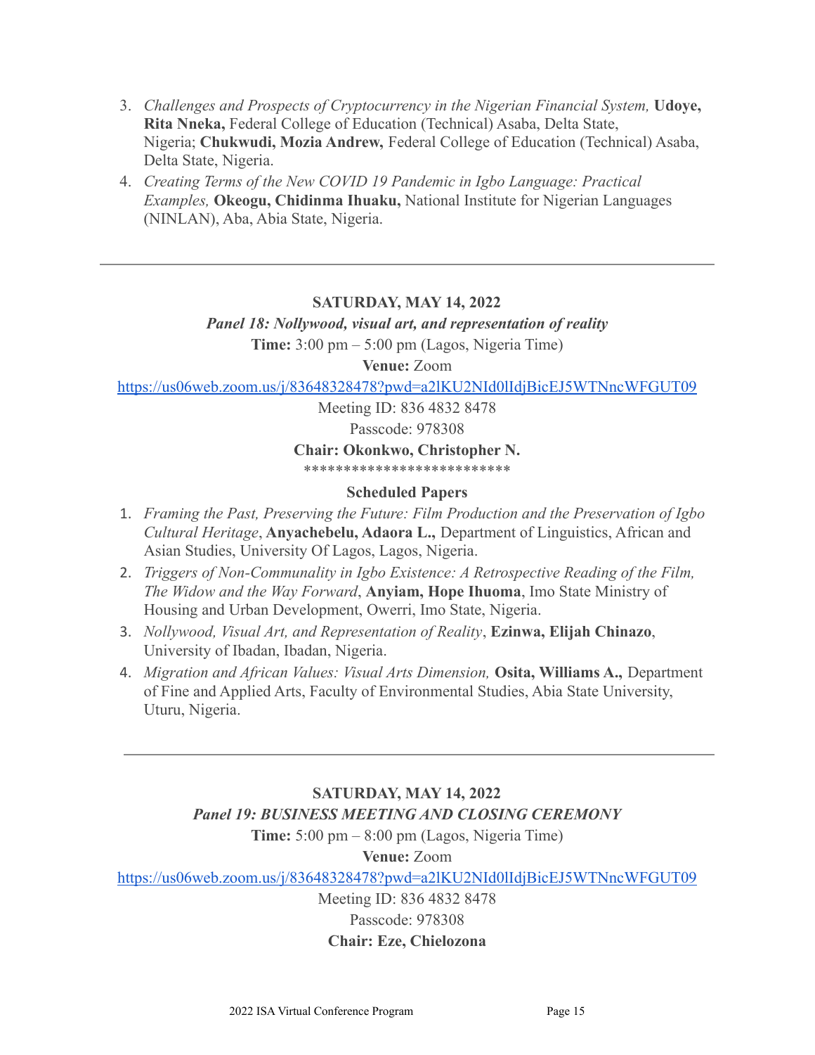3. *Challenges and Prospects of Cryptocurrency in the Nigerian Financial System,* **Udoye, Rita Nneka,** Federal College of Education (Technical) Asaba, Delta State, Nigeria; **Chukwudi, Mozia Andrew,** Federal College of Education (Technical) Asaba, Delta State, Nigeria.
4. *Creating Terms of the New COVID 19 Pandemic in Igbo Language: Practical Examples,* **Okeogu, Chidinma Ihuaku,** National Institute for Nigerian Languages (NINLAN), Aba, Abia State, Nigeria.

---

**SATURDAY, MAY 14, 2022**

***Panel 18: Nollywood, visual art, and representation of reality***

**Time:** 3:00 pm – 5:00 pm (Lagos, Nigeria Time)

**Venue:** Zoom

https://us06web.zoom.us/j/83648328478?pwd=a2lKU2NId0lIdjBicEJ5WTNncWFGUT09

Meeting ID: 836 4832 8478

Passcode: 978308

**Chair: Okonkwo, Christopher N.**

**************************

**Scheduled Papers**

1. *Framing the Past, Preserving the Future: Film Production and the Preservation of Igbo Cultural Heritage*, **Anyachebelu, Adaora L.,** Department of Linguistics, African and Asian Studies, University Of Lagos, Lagos, Nigeria.
2. *Triggers of Non-Communality in Igbo Existence: A Retrospective Reading of the Film, The Widow and the Way Forward*, **Anyiam, Hope Ihuoma**, Imo State Ministry of Housing and Urban Development, Owerri, Imo State, Nigeria.
3. *Nollywood, Visual Art, and Representation of Reality*, **Ezinwa, Elijah Chinazo**, University of Ibadan, Ibadan, Nigeria.
4. *Migration and African Values: Visual Arts Dimension,* **Osita, Williams A.,** Department of Fine and Applied Arts, Faculty of Environmental Studies, Abia State University, Uturu, Nigeria.

---

**SATURDAY, MAY 14, 2022**

***Panel 19: BUSINESS MEETING AND CLOSING CEREMONY***

**Time:** 5:00 pm – 8:00 pm (Lagos, Nigeria Time)

**Venue:** Zoom

https://us06web.zoom.us/j/83648328478?pwd=a2lKU2NId0lIdjBicEJ5WTNncWFGUT09

Meeting ID: 836 4832 8478

Passcode: 978308

**Chair: Eze, Chielozona**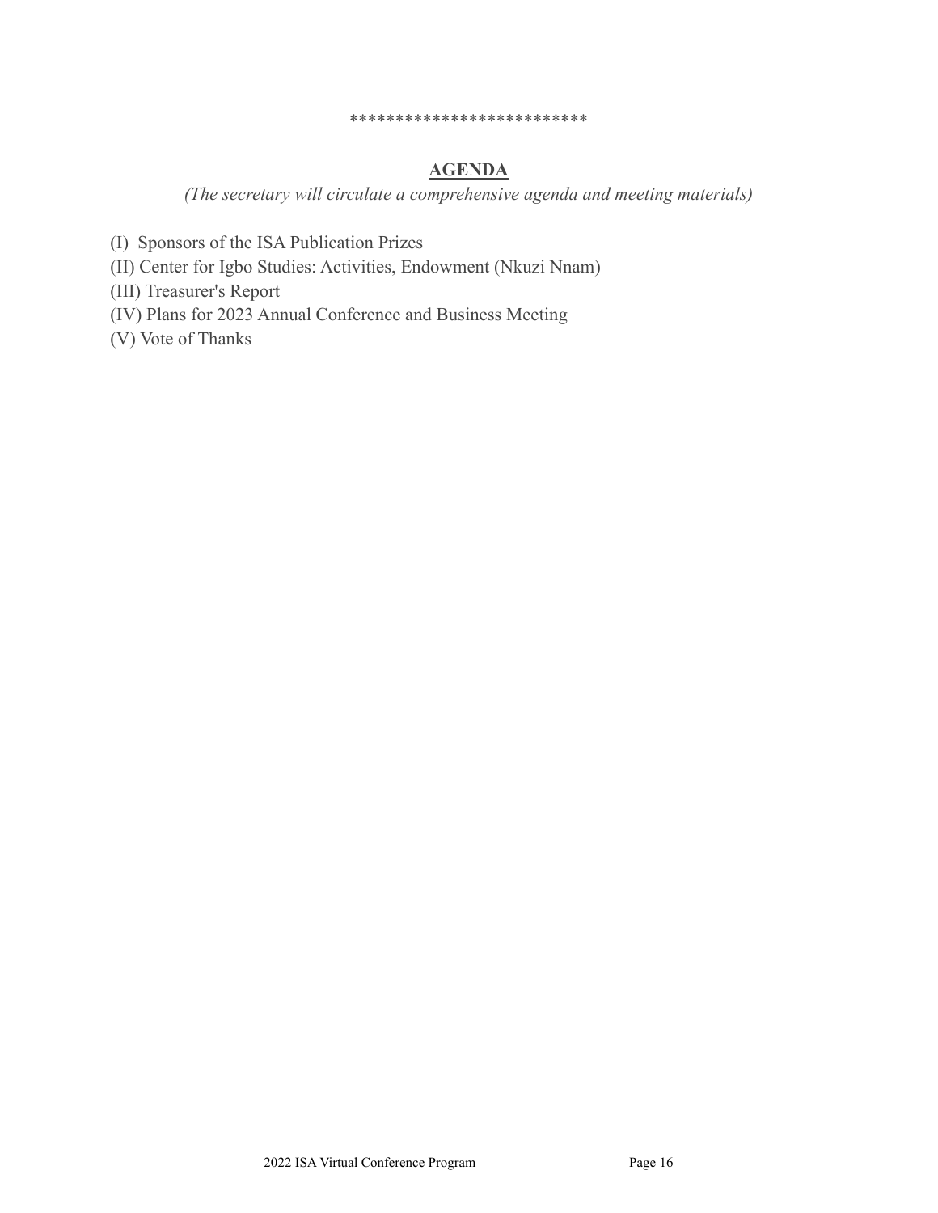**************************

## AGENDA

*(The secretary will circulate a comprehensive agenda and meeting materials)*

(I) Sponsors of the ISA Publication Prizes
(II) Center for Igbo Studies: Activities, Endowment (Nkuzi Nnam)
(III) Treasurer's Report
(IV) Plans for 2023 Annual Conference and Business Meeting
(V) Vote of Thanks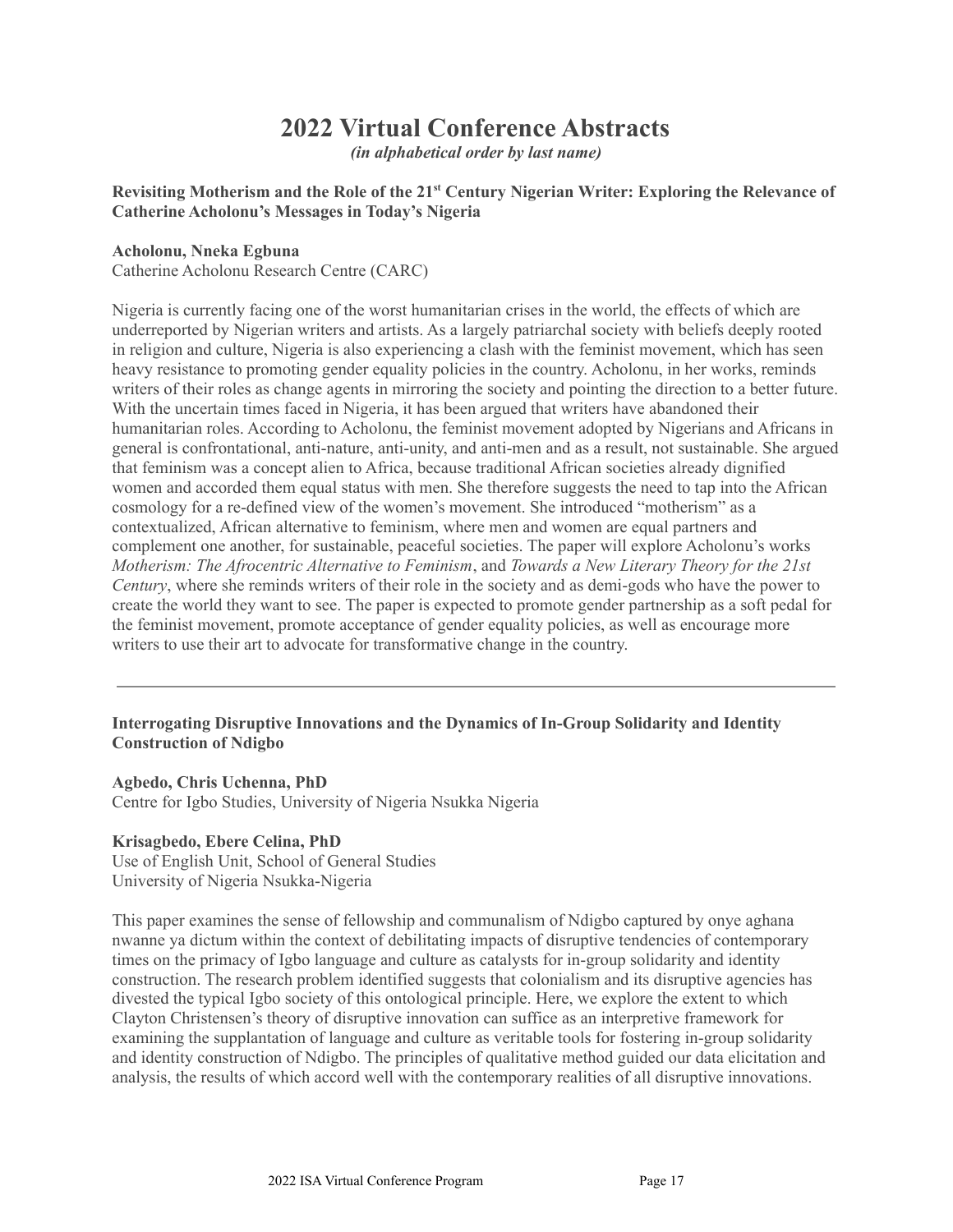# 2022 Virtual Conference Abstracts

*(in alphabetical order by last name)*

**Revisiting Motherism and the Role of the 21st Century Nigerian Writer: Exploring the Relevance of Catherine Acholonu's Messages in Today's Nigeria**

**Acholonu, Nneka Egbuna**
Catherine Acholonu Research Centre (CARC)

Nigeria is currently facing one of the worst humanitarian crises in the world, the effects of which are underreported by Nigerian writers and artists. As a largely patriarchal society with beliefs deeply rooted in religion and culture, Nigeria is also experiencing a clash with the feminist movement, which has seen heavy resistance to promoting gender equality policies in the country. Acholonu, in her works, reminds writers of their roles as change agents in mirroring the society and pointing the direction to a better future. With the uncertain times faced in Nigeria, it has been argued that writers have abandoned their humanitarian roles. According to Acholonu, the feminist movement adopted by Nigerians and Africans in general is confrontational, anti-nature, anti-unity, and anti-men and as a result, not sustainable. She argued that feminism was a concept alien to Africa, because traditional African societies already dignified women and accorded them equal status with men. She therefore suggests the need to tap into the African cosmology for a re-defined view of the women's movement. She introduced "motherism" as a contextualized, African alternative to feminism, where men and women are equal partners and complement one another, for sustainable, peaceful societies. The paper will explore Acholonu's works *Motherism: The Afrocentric Alternative to Feminism*, and *Towards a New Literary Theory for the 21st Century*, where she reminds writers of their role in the society and as demi-gods who have the power to create the world they want to see. The paper is expected to promote gender partnership as a soft pedal for the feminist movement, promote acceptance of gender equality policies, as well as encourage more writers to use their art to advocate for transformative change in the country.

---

**Interrogating Disruptive Innovations and the Dynamics of In-Group Solidarity and Identity Construction of Ndigbo**

**Agbedo, Chris Uchenna, PhD**
Centre for Igbo Studies, University of Nigeria Nsukka Nigeria

**Krisagbedo, Ebere Celina, PhD**
Use of English Unit, School of General Studies
University of Nigeria Nsukka-Nigeria

This paper examines the sense of fellowship and communalism of Ndigbo captured by onye aghana nwanne ya dictum within the context of debilitating impacts of disruptive tendencies of contemporary times on the primacy of Igbo language and culture as catalysts for in-group solidarity and identity construction. The research problem identified suggests that colonialism and its disruptive agencies has divested the typical Igbo society of this ontological principle. Here, we explore the extent to which Clayton Christensen's theory of disruptive innovation can suffice as an interpretive framework for examining the supplantation of language and culture as veritable tools for fostering in-group solidarity and identity construction of Ndigbo. The principles of qualitative method guided our data elicitation and analysis, the results of which accord well with the contemporary realities of all disruptive innovations.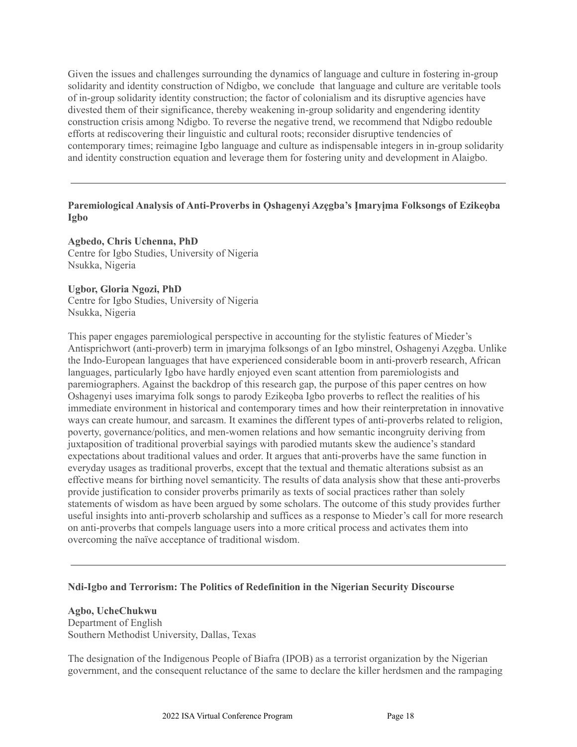Given the issues and challenges surrounding the dynamics of language and culture in fostering in-group solidarity and identity construction of Ndigbo, we conclude that language and culture are veritable tools of in-group solidarity identity construction; the factor of colonialism and its disruptive agencies have divested them of their significance, thereby weakening in-group solidarity and engendering identity construction crisis among Ndigbo. To reverse the negative trend, we recommend that Ndigbo redouble efforts at rediscovering their linguistic and cultural roots; reconsider disruptive tendencies of contemporary times; reimagine Igbo language and culture as indispensable integers in in-group solidarity and identity construction equation and leverage them for fostering unity and development in Alaigbo.

---

**Paremiological Analysis of Anti-Proverbs in Ọshagenyi Azẹgba's Ịmaryịma Folksongs of Ezikeọba Igbo**

**Agbedo, Chris Uchenna, PhD**
Centre for Igbo Studies, University of Nigeria
Nsukka, Nigeria

**Ugbor, Gloria Ngozi, PhD**
Centre for Igbo Studies, University of Nigeria
Nsukka, Nigeria

This paper engages paremiological perspective in accounting for the stylistic features of Mieder's Antisprichwort (anti-proverb) term in ịmaryịma folksongs of an Igbo minstrel, Oshagenyi Azẹgba. Unlike the Indo-European languages that have experienced considerable boom in anti-proverb research, African languages, particularly Igbo have hardly enjoyed even scant attention from paremiologists and paremiographers. Against the backdrop of this research gap, the purpose of this paper centres on how Oshagenyi uses imaryima folk songs to parody Ezikeọba Igbo proverbs to reflect the realities of his immediate environment in historical and contemporary times and how their reinterpretation in innovative ways can create humour, and sarcasm. It examines the different types of anti-proverbs related to religion, poverty, governance/politics, and men-women relations and how semantic incongruity deriving from juxtaposition of traditional proverbial sayings with parodied mutants skew the audience's standard expectations about traditional values and order. It argues that anti-proverbs have the same function in everyday usages as traditional proverbs, except that the textual and thematic alterations subsist as an effective means for birthing novel semanticity. The results of data analysis show that these anti-proverbs provide justification to consider proverbs primarily as texts of social practices rather than solely statements of wisdom as have been argued by some scholars. The outcome of this study provides further useful insights into anti-proverb scholarship and suffices as a response to Mieder's call for more research on anti-proverbs that compels language users into a more critical process and activates them into overcoming the naïve acceptance of traditional wisdom.

---

**Ndi-Igbo and Terrorism: The Politics of Redefinition in the Nigerian Security Discourse**

**Agbo, UcheChukwu**
Department of English
Southern Methodist University, Dallas, Texas

The designation of the Indigenous People of Biafra (IPOB) as a terrorist organization by the Nigerian government, and the consequent reluctance of the same to declare the killer herdsmen and the rampaging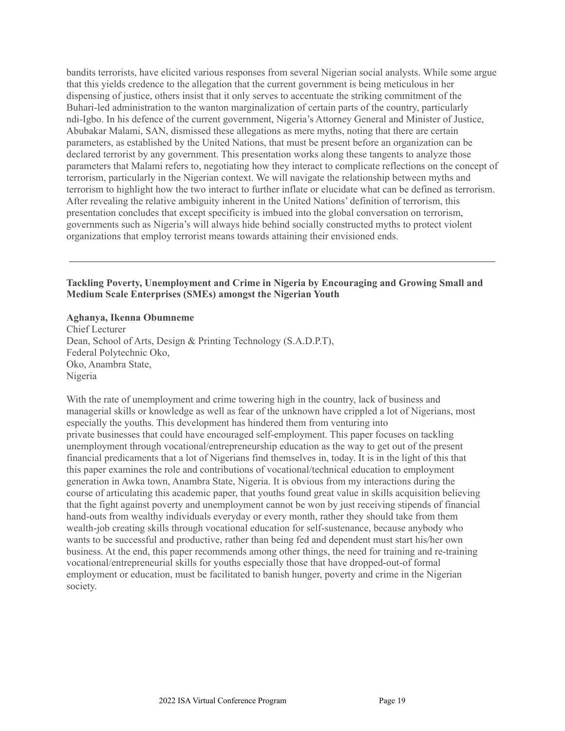bandits terrorists, have elicited various responses from several Nigerian social analysts. While some argue that this yields credence to the allegation that the current government is being meticulous in her dispensing of justice, others insist that it only serves to accentuate the striking commitment of the Buhari-led administration to the wanton marginalization of certain parts of the country, particularly ndi-Igbo. In his defence of the current government, Nigeria's Attorney General and Minister of Justice, Abubakar Malami, SAN, dismissed these allegations as mere myths, noting that there are certain parameters, as established by the United Nations, that must be present before an organization can be declared terrorist by any government. This presentation works along these tangents to analyze those parameters that Malami refers to, negotiating how they interact to complicate reflections on the concept of terrorism, particularly in the Nigerian context. We will navigate the relationship between myths and terrorism to highlight how the two interact to further inflate or elucidate what can be defined as terrorism. After revealing the relative ambiguity inherent in the United Nations' definition of terrorism, this presentation concludes that except specificity is imbued into the global conversation on terrorism, governments such as Nigeria's will always hide behind socially constructed myths to protect violent organizations that employ terrorist means towards attaining their envisioned ends.

---

**Tackling Poverty, Unemployment and Crime in Nigeria by Encouraging and Growing Small and Medium Scale Enterprises (SMEs) amongst the Nigerian Youth**

**Aghanya, Ikenna Obumneme**
Chief Lecturer
Dean, School of Arts, Design & Printing Technology (S.A.D.P.T),
Federal Polytechnic Oko,
Oko, Anambra State,
Nigeria

With the rate of unemployment and crime towering high in the country, lack of business and managerial skills or knowledge as well as fear of the unknown have crippled a lot of Nigerians, most especially the youths. This development has hindered them from venturing into private businesses that could have encouraged self-employment. This paper focuses on tackling unemployment through vocational/entrepreneurship education as the way to get out of the present financial predicaments that a lot of Nigerians find themselves in, today. It is in the light of this that this paper examines the role and contributions of vocational/technical education to employment generation in Awka town, Anambra State, Nigeria. It is obvious from my interactions during the course of articulating this academic paper, that youths found great value in skills acquisition believing that the fight against poverty and unemployment cannot be won by just receiving stipends of financial hand-outs from wealthy individuals everyday or every month, rather they should take from them wealth-job creating skills through vocational education for self-sustenance, because anybody who wants to be successful and productive, rather than being fed and dependent must start his/her own business. At the end, this paper recommends among other things, the need for training and re-training vocational/entrepreneurial skills for youths especially those that have dropped-out-of formal employment or education, must be facilitated to banish hunger, poverty and crime in the Nigerian society.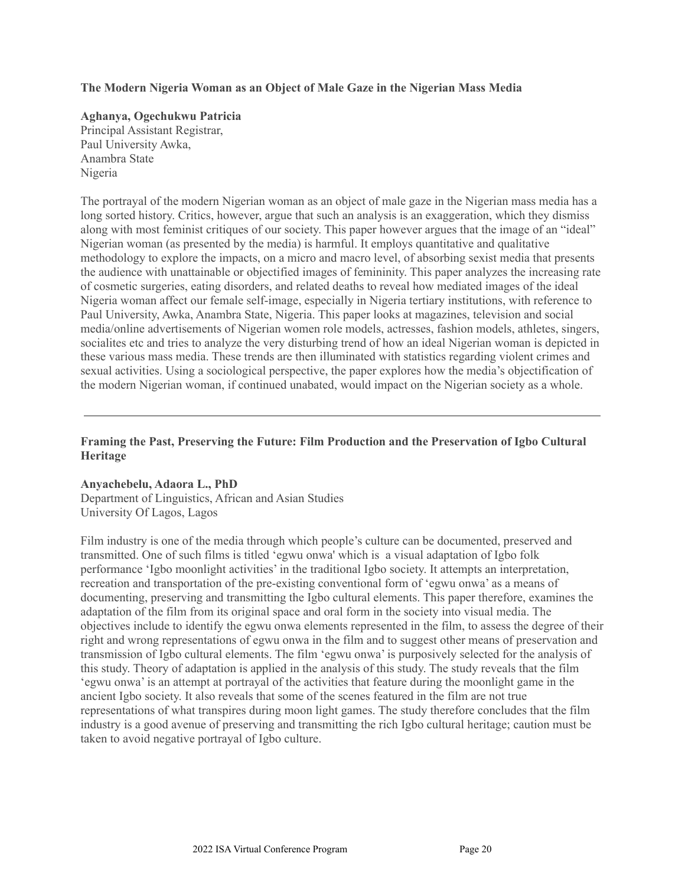### The Modern Nigeria Woman as an Object of Male Gaze in the Nigerian Mass Media

**Aghanya, Ogechukwu Patricia**
Principal Assistant Registrar,
Paul University Awka,
Anambra State
Nigeria

The portrayal of the modern Nigerian woman as an object of male gaze in the Nigerian mass media has a long sorted history. Critics, however, argue that such an analysis is an exaggeration, which they dismiss along with most feminist critiques of our society. This paper however argues that the image of an "ideal" Nigerian woman (as presented by the media) is harmful. It employs quantitative and qualitative methodology to explore the impacts, on a micro and macro level, of absorbing sexist media that presents the audience with unattainable or objectified images of femininity. This paper analyzes the increasing rate of cosmetic surgeries, eating disorders, and related deaths to reveal how mediated images of the ideal Nigeria woman affect our female self-image, especially in Nigeria tertiary institutions, with reference to Paul University, Awka, Anambra State, Nigeria. This paper looks at magazines, television and social media/online advertisements of Nigerian women role models, actresses, fashion models, athletes, singers, socialites etc and tries to analyze the very disturbing trend of how an ideal Nigerian woman is depicted in these various mass media. These trends are then illuminated with statistics regarding violent crimes and sexual activities. Using a sociological perspective, the paper explores how the media's objectification of the modern Nigerian woman, if continued unabated, would impact on the Nigerian society as a whole.

---

### Framing the Past, Preserving the Future: Film Production and the Preservation of Igbo Cultural Heritage

**Anyachebelu, Adaora L., PhD**
Department of Linguistics, African and Asian Studies
University Of Lagos, Lagos

Film industry is one of the media through which people's culture can be documented, preserved and transmitted. One of such films is titled 'egwu onwa' which is a visual adaptation of Igbo folk performance 'Igbo moonlight activities' in the traditional Igbo society. It attempts an interpretation, recreation and transportation of the pre-existing conventional form of 'egwu onwa' as a means of documenting, preserving and transmitting the Igbo cultural elements. This paper therefore, examines the adaptation of the film from its original space and oral form in the society into visual media. The objectives include to identify the egwu onwa elements represented in the film, to assess the degree of their right and wrong representations of egwu onwa in the film and to suggest other means of preservation and transmission of Igbo cultural elements. The film 'egwu onwa' is purposively selected for the analysis of this study. Theory of adaptation is applied in the analysis of this study. The study reveals that the film 'egwu onwa' is an attempt at portrayal of the activities that feature during the moonlight game in the ancient Igbo society. It also reveals that some of the scenes featured in the film are not true representations of what transpires during moon light games. The study therefore concludes that the film industry is a good avenue of preserving and transmitting the rich Igbo cultural heritage; caution must be taken to avoid negative portrayal of Igbo culture.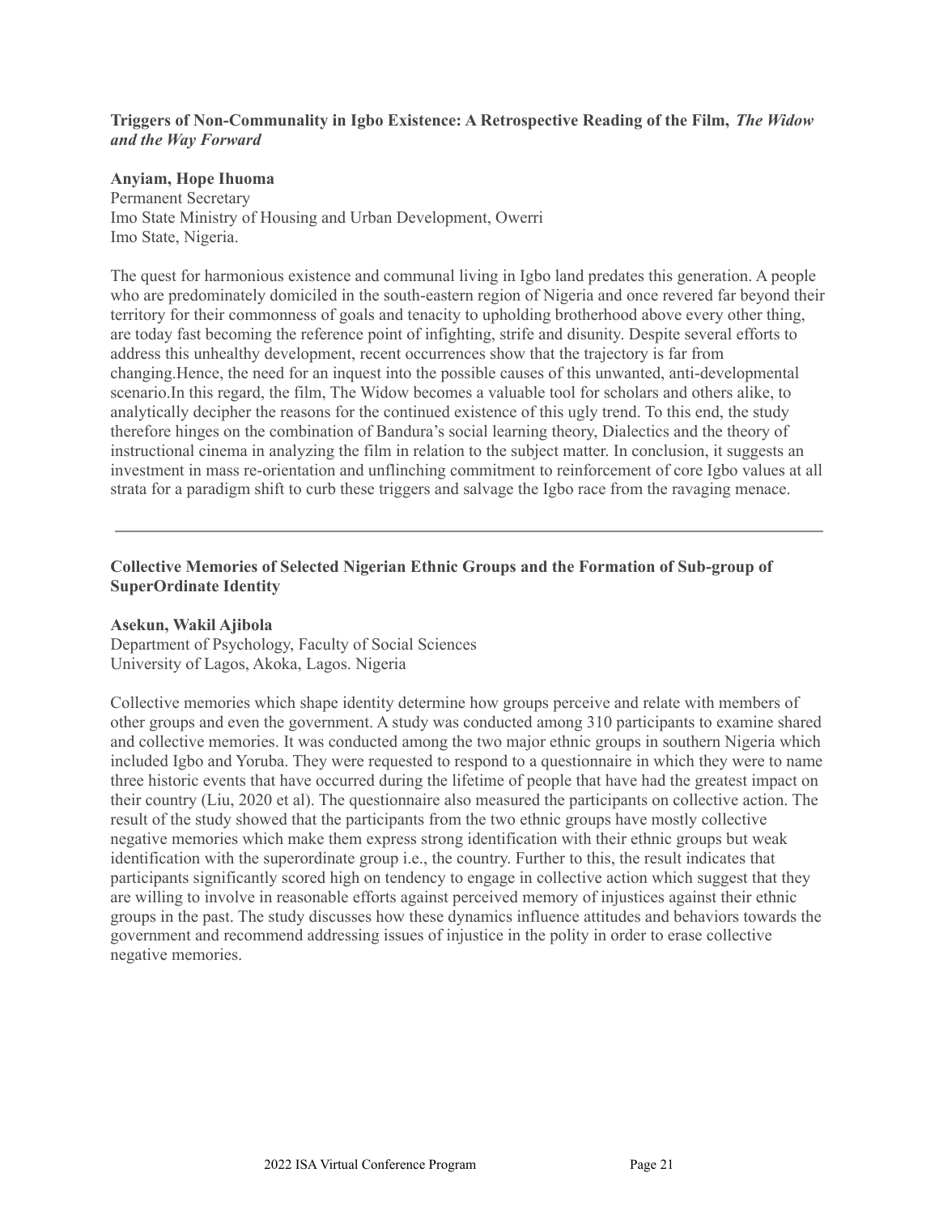### Triggers of Non-Communality in Igbo Existence: A Retrospective Reading of the Film, *The Widow and the Way Forward*

**Anyiam, Hope Ihuoma**
Permanent Secretary
Imo State Ministry of Housing and Urban Development, Owerri
Imo State, Nigeria.

The quest for harmonious existence and communal living in Igbo land predates this generation. A people who are predominately domiciled in the south-eastern region of Nigeria and once revered far beyond their territory for their commonness of goals and tenacity to upholding brotherhood above every other thing, are today fast becoming the reference point of infighting, strife and disunity. Despite several efforts to address this unhealthy development, recent occurrences show that the trajectory is far from changing.Hence, the need for an inquest into the possible causes of this unwanted, anti-developmental scenario.In this regard, the film, The Widow becomes a valuable tool for scholars and others alike, to analytically decipher the reasons for the continued existence of this ugly trend. To this end, the study therefore hinges on the combination of Bandura's social learning theory, Dialectics and the theory of instructional cinema in analyzing the film in relation to the subject matter. In conclusion, it suggests an investment in mass re-orientation and unflinching commitment to reinforcement of core Igbo values at all strata for a paradigm shift to curb these triggers and salvage the Igbo race from the ravaging menace.

---

### Collective Memories of Selected Nigerian Ethnic Groups and the Formation of Sub-group of SuperOrdinate Identity

**Asekun, Wakil Ajibola**
Department of Psychology, Faculty of Social Sciences
University of Lagos, Akoka, Lagos. Nigeria

Collective memories which shape identity determine how groups perceive and relate with members of other groups and even the government. A study was conducted among 310 participants to examine shared and collective memories. It was conducted among the two major ethnic groups in southern Nigeria which included Igbo and Yoruba. They were requested to respond to a questionnaire in which they were to name three historic events that have occurred during the lifetime of people that have had the greatest impact on their country (Liu, 2020 et al). The questionnaire also measured the participants on collective action. The result of the study showed that the participants from the two ethnic groups have mostly collective negative memories which make them express strong identification with their ethnic groups but weak identification with the superordinate group i.e., the country. Further to this, the result indicates that participants significantly scored high on tendency to engage in collective action which suggest that they are willing to involve in reasonable efforts against perceived memory of injustices against their ethnic groups in the past. The study discusses how these dynamics influence attitudes and behaviors towards the government and recommend addressing issues of injustice in the polity in order to erase collective negative memories.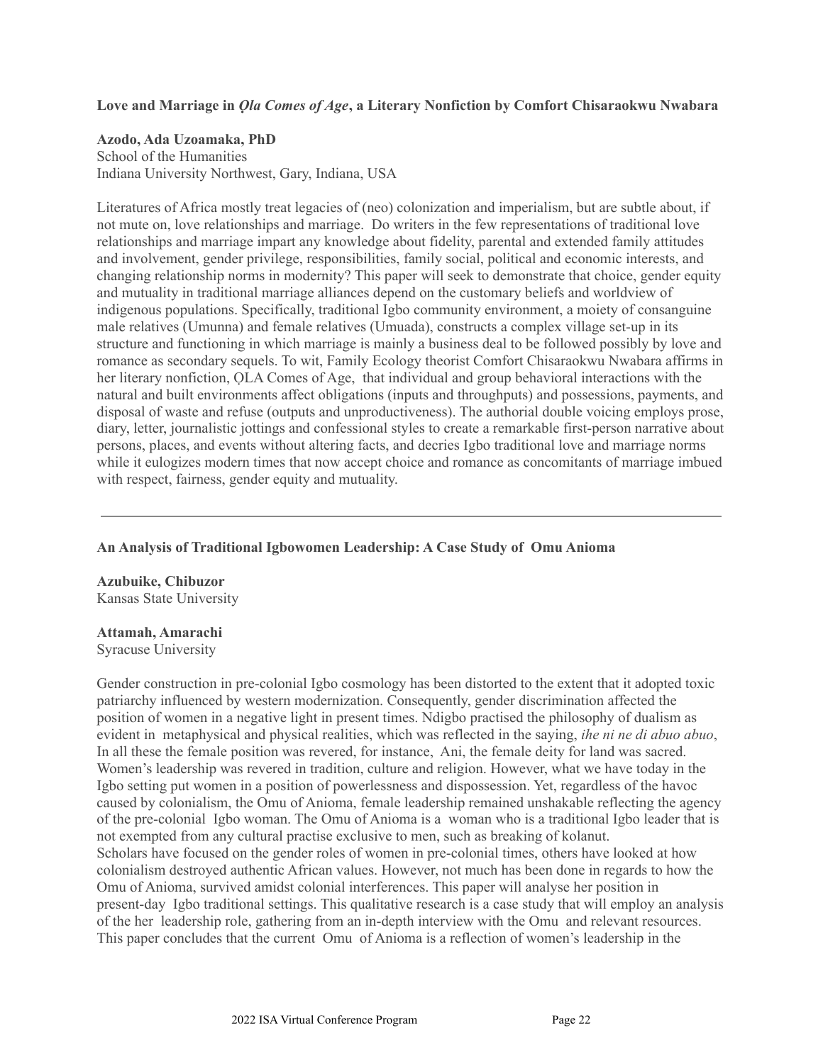**Love and Marriage in *Ọla Comes of Age*, a Literary Nonfiction by Comfort Chisaraokwu Nwabara**

**Azodo, Ada Uzoamaka, PhD**
School of the Humanities
Indiana University Northwest, Gary, Indiana, USA

Literatures of Africa mostly treat legacies of (neo) colonization and imperialism, but are subtle about, if not mute on, love relationships and marriage. Do writers in the few representations of traditional love relationships and marriage impart any knowledge about fidelity, parental and extended family attitudes and involvement, gender privilege, responsibilities, family social, political and economic interests, and changing relationship norms in modernity? This paper will seek to demonstrate that choice, gender equity and mutuality in traditional marriage alliances depend on the customary beliefs and worldview of indigenous populations. Specifically, traditional Igbo community environment, a moiety of consanguine male relatives (Umunna) and female relatives (Umuada), constructs a complex village set-up in its structure and functioning in which marriage is mainly a business deal to be followed possibly by love and romance as secondary sequels. To wit, Family Ecology theorist Comfort Chisaraokwu Nwabara affirms in her literary nonfiction, ỌLA Comes of Age, that individual and group behavioral interactions with the natural and built environments affect obligations (inputs and throughputs) and possessions, payments, and disposal of waste and refuse (outputs and unproductiveness). The authorial double voicing employs prose, diary, letter, journalistic jottings and confessional styles to create a remarkable first-person narrative about persons, places, and events without altering facts, and decries Igbo traditional love and marriage norms while it eulogizes modern times that now accept choice and romance as concomitants of marriage imbued with respect, fairness, gender equity and mutuality.

---

**An Analysis of Traditional Igbowomen Leadership: A Case Study of Omu Anioma**

**Azubuike, Chibuzor**
Kansas State University

**Attamah, Amarachi**
Syracuse University

Gender construction in pre-colonial Igbo cosmology has been distorted to the extent that it adopted toxic patriarchy influenced by western modernization. Consequently, gender discrimination affected the position of women in a negative light in present times. Ndigbo practised the philosophy of dualism as evident in metaphysical and physical realities, which was reflected in the saying, *ihe ni ne di abuo abuo*, In all these the female position was revered, for instance, Ani, the female deity for land was sacred. Women's leadership was revered in tradition, culture and religion. However, what we have today in the Igbo setting put women in a position of powerlessness and dispossession. Yet, regardless of the havoc caused by colonialism, the Omu of Anioma, female leadership remained unshakable reflecting the agency of the pre-colonial Igbo woman. The Omu of Anioma is a woman who is a traditional Igbo leader that is not exempted from any cultural practise exclusive to men, such as breaking of kolanut.
Scholars have focused on the gender roles of women in pre-colonial times, others have looked at how colonialism destroyed authentic African values. However, not much has been done in regards to how the Omu of Anioma, survived amidst colonial interferences. This paper will analyse her position in present-day Igbo traditional settings. This qualitative research is a case study that will employ an analysis of the her leadership role, gathering from an in-depth interview with the Omu and relevant resources. This paper concludes that the current Omu of Anioma is a reflection of women's leadership in the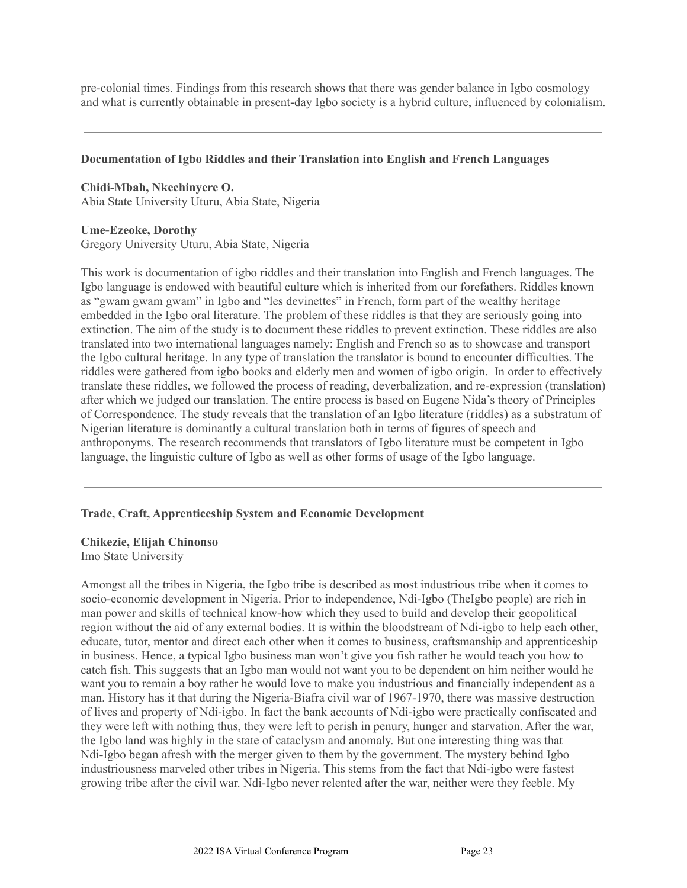pre-colonial times. Findings from this research shows that there was gender balance in Igbo cosmology and what is currently obtainable in present-day Igbo society is a hybrid culture, influenced by colonialism.

---

**Documentation of Igbo Riddles and their Translation into English and French Languages**

**Chidi-Mbah, Nkechinyere O.**
Abia State University Uturu, Abia State, Nigeria

**Ume-Ezeoke, Dorothy**
Gregory University Uturu, Abia State, Nigeria

This work is documentation of igbo riddles and their translation into English and French languages. The Igbo language is endowed with beautiful culture which is inherited from our forefathers. Riddles known as "gwam gwam gwam" in Igbo and "les devinettes" in French, form part of the wealthy heritage embedded in the Igbo oral literature. The problem of these riddles is that they are seriously going into extinction. The aim of the study is to document these riddles to prevent extinction. These riddles are also translated into two international languages namely: English and French so as to showcase and transport the Igbo cultural heritage. In any type of translation the translator is bound to encounter difficulties. The riddles were gathered from igbo books and elderly men and women of igbo origin. In order to effectively translate these riddles, we followed the process of reading, deverbalization, and re-expression (translation) after which we judged our translation. The entire process is based on Eugene Nida's theory of Principles of Correspondence. The study reveals that the translation of an Igbo literature (riddles) as a substratum of Nigerian literature is dominantly a cultural translation both in terms of figures of speech and anthroponyms. The research recommends that translators of Igbo literature must be competent in Igbo language, the linguistic culture of Igbo as well as other forms of usage of the Igbo language.

---

**Trade, Craft, Apprenticeship System and Economic Development**

**Chikezie, Elijah Chinonso**
Imo State University

Amongst all the tribes in Nigeria, the Igbo tribe is described as most industrious tribe when it comes to socio-economic development in Nigeria. Prior to independence, Ndi-Igbo (TheIgbo people) are rich in man power and skills of technical know-how which they used to build and develop their geopolitical region without the aid of any external bodies. It is within the bloodstream of Ndi-igbo to help each other, educate, tutor, mentor and direct each other when it comes to business, craftsmanship and apprenticeship in business. Hence, a typical Igbo business man won't give you fish rather he would teach you how to catch fish. This suggests that an Igbo man would not want you to be dependent on him neither would he want you to remain a boy rather he would love to make you industrious and financially independent as a man. History has it that during the Nigeria-Biafra civil war of 1967-1970, there was massive destruction of lives and property of Ndi-igbo. In fact the bank accounts of Ndi-igbo were practically confiscated and they were left with nothing thus, they were left to perish in penury, hunger and starvation. After the war, the Igbo land was highly in the state of cataclysm and anomaly. But one interesting thing was that Ndi-Igbo began afresh with the merger given to them by the government. The mystery behind Igbo industriousness marveled other tribes in Nigeria. This stems from the fact that Ndi-igbo were fastest growing tribe after the civil war. Ndi-Igbo never relented after the war, neither were they feeble. My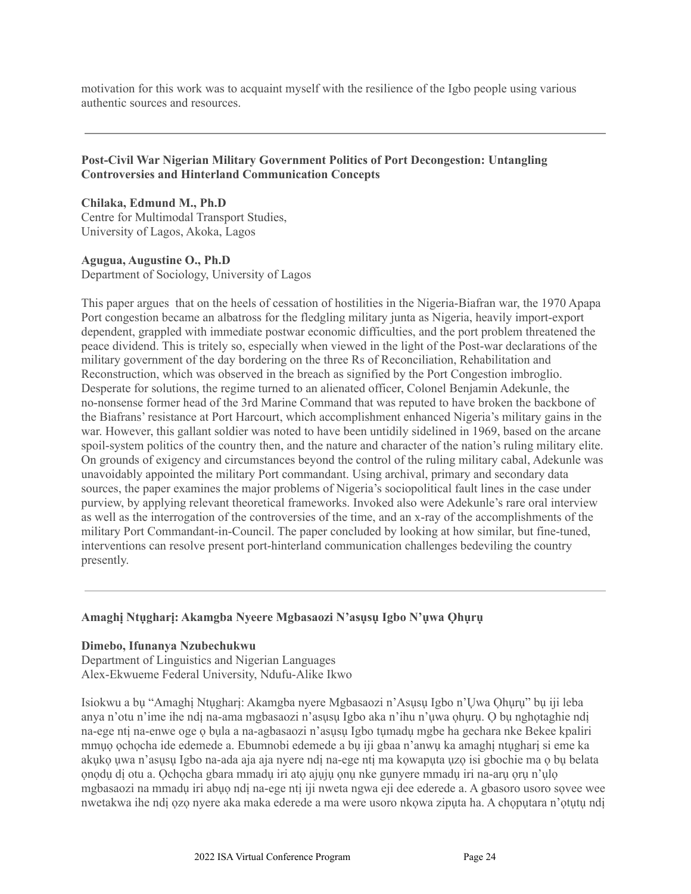motivation for this work was to acquaint myself with the resilience of the Igbo people using various authentic sources and resources.

---

**Post-Civil War Nigerian Military Government Politics of Port Decongestion: Untangling Controversies and Hinterland Communication Concepts**

**Chilaka, Edmund M., Ph.D**
Centre for Multimodal Transport Studies,
University of Lagos, Akoka, Lagos

**Agugua, Augustine O., Ph.D**
Department of Sociology, University of Lagos

This paper argues that on the heels of cessation of hostilities in the Nigeria-Biafran war, the 1970 Apapa Port congestion became an albatross for the fledgling military junta as Nigeria, heavily import-export dependent, grappled with immediate postwar economic difficulties, and the port problem threatened the peace dividend. This is tritely so, especially when viewed in the light of the Post-war declarations of the military government of the day bordering on the three Rs of Reconciliation, Rehabilitation and Reconstruction, which was observed in the breach as signified by the Port Congestion imbroglio. Desperate for solutions, the regime turned to an alienated officer, Colonel Benjamin Adekunle, the no-nonsense former head of the 3rd Marine Command that was reputed to have broken the backbone of the Biafrans' resistance at Port Harcourt, which accomplishment enhanced Nigeria's military gains in the war. However, this gallant soldier was noted to have been untidily sidelined in 1969, based on the arcane spoil-system politics of the country then, and the nature and character of the nation's ruling military elite. On grounds of exigency and circumstances beyond the control of the ruling military cabal, Adekunle was unavoidably appointed the military Port commandant. Using archival, primary and secondary data sources, the paper examines the major problems of Nigeria's sociopolitical fault lines in the case under purview, by applying relevant theoretical frameworks. Invoked also were Adekunle's rare oral interview as well as the interrogation of the controversies of the time, and an x-ray of the accomplishments of the military Port Commandant-in-Council. The paper concluded by looking at how similar, but fine-tuned, interventions can resolve present port-hinterland communication challenges bedeviling the country presently.

---

**Amaghị Ntụgharị: Akamgba Nyeere Mgbasaozi N'asụsụ Igbo N'ụwa Ọhụrụ**

**Dimebo, Ifunanya Nzubechukwu**
Department of Linguistics and Nigerian Languages
Alex-Ekwueme Federal University, Ndufu-Alike Ikwo

Isiokwu a bụ "Amaghị Ntụgharị: Akamgba nyere Mgbasaozi n'Asụsụ Igbo n'Ụwa Ọhụrụ" bụ iji leba anya n'otu n'ime ihe ndị na-ama mgbasaozi n'asụsụ Igbo aka n'ihu n'ụwa ọhụrụ. Ọ bụ nghọtaghie ndị na-ege ntị na-enwe oge ọ bụla a na-agbasaozi n'asụsụ Igbo tụmadụ mgbe ha gechara nke Bekee kpaliri mmụọ ọchọcha ide edemede a. Ebumnobi edemede a bụ iji gbaa n'anwụ ka amaghị ntụgharị si eme ka akụkọ ụwa n'asụsụ Igbo na-ada aja aja nyere ndị na-ege ntị ma kọwapụta ụzọ isi gbochie ma ọ bụ belata ọnọdụ dị otu a. Ọchọcha gbara mmadụ iri atọ ajụjụ ọnụ nke gụnyere mmadụ iri na-arụ ọrụ n'ụlọ mgbasaozi na mmadụ iri abụọ ndị na-ege ntị iji nweta ngwa eji dee ederede a. A gbasoro usoro sọvee wee nwetakwa ihe ndị ọzọ nyere aka maka ederede a ma were usoro nkọwa zipụta ha. A chọpụtara n'ọtụtụ ndị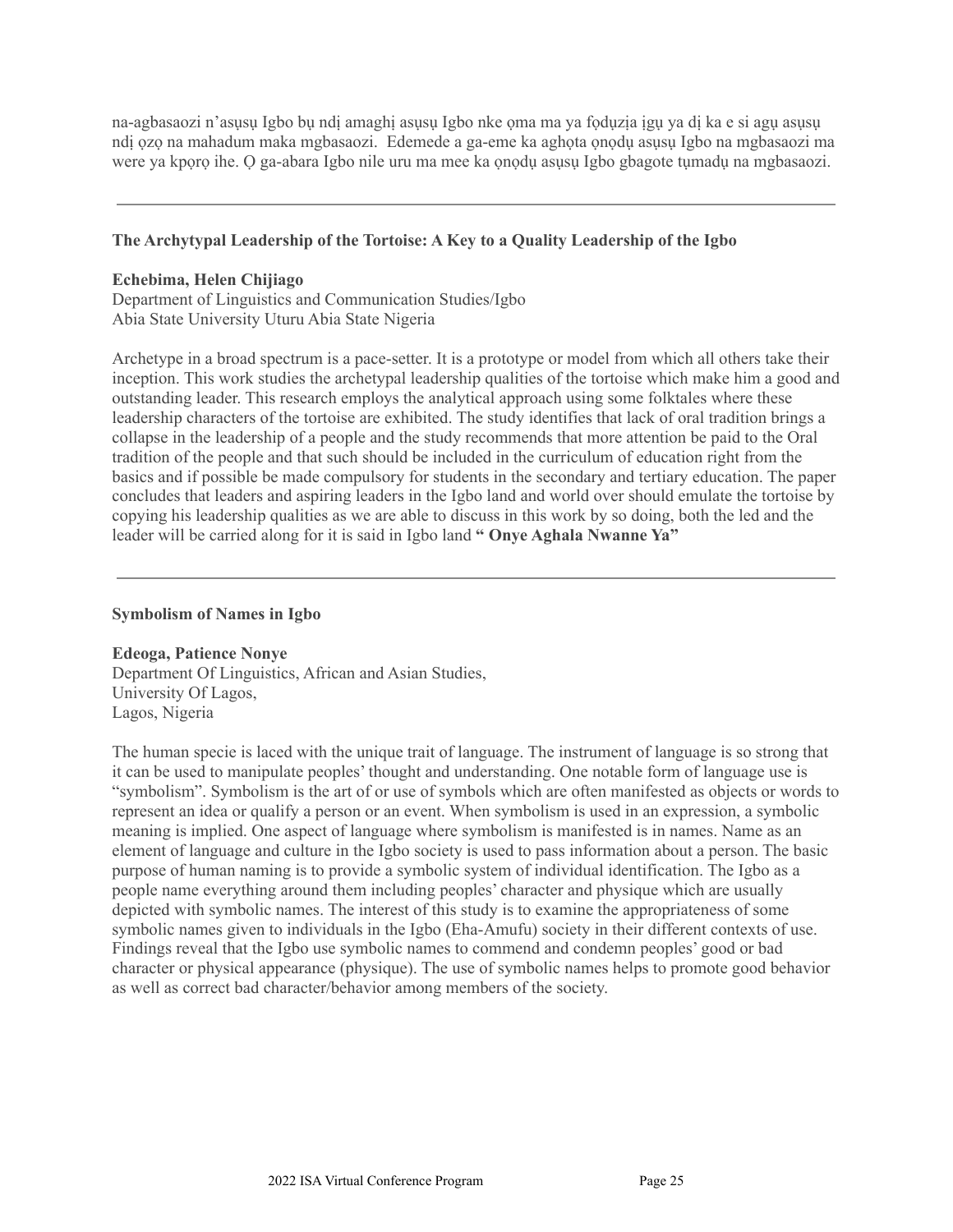na-agbasaozi n'asụsụ Igbo bụ ndị amaghị asụsụ Igbo nke ọma ma ya fọdụzịa ịgụ ya dị ka e si agụ asụsụ ndị ọzọ na mahadum maka mgbasaozi. Edemede a ga-eme ka aghọta ọnọdụ asụsụ Igbo na mgbasaozi ma were ya kpọrọ ihe. Ọ ga-abara Igbo nile uru ma mee ka ọnọdụ asụsụ Igbo gbagote tụmadụ na mgbasaozi.

---

### The Archytypal Leadership of the Tortoise: A Key to a Quality Leadership of the Igbo

**Echebima, Helen Chijiago**
Department of Linguistics and Communication Studies/Igbo
Abia State University Uturu Abia State Nigeria

Archetype in a broad spectrum is a pace-setter. It is a prototype or model from which all others take their inception. This work studies the archetypal leadership qualities of the tortoise which make him a good and outstanding leader. This research employs the analytical approach using some folktales where these leadership characters of the tortoise are exhibited. The study identifies that lack of oral tradition brings a collapse in the leadership of a people and the study recommends that more attention be paid to the Oral tradition of the people and that such should be included in the curriculum of education right from the basics and if possible be made compulsory for students in the secondary and tertiary education. The paper concludes that leaders and aspiring leaders in the Igbo land and world over should emulate the tortoise by copying his leadership qualities as we are able to discuss in this work by so doing, both the led and the leader will be carried along for it is said in Igbo land **" Onye Aghala Nwanne Ya"**

---

### Symbolism of Names in Igbo

**Edeoga, Patience Nonye**
Department Of Linguistics, African and Asian Studies,
University Of Lagos,
Lagos, Nigeria

The human specie is laced with the unique trait of language. The instrument of language is so strong that it can be used to manipulate peoples' thought and understanding. One notable form of language use is "symbolism". Symbolism is the art of or use of symbols which are often manifested as objects or words to represent an idea or qualify a person or an event. When symbolism is used in an expression, a symbolic meaning is implied. One aspect of language where symbolism is manifested is in names. Name as an element of language and culture in the Igbo society is used to pass information about a person. The basic purpose of human naming is to provide a symbolic system of individual identification. The Igbo as a people name everything around them including peoples' character and physique which are usually depicted with symbolic names. The interest of this study is to examine the appropriateness of some symbolic names given to individuals in the Igbo (Eha-Amufu) society in their different contexts of use. Findings reveal that the Igbo use symbolic names to commend and condemn peoples' good or bad character or physical appearance (physique). The use of symbolic names helps to promote good behavior as well as correct bad character/behavior among members of the society.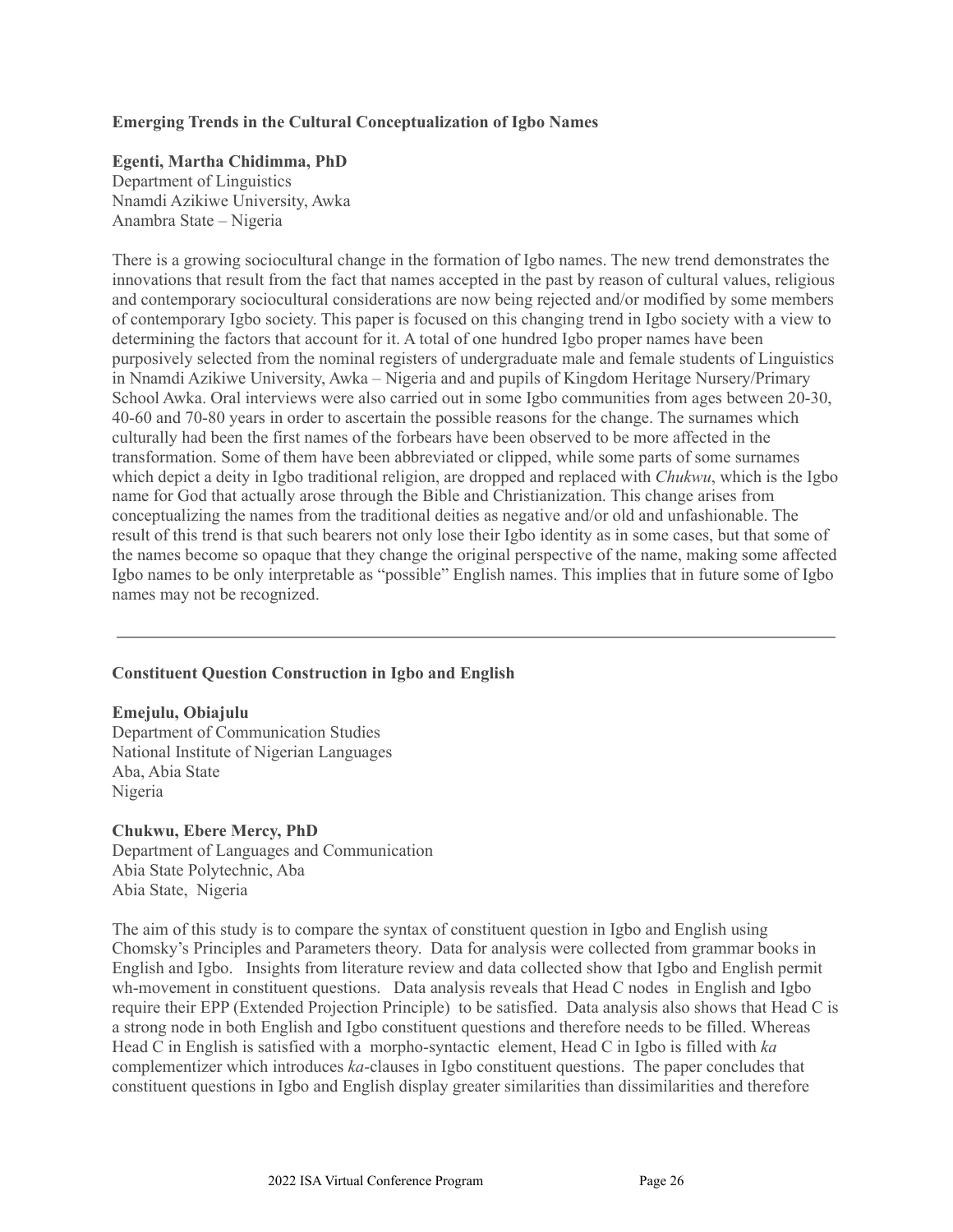**Emerging Trends in the Cultural Conceptualization of Igbo Names**

**Egenti, Martha Chidimma, PhD**
Department of Linguistics
Nnamdi Azikiwe University, Awka
Anambra State – Nigeria

There is a growing sociocultural change in the formation of Igbo names. The new trend demonstrates the innovations that result from the fact that names accepted in the past by reason of cultural values, religious and contemporary sociocultural considerations are now being rejected and/or modified by some members of contemporary Igbo society. This paper is focused on this changing trend in Igbo society with a view to determining the factors that account for it. A total of one hundred Igbo proper names have been purposively selected from the nominal registers of undergraduate male and female students of Linguistics in Nnamdi Azikiwe University, Awka – Nigeria and and pupils of Kingdom Heritage Nursery/Primary School Awka. Oral interviews were also carried out in some Igbo communities from ages between 20-30, 40-60 and 70-80 years in order to ascertain the possible reasons for the change. The surnames which culturally had been the first names of the forbears have been observed to be more affected in the transformation. Some of them have been abbreviated or clipped, while some parts of some surnames which depict a deity in Igbo traditional religion, are dropped and replaced with *Chukwu*, which is the Igbo name for God that actually arose through the Bible and Christianization. This change arises from conceptualizing the names from the traditional deities as negative and/or old and unfashionable. The result of this trend is that such bearers not only lose their Igbo identity as in some cases, but that some of the names become so opaque that they change the original perspective of the name, making some affected Igbo names to be only interpretable as "possible" English names. This implies that in future some of Igbo names may not be recognized.

---

**Constituent Question Construction in Igbo and English**

**Emejulu, Obiajulu**
Department of Communication Studies
National Institute of Nigerian Languages
Aba, Abia State
Nigeria

**Chukwu, Ebere Mercy, PhD**
Department of Languages and Communication
Abia State Polytechnic, Aba
Abia State, Nigeria

The aim of this study is to compare the syntax of constituent question in Igbo and English using Chomsky's Principles and Parameters theory. Data for analysis were collected from grammar books in English and Igbo. Insights from literature review and data collected show that Igbo and English permit wh-movement in constituent questions. Data analysis reveals that Head C nodes in English and Igbo require their EPP (Extended Projection Principle) to be satisfied. Data analysis also shows that Head C is a strong node in both English and Igbo constituent questions and therefore needs to be filled. Whereas Head C in English is satisfied with a morpho-syntactic element, Head C in Igbo is filled with *ka* complementizer which introduces *ka*-clauses in Igbo constituent questions. The paper concludes that constituent questions in Igbo and English display greater similarities than dissimilarities and therefore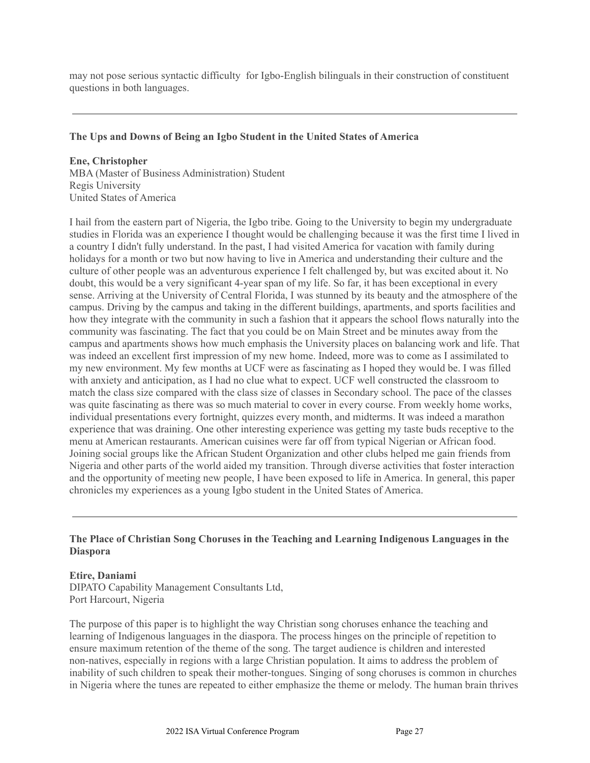may not pose serious syntactic difficulty for Igbo-English bilinguals in their construction of constituent questions in both languages.

---

### The Ups and Downs of Being an Igbo Student in the United States of America

**Ene, Christopher**
MBA (Master of Business Administration) Student
Regis University
United States of America

I hail from the eastern part of Nigeria, the Igbo tribe. Going to the University to begin my undergraduate studies in Florida was an experience I thought would be challenging because it was the first time I lived in a country I didn't fully understand. In the past, I had visited America for vacation with family during holidays for a month or two but now having to live in America and understanding their culture and the culture of other people was an adventurous experience I felt challenged by, but was excited about it. No doubt, this would be a very significant 4-year span of my life. So far, it has been exceptional in every sense. Arriving at the University of Central Florida, I was stunned by its beauty and the atmosphere of the campus. Driving by the campus and taking in the different buildings, apartments, and sports facilities and how they integrate with the community in such a fashion that it appears the school flows naturally into the community was fascinating. The fact that you could be on Main Street and be minutes away from the campus and apartments shows how much emphasis the University places on balancing work and life. That was indeed an excellent first impression of my new home. Indeed, more was to come as I assimilated to my new environment. My few months at UCF were as fascinating as I hoped they would be. I was filled with anxiety and anticipation, as I had no clue what to expect. UCF well constructed the classroom to match the class size compared with the class size of classes in Secondary school. The pace of the classes was quite fascinating as there was so much material to cover in every course. From weekly home works, individual presentations every fortnight, quizzes every month, and midterms. It was indeed a marathon experience that was draining. One other interesting experience was getting my taste buds receptive to the menu at American restaurants. American cuisines were far off from typical Nigerian or African food. Joining social groups like the African Student Organization and other clubs helped me gain friends from Nigeria and other parts of the world aided my transition. Through diverse activities that foster interaction and the opportunity of meeting new people, I have been exposed to life in America. In general, this paper chronicles my experiences as a young Igbo student in the United States of America.

---

### The Place of Christian Song Choruses in the Teaching and Learning Indigenous Languages in the Diaspora

**Etire, Daniami**
DIPATO Capability Management Consultants Ltd,
Port Harcourt, Nigeria

The purpose of this paper is to highlight the way Christian song choruses enhance the teaching and learning of Indigenous languages in the diaspora. The process hinges on the principle of repetition to ensure maximum retention of the theme of the song. The target audience is children and interested non-natives, especially in regions with a large Christian population. It aims to address the problem of inability of such children to speak their mother-tongues. Singing of song choruses is common in churches in Nigeria where the tunes are repeated to either emphasize the theme or melody. The human brain thrives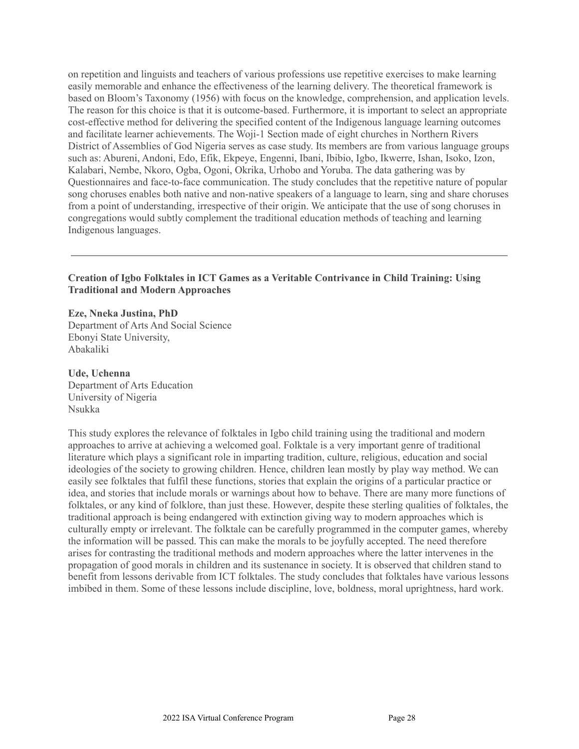on repetition and linguists and teachers of various professions use repetitive exercises to make learning easily memorable and enhance the effectiveness of the learning delivery. The theoretical framework is based on Bloom's Taxonomy (1956) with focus on the knowledge, comprehension, and application levels. The reason for this choice is that it is outcome-based. Furthermore, it is important to select an appropriate cost-effective method for delivering the specified content of the Indigenous language learning outcomes and facilitate learner achievements. The Woji-1 Section made of eight churches in Northern Rivers District of Assemblies of God Nigeria serves as case study. Its members are from various language groups such as: Abureni, Andoni, Edo, Efik, Ekpeye, Engenni, Ibani, Ibibio, Igbo, Ikwerre, Ishan, Isoko, Izon, Kalabari, Nembe, Nkoro, Ogba, Ogoni, Okrika, Urhobo and Yoruba. The data gathering was by Questionnaires and face-to-face communication. The study concludes that the repetitive nature of popular song choruses enables both native and non-native speakers of a language to learn, sing and share choruses from a point of understanding, irrespective of their origin. We anticipate that the use of song choruses in congregations would subtly complement the traditional education methods of teaching and learning Indigenous languages.

---

### Creation of Igbo Folktales in ICT Games as a Veritable Contrivance in Child Training: Using Traditional and Modern Approaches

**Eze, Nneka Justina, PhD**
Department of Arts And Social Science
Ebonyi State University,
Abakaliki

**Ude, Uchenna**
Department of Arts Education
University of Nigeria
Nsukka

This study explores the relevance of folktales in Igbo child training using the traditional and modern approaches to arrive at achieving a welcomed goal. Folktale is a very important genre of traditional literature which plays a significant role in imparting tradition, culture, religious, education and social ideologies of the society to growing children. Hence, children lean mostly by play way method. We can easily see folktales that fulfil these functions, stories that explain the origins of a particular practice or idea, and stories that include morals or warnings about how to behave. There are many more functions of folktales, or any kind of folklore, than just these. However, despite these sterling qualities of folktales, the traditional approach is being endangered with extinction giving way to modern approaches which is culturally empty or irrelevant. The folktale can be carefully programmed in the computer games, whereby the information will be passed. This can make the morals to be joyfully accepted. The need therefore arises for contrasting the traditional methods and modern approaches where the latter intervenes in the propagation of good morals in children and its sustenance in society. It is observed that children stand to benefit from lessons derivable from ICT folktales. The study concludes that folktales have various lessons imbibed in them. Some of these lessons include discipline, love, boldness, moral uprightness, hard work.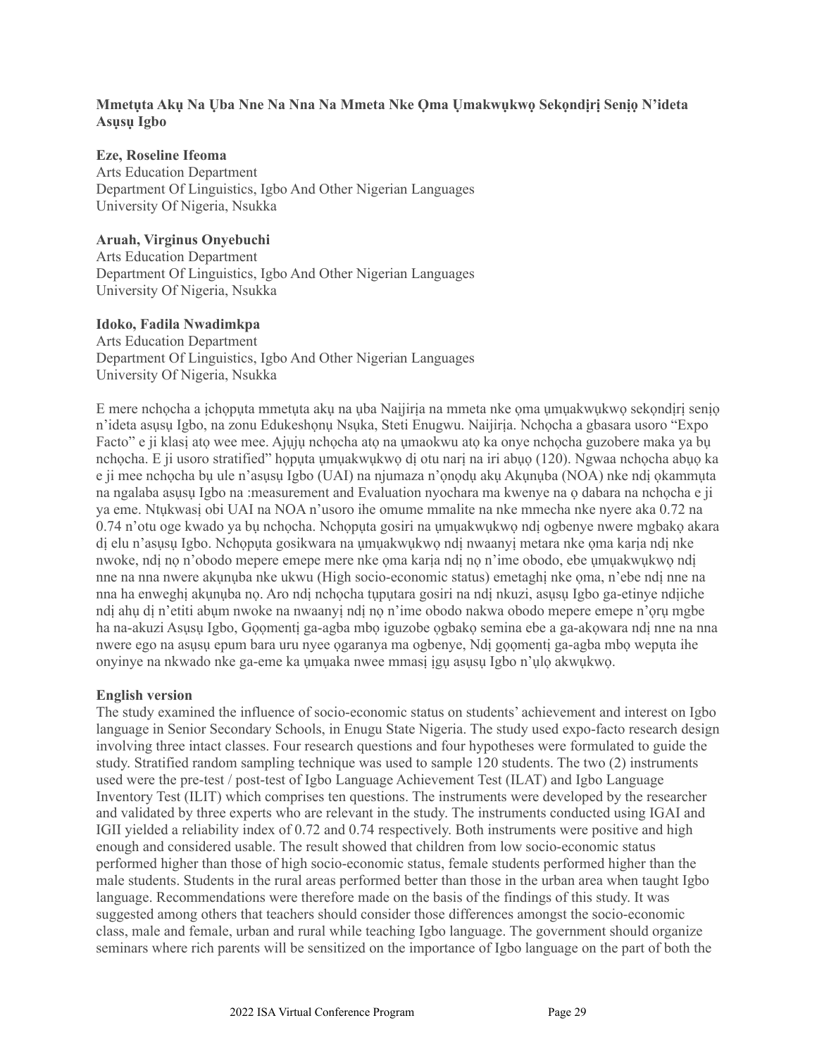**Mmetụta Akụ Na Ụba Nne Na Nna Na Mmeta Nke Ọma Ụmakwụkwọ Sekọndịrị Seniọ N'ideta Asụsụ Igbo**

**Eze, Roseline Ifeoma**
Arts Education Department
Department Of Linguistics, Igbo And Other Nigerian Languages
University Of Nigeria, Nsukka

**Aruah, Virginus Onyebuchi**
Arts Education Department
Department Of Linguistics, Igbo And Other Nigerian Languages
University Of Nigeria, Nsukka

**Idoko, Fadila Nwadimkpa**
Arts Education Department
Department Of Linguistics, Igbo And Other Nigerian Languages
University Of Nigeria, Nsukka

E mere nchọcha a ịchọpụta mmetụta akụ na ụba Naịjịrịa na mmeta nke ọma ụmụakwụkwọ sekọndịrị seniọ n'ideta asụsụ Igbo, na zonu Edukeshọnụ Nsụka, Steti Enugwu. Naijịrịa. Nchọcha a gbasara usoro "Expo Facto" e ji klasị atọ wee mee. Ajụjụ nchọcha atọ na ụmaokwu atọ ka onye nchọcha guzobere maka ya bụ nchọcha. E ji usoro stratified" họpụta ụmụakwụkwọ dị otu narị na iri abụọ (120). Ngwaa nchọcha abụọ ka e ji mee nchọcha bụ ule n'asụsụ Igbo (UAI) na njumaza n'ọnọdụ akụ Akụnụba (NOA) nke ndị ọkammụta na ngalaba asụsụ Igbo na :measurement and Evaluation nyochara ma kwenye na ọ dabara na nchọcha e ji ya eme. Ntụkwasị obi UAI na NOA n'usoro ihe omume mmalite na nke mmecha nke nyere aka 0.72 na 0.74 n'otu oge kwado ya bụ nchọcha. Nchọpụta gosiri na ụmụakwụkwọ ndị ogbenye nwere mgbakọ akara dị elu n'asụsụ Igbo. Nchọpụta gosikwara na ụmụakwụkwọ ndị nwaanyị metara nke ọma karịa ndị nke nwoke, ndị nọ n'obodo mepere emepe mere nke ọma karịa ndị nọ n'ime obodo, ebe ụmụakwụkwọ ndị nne na nna nwere akụnụba nke ukwu (High socio-economic status) emetaghị nke ọma, n'ebe ndị nne na nna ha enweghị akụnụba nọ. Aro ndị nchọcha tụpụtara gosiri na ndị nkuzi, asụsụ Igbo ga-etinye ndịiche ndị ahụ dị n'etiti abụm nwoke na nwaanyị ndị nọ n'ime obodo nakwa obodo mepere emepe n'ọrụ mgbe ha na-akuzi Asụsụ Igbo, Gọọmentị ga-agba mbọ iguzobe ọgbakọ semina ebe a ga-akọwara ndị nne na nna nwere ego na asụsụ epum bara uru nyee ọgaranya ma ogbenye, Ndị gọọmentị ga-agba mbọ wepụta ihe onyinye na nkwado nke ga-eme ka ụmụaka nwee mmasị ịgụ asụsụ Igbo n'ụlọ akwụkwọ.

**English version**

The study examined the influence of socio-economic status on students' achievement and interest on Igbo language in Senior Secondary Schools, in Enugu State Nigeria. The study used expo-facto research design involving three intact classes. Four research questions and four hypotheses were formulated to guide the study. Stratified random sampling technique was used to sample 120 students. The two (2) instruments used were the pre-test / post-test of Igbo Language Achievement Test (ILAT) and Igbo Language Inventory Test (ILIT) which comprises ten questions. The instruments were developed by the researcher and validated by three experts who are relevant in the study. The instruments conducted using IGAI and IGII yielded a reliability index of 0.72 and 0.74 respectively. Both instruments were positive and high enough and considered usable. The result showed that children from low socio-economic status performed higher than those of high socio-economic status, female students performed higher than the male students. Students in the rural areas performed better than those in the urban area when taught Igbo language. Recommendations were therefore made on the basis of the findings of this study. It was suggested among others that teachers should consider those differences amongst the socio-economic class, male and female, urban and rural while teaching Igbo language. The government should organize seminars where rich parents will be sensitized on the importance of Igbo language on the part of both the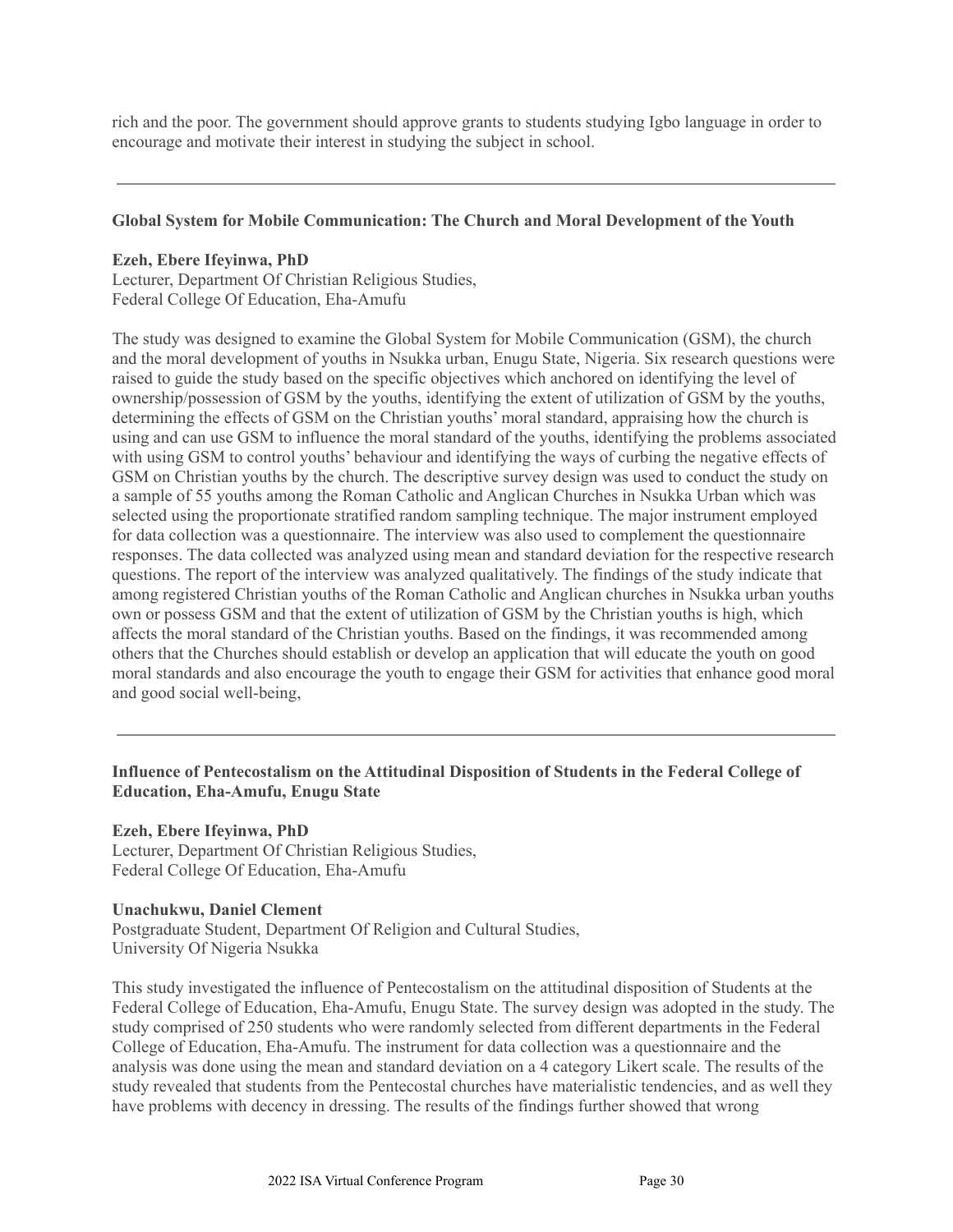rich and the poor. The government should approve grants to students studying Igbo language in order to encourage and motivate their interest in studying the subject in school.

---

### Global System for Mobile Communication: The Church and Moral Development of the Youth

**Ezeh, Ebere Ifeyinwa, PhD**
Lecturer, Department Of Christian Religious Studies,
Federal College Of Education, Eha-Amufu

The study was designed to examine the Global System for Mobile Communication (GSM), the church and the moral development of youths in Nsukka urban, Enugu State, Nigeria. Six research questions were raised to guide the study based on the specific objectives which anchored on identifying the level of ownership/possession of GSM by the youths, identifying the extent of utilization of GSM by the youths, determining the effects of GSM on the Christian youths' moral standard, appraising how the church is using and can use GSM to influence the moral standard of the youths, identifying the problems associated with using GSM to control youths' behaviour and identifying the ways of curbing the negative effects of GSM on Christian youths by the church. The descriptive survey design was used to conduct the study on a sample of 55 youths among the Roman Catholic and Anglican Churches in Nsukka Urban which was selected using the proportionate stratified random sampling technique. The major instrument employed for data collection was a questionnaire. The interview was also used to complement the questionnaire responses. The data collected was analyzed using mean and standard deviation for the respective research questions. The report of the interview was analyzed qualitatively. The findings of the study indicate that among registered Christian youths of the Roman Catholic and Anglican churches in Nsukka urban youths own or possess GSM and that the extent of utilization of GSM by the Christian youths is high, which affects the moral standard of the Christian youths. Based on the findings, it was recommended among others that the Churches should establish or develop an application that will educate the youth on good moral standards and also encourage the youth to engage their GSM for activities that enhance good moral and good social well-being,

---

### Influence of Pentecostalism on the Attitudinal Disposition of Students in the Federal College of Education, Eha-Amufu, Enugu State

**Ezeh, Ebere Ifeyinwa, PhD**
Lecturer, Department Of Christian Religious Studies,
Federal College Of Education, Eha-Amufu

**Unachukwu, Daniel Clement**
Postgraduate Student, Department Of Religion and Cultural Studies,
University Of Nigeria Nsukka

This study investigated the influence of Pentecostalism on the attitudinal disposition of Students at the Federal College of Education, Eha-Amufu, Enugu State. The survey design was adopted in the study. The study comprised of 250 students who were randomly selected from different departments in the Federal College of Education, Eha-Amufu. The instrument for data collection was a questionnaire and the analysis was done using the mean and standard deviation on a 4 category Likert scale. The results of the study revealed that students from the Pentecostal churches have materialistic tendencies, and as well they have problems with decency in dressing. The results of the findings further showed that wrong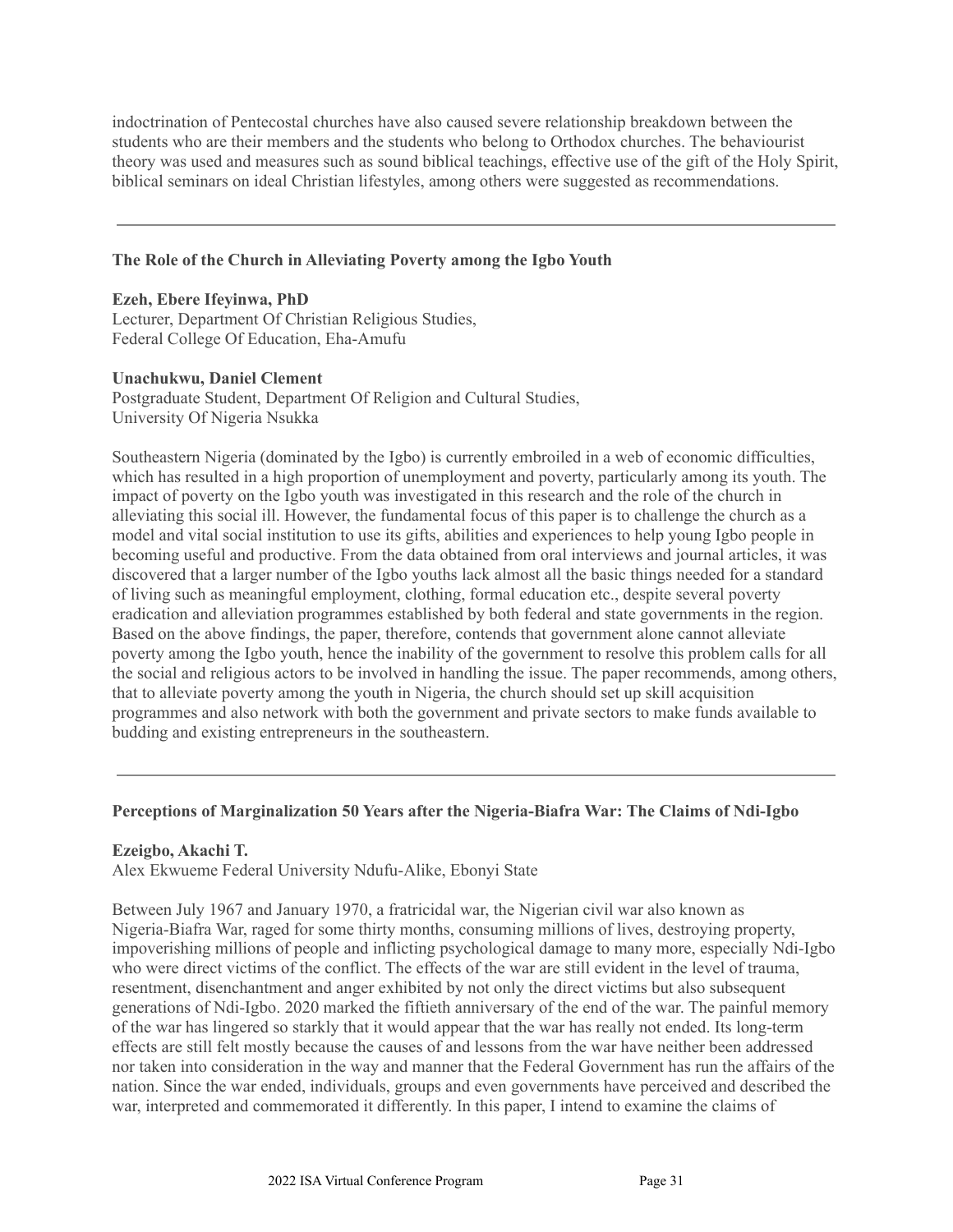indoctrination of Pentecostal churches have also caused severe relationship breakdown between the students who are their members and the students who belong to Orthodox churches. The behaviourist theory was used and measures such as sound biblical teachings, effective use of the gift of the Holy Spirit, biblical seminars on ideal Christian lifestyles, among others were suggested as recommendations.

---

**The Role of the Church in Alleviating Poverty among the Igbo Youth**

**Ezeh, Ebere Ifeyinwa, PhD**
Lecturer, Department Of Christian Religious Studies,
Federal College Of Education, Eha-Amufu

**Unachukwu, Daniel Clement**
Postgraduate Student, Department Of Religion and Cultural Studies,
University Of Nigeria Nsukka

Southeastern Nigeria (dominated by the Igbo) is currently embroiled in a web of economic difficulties, which has resulted in a high proportion of unemployment and poverty, particularly among its youth. The impact of poverty on the Igbo youth was investigated in this research and the role of the church in alleviating this social ill. However, the fundamental focus of this paper is to challenge the church as a model and vital social institution to use its gifts, abilities and experiences to help young Igbo people in becoming useful and productive. From the data obtained from oral interviews and journal articles, it was discovered that a larger number of the Igbo youths lack almost all the basic things needed for a standard of living such as meaningful employment, clothing, formal education etc., despite several poverty eradication and alleviation programmes established by both federal and state governments in the region. Based on the above findings, the paper, therefore, contends that government alone cannot alleviate poverty among the Igbo youth, hence the inability of the government to resolve this problem calls for all the social and religious actors to be involved in handling the issue. The paper recommends, among others, that to alleviate poverty among the youth in Nigeria, the church should set up skill acquisition programmes and also network with both the government and private sectors to make funds available to budding and existing entrepreneurs in the southeastern.

---

**Perceptions of Marginalization 50 Years after the Nigeria-Biafra War: The Claims of Ndi-Igbo**

**Ezeigbo, Akachi T.**
Alex Ekwueme Federal University Ndufu-Alike, Ebonyi State

Between July 1967 and January 1970, a fratricidal war, the Nigerian civil war also known as Nigeria-Biafra War, raged for some thirty months, consuming millions of lives, destroying property, impoverishing millions of people and inflicting psychological damage to many more, especially Ndi-Igbo who were direct victims of the conflict. The effects of the war are still evident in the level of trauma, resentment, disenchantment and anger exhibited by not only the direct victims but also subsequent generations of Ndi-Igbo. 2020 marked the fiftieth anniversary of the end of the war. The painful memory of the war has lingered so starkly that it would appear that the war has really not ended. Its long-term effects are still felt mostly because the causes of and lessons from the war have neither been addressed nor taken into consideration in the way and manner that the Federal Government has run the affairs of the nation. Since the war ended, individuals, groups and even governments have perceived and described the war, interpreted and commemorated it differently. In this paper, I intend to examine the claims of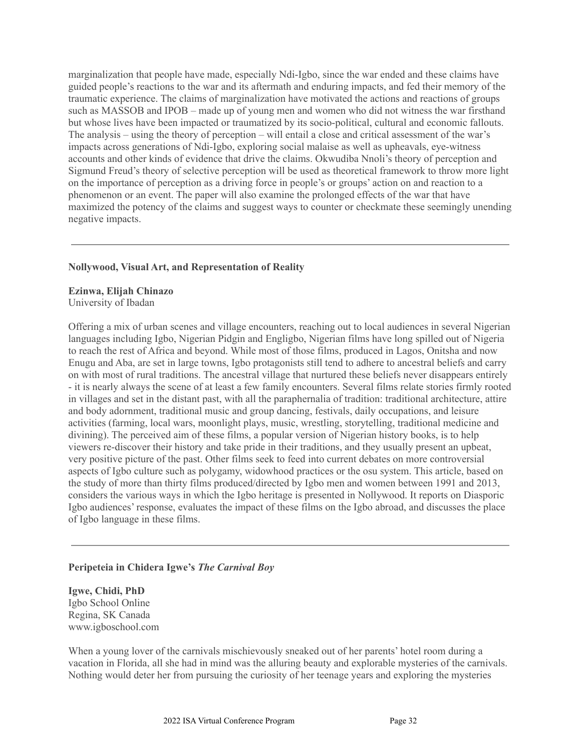marginalization that people have made, especially Ndi-Igbo, since the war ended and these claims have guided people's reactions to the war and its aftermath and enduring impacts, and fed their memory of the traumatic experience. The claims of marginalization have motivated the actions and reactions of groups such as MASSOB and IPOB – made up of young men and women who did not witness the war firsthand but whose lives have been impacted or traumatized by its socio-political, cultural and economic fallouts. The analysis – using the theory of perception – will entail a close and critical assessment of the war's impacts across generations of Ndi-Igbo, exploring social malaise as well as upheavals, eye-witness accounts and other kinds of evidence that drive the claims. Okwudiba Nnoli's theory of perception and Sigmund Freud's theory of selective perception will be used as theoretical framework to throw more light on the importance of perception as a driving force in people's or groups' action on and reaction to a phenomenon or an event. The paper will also examine the prolonged effects of the war that have maximized the potency of the claims and suggest ways to counter or checkmate these seemingly unending negative impacts.

---

**Nollywood, Visual Art, and Representation of Reality**

**Ezinwa, Elijah Chinazo**
University of Ibadan

Offering a mix of urban scenes and village encounters, reaching out to local audiences in several Nigerian languages including Igbo, Nigerian Pidgin and Engligbo, Nigerian films have long spilled out of Nigeria to reach the rest of Africa and beyond. While most of those films, produced in Lagos, Onitsha and now Enugu and Aba, are set in large towns, Igbo protagonists still tend to adhere to ancestral beliefs and carry on with most of rural traditions. The ancestral village that nurtured these beliefs never disappears entirely - it is nearly always the scene of at least a few family encounters. Several films relate stories firmly rooted in villages and set in the distant past, with all the paraphernalia of tradition: traditional architecture, attire and body adornment, traditional music and group dancing, festivals, daily occupations, and leisure activities (farming, local wars, moonlight plays, music, wrestling, storytelling, traditional medicine and divining). The perceived aim of these films, a popular version of Nigerian history books, is to help viewers re-discover their history and take pride in their traditions, and they usually present an upbeat, very positive picture of the past. Other films seek to feed into current debates on more controversial aspects of Igbo culture such as polygamy, widowhood practices or the osu system. This article, based on the study of more than thirty films produced/directed by Igbo men and women between 1991 and 2013, considers the various ways in which the Igbo heritage is presented in Nollywood. It reports on Diasporic Igbo audiences' response, evaluates the impact of these films on the Igbo abroad, and discusses the place of Igbo language in these films.

---

**Peripeteia in Chidera Igwe's *The Carnival Boy***

**Igwe, Chidi, PhD**
Igbo School Online
Regina, SK Canada
www.igboschool.com

When a young lover of the carnivals mischievously sneaked out of her parents' hotel room during a vacation in Florida, all she had in mind was the alluring beauty and explorable mysteries of the carnivals. Nothing would deter her from pursuing the curiosity of her teenage years and exploring the mysteries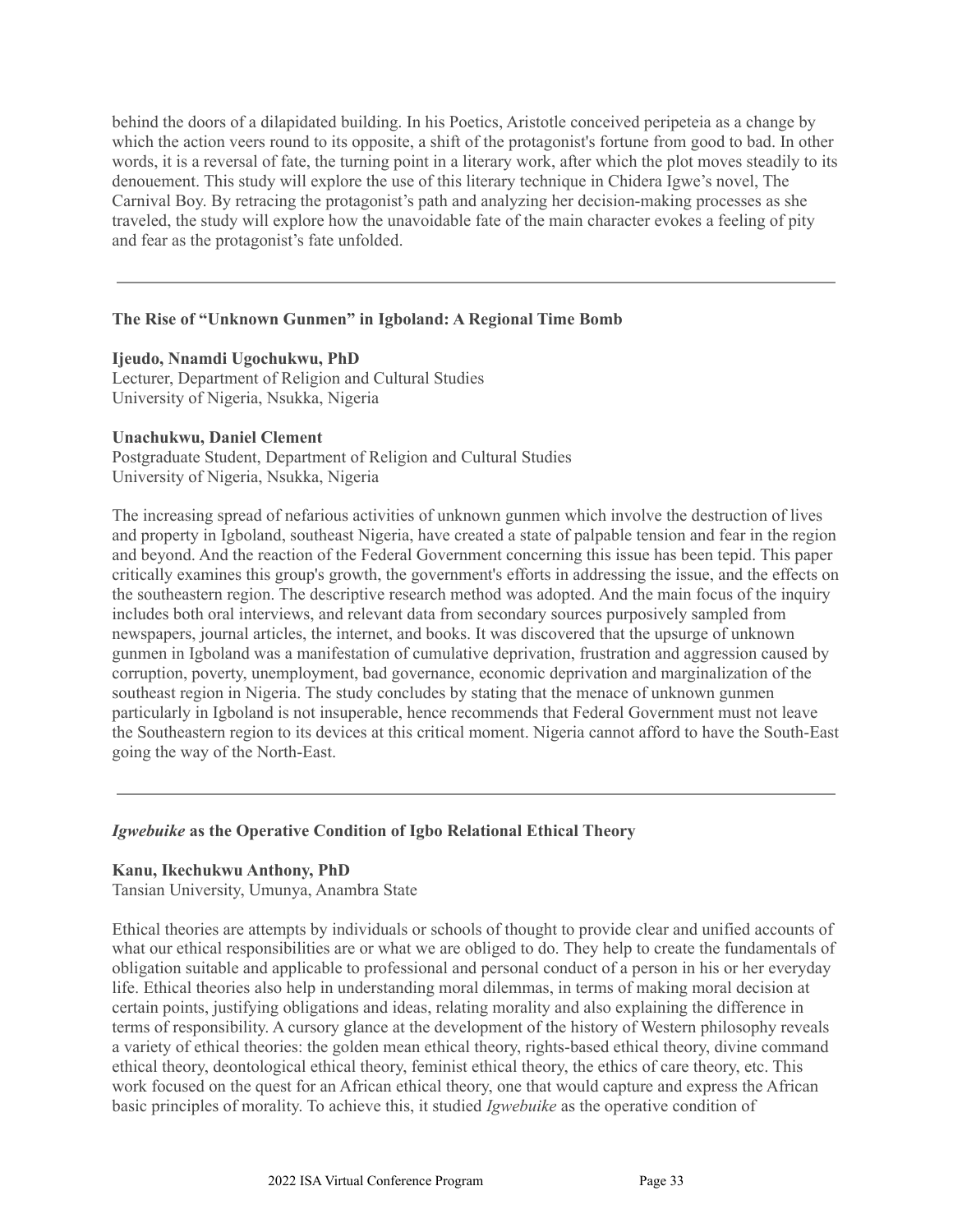behind the doors of a dilapidated building. In his Poetics, Aristotle conceived peripeteia as a change by which the action veers round to its opposite, a shift of the protagonist's fortune from good to bad. In other words, it is a reversal of fate, the turning point in a literary work, after which the plot moves steadily to its denouement. This study will explore the use of this literary technique in Chidera Igwe's novel, The Carnival Boy. By retracing the protagonist's path and analyzing her decision-making processes as she traveled, the study will explore how the unavoidable fate of the main character evokes a feeling of pity and fear as the protagonist's fate unfolded.

---

**The Rise of "Unknown Gunmen" in Igboland: A Regional Time Bomb**

**Ijeudo, Nnamdi Ugochukwu, PhD**
Lecturer, Department of Religion and Cultural Studies
University of Nigeria, Nsukka, Nigeria

**Unachukwu, Daniel Clement**
Postgraduate Student, Department of Religion and Cultural Studies
University of Nigeria, Nsukka, Nigeria

The increasing spread of nefarious activities of unknown gunmen which involve the destruction of lives and property in Igboland, southeast Nigeria, have created a state of palpable tension and fear in the region and beyond. And the reaction of the Federal Government concerning this issue has been tepid. This paper critically examines this group's growth, the government's efforts in addressing the issue, and the effects on the southeastern region. The descriptive research method was adopted. And the main focus of the inquiry includes both oral interviews, and relevant data from secondary sources purposively sampled from newspapers, journal articles, the internet, and books. It was discovered that the upsurge of unknown gunmen in Igboland was a manifestation of cumulative deprivation, frustration and aggression caused by corruption, poverty, unemployment, bad governance, economic deprivation and marginalization of the southeast region in Nigeria. The study concludes by stating that the menace of unknown gunmen particularly in Igboland is not insuperable, hence recommends that Federal Government must not leave the Southeastern region to its devices at this critical moment. Nigeria cannot afford to have the South-East going the way of the North-East.

---

***Igwebuike* as the Operative Condition of Igbo Relational Ethical Theory**

**Kanu, Ikechukwu Anthony, PhD**
Tansian University, Umunya, Anambra State

Ethical theories are attempts by individuals or schools of thought to provide clear and unified accounts of what our ethical responsibilities are or what we are obliged to do. They help to create the fundamentals of obligation suitable and applicable to professional and personal conduct of a person in his or her everyday life. Ethical theories also help in understanding moral dilemmas, in terms of making moral decision at certain points, justifying obligations and ideas, relating morality and also explaining the difference in terms of responsibility. A cursory glance at the development of the history of Western philosophy reveals a variety of ethical theories: the golden mean ethical theory, rights-based ethical theory, divine command ethical theory, deontological ethical theory, feminist ethical theory, the ethics of care theory, etc. This work focused on the quest for an African ethical theory, one that would capture and express the African basic principles of morality. To achieve this, it studied *Igwebuike* as the operative condition of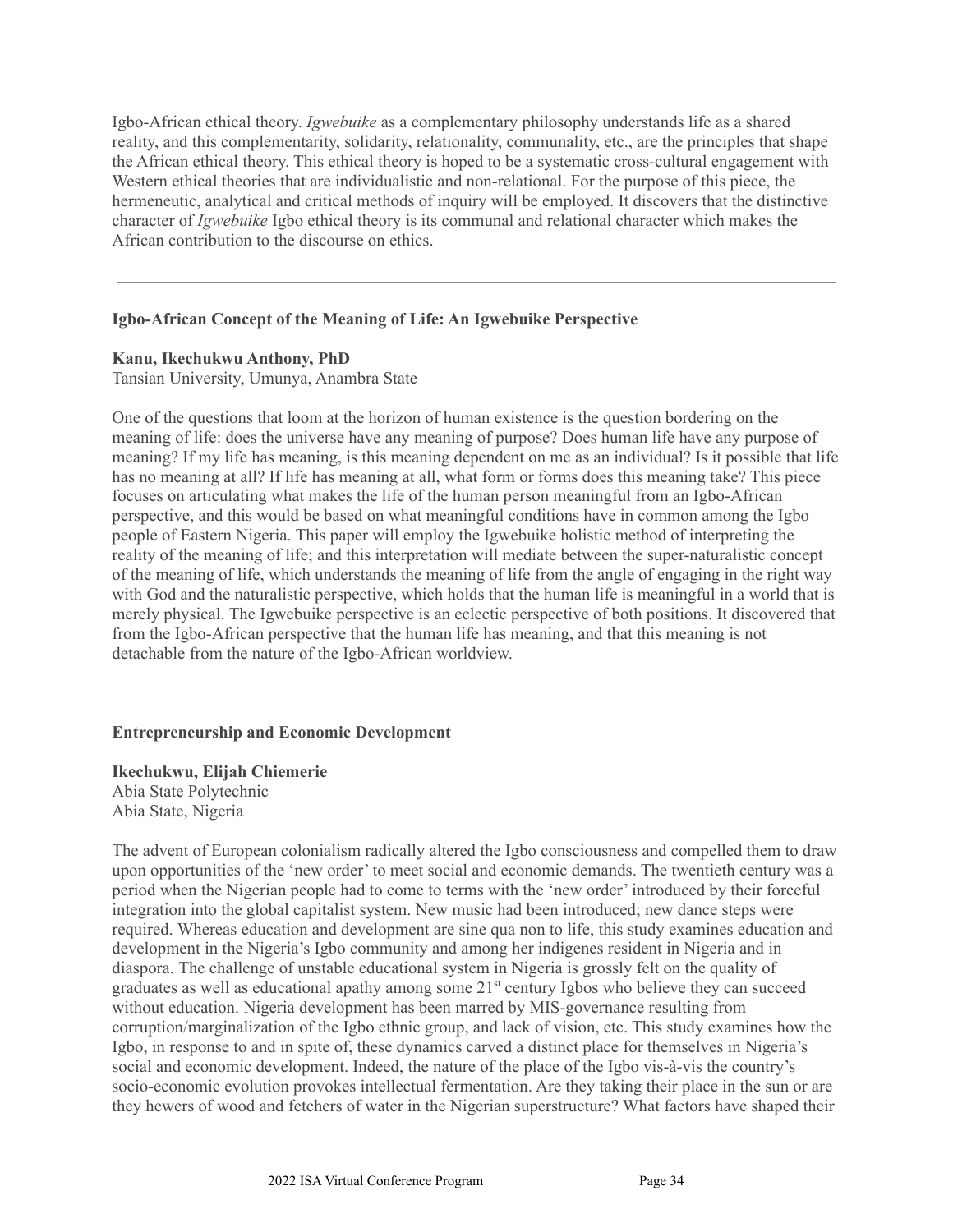Igbo-African ethical theory. *Igwebuike* as a complementary philosophy understands life as a shared reality, and this complementarity, solidarity, relationality, communality, etc., are the principles that shape the African ethical theory. This ethical theory is hoped to be a systematic cross-cultural engagement with Western ethical theories that are individualistic and non-relational. For the purpose of this piece, the hermeneutic, analytical and critical methods of inquiry will be employed. It discovers that the distinctive character of *Igwebuike* Igbo ethical theory is its communal and relational character which makes the African contribution to the discourse on ethics.

---

**Igbo-African Concept of the Meaning of Life: An Igwebuike Perspective**

**Kanu, Ikechukwu Anthony, PhD**
Tansian University, Umunya, Anambra State

One of the questions that loom at the horizon of human existence is the question bordering on the meaning of life: does the universe have any meaning of purpose? Does human life have any purpose of meaning? If my life has meaning, is this meaning dependent on me as an individual? Is it possible that life has no meaning at all? If life has meaning at all, what form or forms does this meaning take? This piece focuses on articulating what makes the life of the human person meaningful from an Igbo-African perspective, and this would be based on what meaningful conditions have in common among the Igbo people of Eastern Nigeria. This paper will employ the Igwebuike holistic method of interpreting the reality of the meaning of life; and this interpretation will mediate between the super-naturalistic concept of the meaning of life, which understands the meaning of life from the angle of engaging in the right way with God and the naturalistic perspective, which holds that the human life is meaningful in a world that is merely physical. The Igwebuike perspective is an eclectic perspective of both positions. It discovered that from the Igbo-African perspective that the human life has meaning, and that this meaning is not detachable from the nature of the Igbo-African worldview.

---

**Entrepreneurship and Economic Development**

**Ikechukwu, Elijah Chiemerie**
Abia State Polytechnic
Abia State, Nigeria

The advent of European colonialism radically altered the Igbo consciousness and compelled them to draw upon opportunities of the 'new order' to meet social and economic demands. The twentieth century was a period when the Nigerian people had to come to terms with the 'new order' introduced by their forceful integration into the global capitalist system. New music had been introduced; new dance steps were required. Whereas education and development are sine qua non to life, this study examines education and development in the Nigeria's Igbo community and among her indigenes resident in Nigeria and in diaspora. The challenge of unstable educational system in Nigeria is grossly felt on the quality of graduates as well as educational apathy among some 21st century Igbos who believe they can succeed without education. Nigeria development has been marred by MIS-governance resulting from corruption/marginalization of the Igbo ethnic group, and lack of vision, etc. This study examines how the Igbo, in response to and in spite of, these dynamics carved a distinct place for themselves in Nigeria's social and economic development. Indeed, the nature of the place of the Igbo vis-à-vis the country's socio-economic evolution provokes intellectual fermentation. Are they taking their place in the sun or are they hewers of wood and fetchers of water in the Nigerian superstructure? What factors have shaped their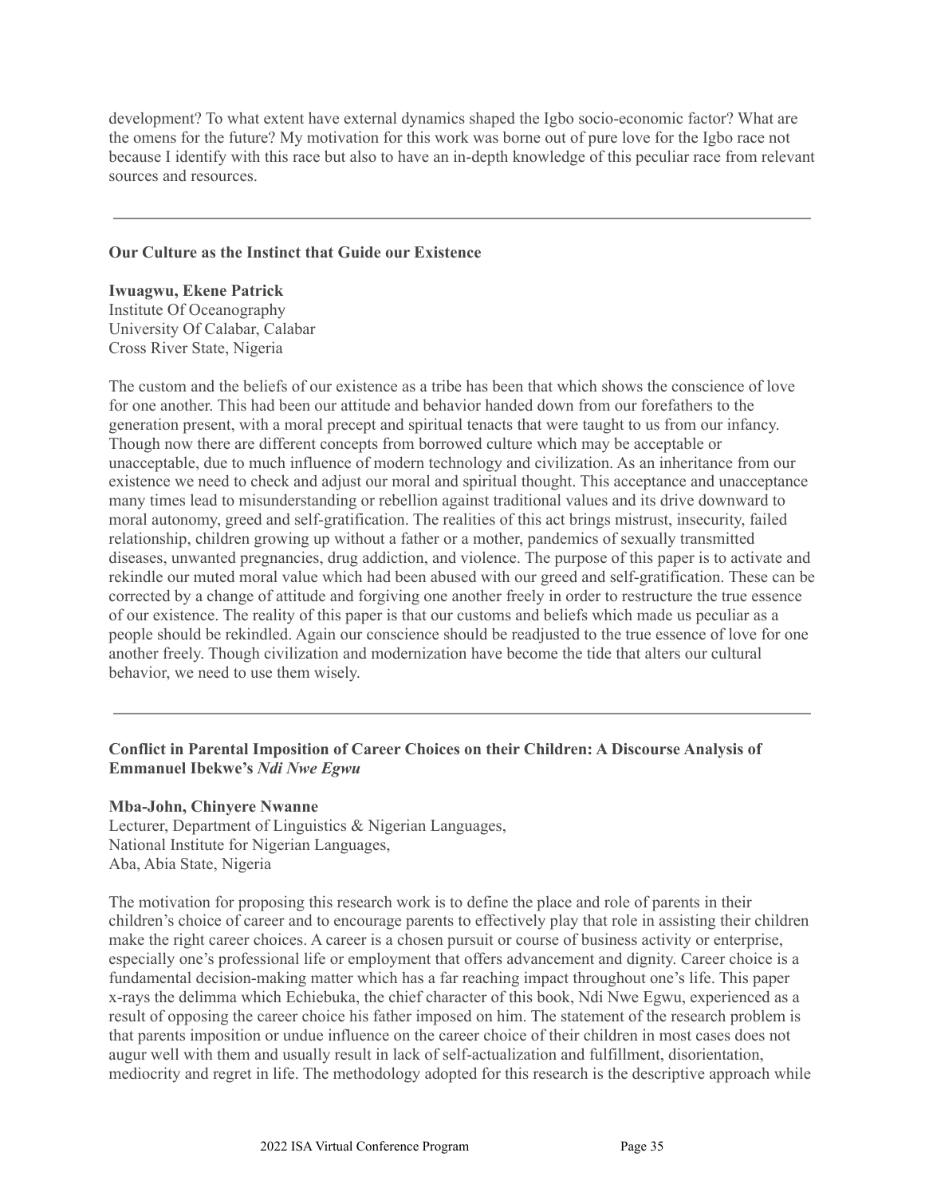development? To what extent have external dynamics shaped the Igbo socio-economic factor? What are the omens for the future? My motivation for this work was borne out of pure love for the Igbo race not because I identify with this race but also to have an in-depth knowledge of this peculiar race from relevant sources and resources.

---

**Our Culture as the Instinct that Guide our Existence**

**Iwuagwu, Ekene Patrick**
Institute Of Oceanography
University Of Calabar, Calabar
Cross River State, Nigeria

The custom and the beliefs of our existence as a tribe has been that which shows the conscience of love for one another. This had been our attitude and behavior handed down from our forefathers to the generation present, with a moral precept and spiritual tenacts that were taught to us from our infancy. Though now there are different concepts from borrowed culture which may be acceptable or unacceptable, due to much influence of modern technology and civilization. As an inheritance from our existence we need to check and adjust our moral and spiritual thought. This acceptance and unacceptance many times lead to misunderstanding or rebellion against traditional values and its drive downward to moral autonomy, greed and self-gratification. The realities of this act brings mistrust, insecurity, failed relationship, children growing up without a father or a mother, pandemics of sexually transmitted diseases, unwanted pregnancies, drug addiction, and violence. The purpose of this paper is to activate and rekindle our muted moral value which had been abused with our greed and self-gratification. These can be corrected by a change of attitude and forgiving one another freely in order to restructure the true essence of our existence. The reality of this paper is that our customs and beliefs which made us peculiar as a people should be rekindled. Again our conscience should be readjusted to the true essence of love for one another freely. Though civilization and modernization have become the tide that alters our cultural behavior, we need to use them wisely.

---

**Conflict in Parental Imposition of Career Choices on their Children: A Discourse Analysis of Emmanuel Ibekwe's *Ndi Nwe Egwu***

**Mba-John, Chinyere Nwanne**
Lecturer, Department of Linguistics & Nigerian Languages,
National Institute for Nigerian Languages,
Aba, Abia State, Nigeria

The motivation for proposing this research work is to define the place and role of parents in their children's choice of career and to encourage parents to effectively play that role in assisting their children make the right career choices. A career is a chosen pursuit or course of business activity or enterprise, especially one's professional life or employment that offers advancement and dignity. Career choice is a fundamental decision-making matter which has a far reaching impact throughout one's life. This paper x-rays the delimma which Echiebuka, the chief character of this book, Ndi Nwe Egwu, experienced as a result of opposing the career choice his father imposed on him. The statement of the research problem is that parents imposition or undue influence on the career choice of their children in most cases does not augur well with them and usually result in lack of self-actualization and fulfillment, disorientation, mediocrity and regret in life. The methodology adopted for this research is the descriptive approach while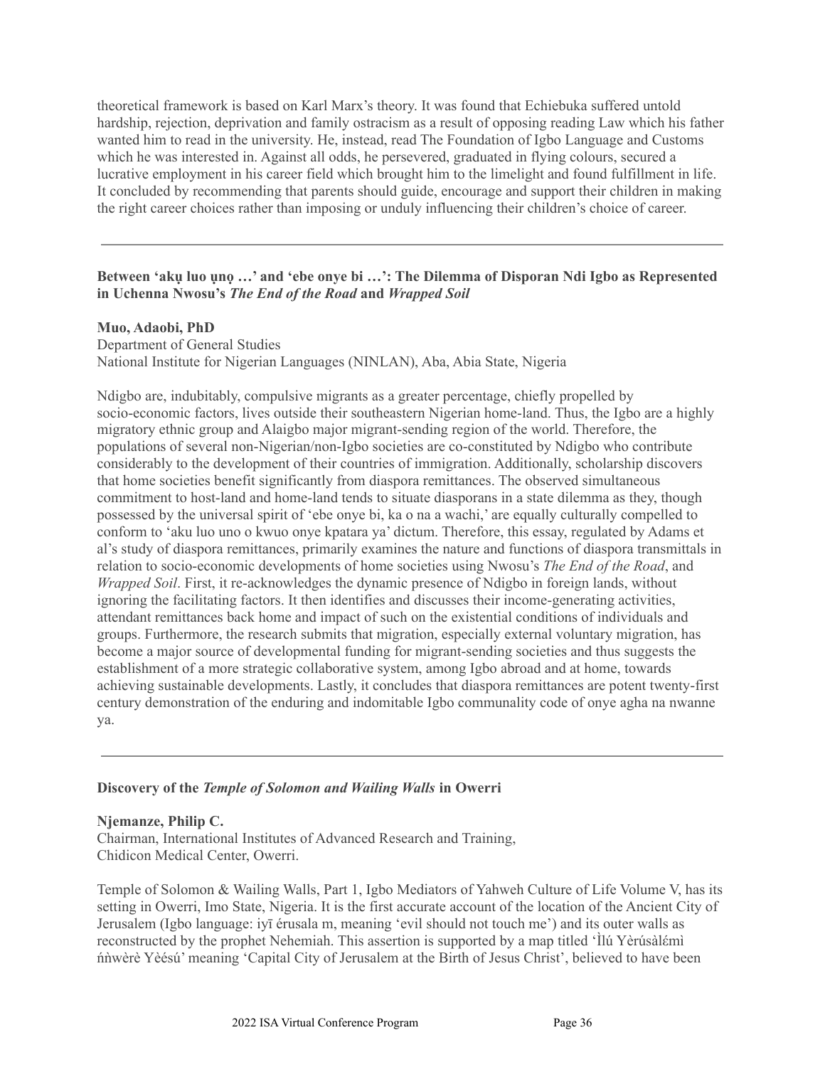theoretical framework is based on Karl Marx's theory. It was found that Echiebuka suffered untold hardship, rejection, deprivation and family ostracism as a result of opposing reading Law which his father wanted him to read in the university. He, instead, read The Foundation of Igbo Language and Customs which he was interested in. Against all odds, he persevered, graduated in flying colours, secured a lucrative employment in his career field which brought him to the limelight and found fulfillment in life. It concluded by recommending that parents should guide, encourage and support their children in making the right career choices rather than imposing or unduly influencing their children's choice of career.

---

**Between 'akụ luo ụnọ …' and 'ebe onye bi …': The Dilemma of Disporan Ndi Igbo as Represented in Uchenna Nwosu's *The End of the Road* and *Wrapped Soil***

**Muo, Adaobi, PhD**
Department of General Studies
National Institute for Nigerian Languages (NINLAN), Aba, Abia State, Nigeria

Ndigbo are, indubitably, compulsive migrants as a greater percentage, chiefly propelled by socio-economic factors, lives outside their southeastern Nigerian home-land. Thus, the Igbo are a highly migratory ethnic group and Alaigbo major migrant-sending region of the world. Therefore, the populations of several non-Nigerian/non-Igbo societies are co-constituted by Ndigbo who contribute considerably to the development of their countries of immigration. Additionally, scholarship discovers that home societies benefit significantly from diaspora remittances. The observed simultaneous commitment to host-land and home-land tends to situate diasporans in a state dilemma as they, though possessed by the universal spirit of 'ebe onye bi, ka o na a wachi,' are equally culturally compelled to conform to 'aku luo uno o kwuo onye kpatara ya' dictum. Therefore, this essay, regulated by Adams et al's study of diaspora remittances, primarily examines the nature and functions of diaspora transmittals in relation to socio-economic developments of home societies using Nwosu's *The End of the Road*, and *Wrapped Soil*. First, it re-acknowledges the dynamic presence of Ndigbo in foreign lands, without ignoring the facilitating factors. It then identifies and discusses their income-generating activities, attendant remittances back home and impact of such on the existential conditions of individuals and groups. Furthermore, the research submits that migration, especially external voluntary migration, has become a major source of developmental funding for migrant-sending societies and thus suggests the establishment of a more strategic collaborative system, among Igbo abroad and at home, towards achieving sustainable developments. Lastly, it concludes that diaspora remittances are potent twenty-first century demonstration of the enduring and indomitable Igbo communality code of onye agha na nwanne ya.

---

**Discovery of the *Temple of Solomon and Wailing Walls* in Owerri**

**Njemanze, Philip C.**
Chairman, International Institutes of Advanced Research and Training,
Chidicon Medical Center, Owerri.

Temple of Solomon & Wailing Walls, Part 1, Igbo Mediators of Yahweh Culture of Life Volume V, has its setting in Owerri, Imo State, Nigeria. It is the first accurate account of the location of the Ancient City of Jerusalem (Igbo language: iyī érusala m, meaning 'evil should not touch me') and its outer walls as reconstructed by the prophet Nehemiah. This assertion is supported by a map titled 'Ìlú Yèrúsàlémì ńǹwèrè Yèésú' meaning 'Capital City of Jerusalem at the Birth of Jesus Christ', believed to have been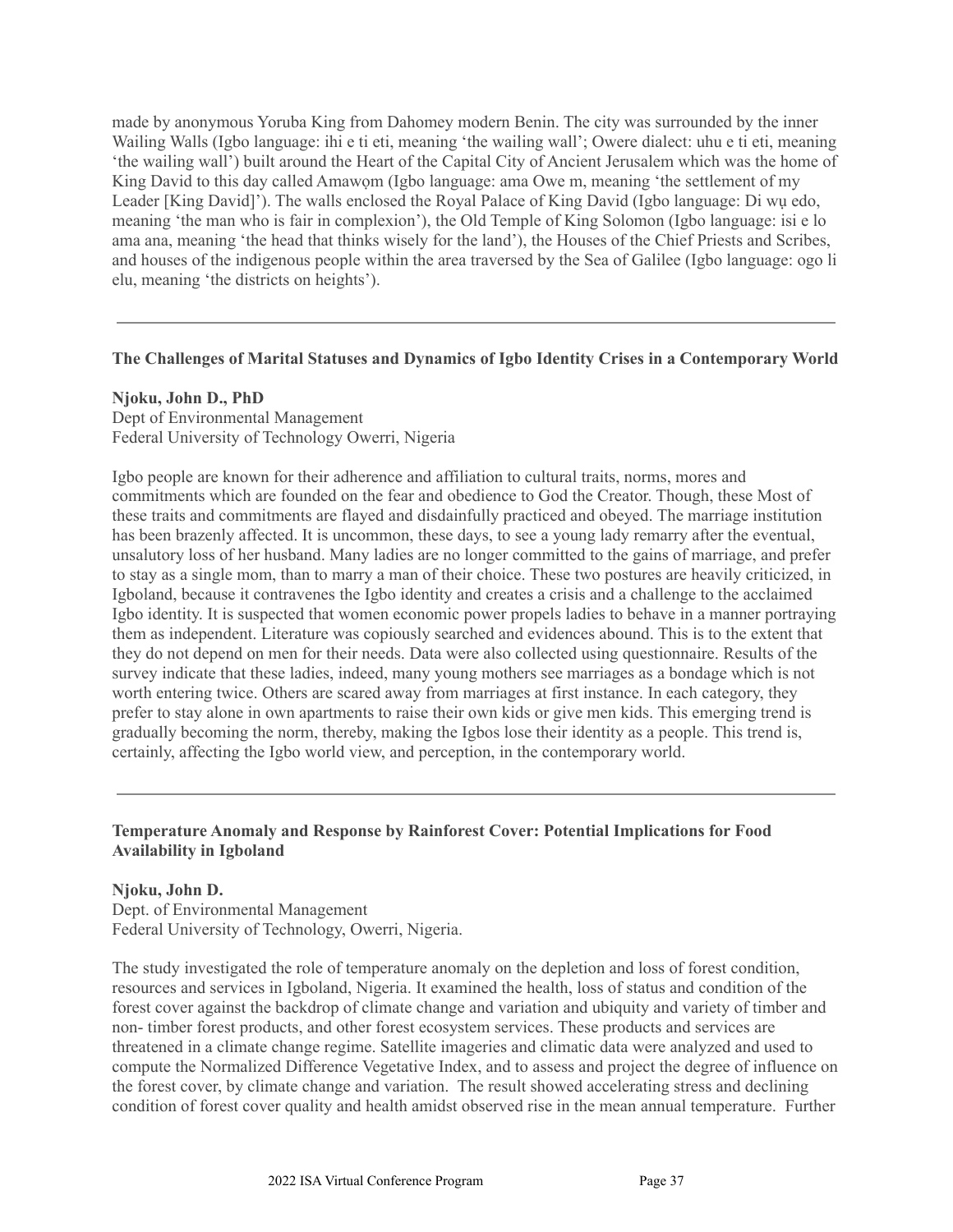made by anonymous Yoruba King from Dahomey modern Benin. The city was surrounded by the inner Wailing Walls (Igbo language: ihi e ti eti, meaning 'the wailing wall'; Owere dialect: uhu e ti eti, meaning 'the wailing wall') built around the Heart of the Capital City of Ancient Jerusalem which was the home of King David to this day called Amawọm (Igbo language: ama Owe m, meaning 'the settlement of my Leader [King David]'). The walls enclosed the Royal Palace of King David (Igbo language: Di wụ edo, meaning 'the man who is fair in complexion'), the Old Temple of King Solomon (Igbo language: isi e lo ama ana, meaning 'the head that thinks wisely for the land'), the Houses of the Chief Priests and Scribes, and houses of the indigenous people within the area traversed by the Sea of Galilee (Igbo language: ogo li elu, meaning 'the districts on heights').

---

### The Challenges of Marital Statuses and Dynamics of Igbo Identity Crises in a Contemporary World

**Njoku, John D., PhD**
Dept of Environmental Management
Federal University of Technology Owerri, Nigeria

Igbo people are known for their adherence and affiliation to cultural traits, norms, mores and commitments which are founded on the fear and obedience to God the Creator. Though, these Most of these traits and commitments are flayed and disdainfully practiced and obeyed. The marriage institution has been brazenly affected. It is uncommon, these days, to see a young lady remarry after the eventual, unsalutory loss of her husband. Many ladies are no longer committed to the gains of marriage, and prefer to stay as a single mom, than to marry a man of their choice. These two postures are heavily criticized, in Igboland, because it contravenes the Igbo identity and creates a crisis and a challenge to the acclaimed Igbo identity. It is suspected that women economic power propels ladies to behave in a manner portraying them as independent. Literature was copiously searched and evidences abound. This is to the extent that they do not depend on men for their needs. Data were also collected using questionnaire. Results of the survey indicate that these ladies, indeed, many young mothers see marriages as a bondage which is not worth entering twice. Others are scared away from marriages at first instance. In each category, they prefer to stay alone in own apartments to raise their own kids or give men kids. This emerging trend is gradually becoming the norm, thereby, making the Igbos lose their identity as a people. This trend is, certainly, affecting the Igbo world view, and perception, in the contemporary world.

---

### Temperature Anomaly and Response by Rainforest Cover: Potential Implications for Food Availability in Igboland

**Njoku, John D.**
Dept. of Environmental Management
Federal University of Technology, Owerri, Nigeria.

The study investigated the role of temperature anomaly on the depletion and loss of forest condition, resources and services in Igboland, Nigeria. It examined the health, loss of status and condition of the forest cover against the backdrop of climate change and variation and ubiquity and variety of timber and non- timber forest products, and other forest ecosystem services. These products and services are threatened in a climate change regime. Satellite imageries and climatic data were analyzed and used to compute the Normalized Difference Vegetative Index, and to assess and project the degree of influence on the forest cover, by climate change and variation. The result showed accelerating stress and declining condition of forest cover quality and health amidst observed rise in the mean annual temperature. Further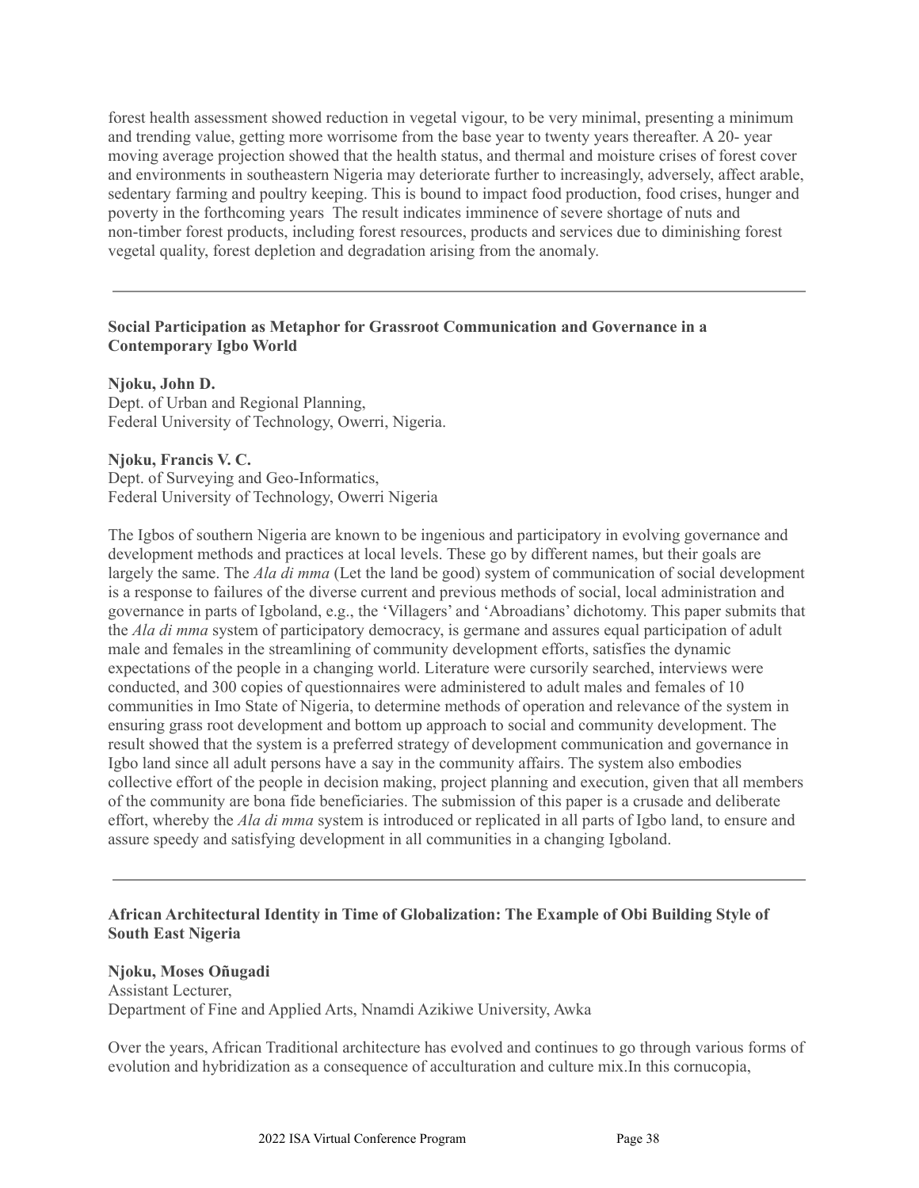forest health assessment showed reduction in vegetal vigour, to be very minimal, presenting a minimum and trending value, getting more worrisome from the base year to twenty years thereafter. A 20- year moving average projection showed that the health status, and thermal and moisture crises of forest cover and environments in southeastern Nigeria may deteriorate further to increasingly, adversely, affect arable, sedentary farming and poultry keeping. This is bound to impact food production, food crises, hunger and poverty in the forthcoming years The result indicates imminence of severe shortage of nuts and non-timber forest products, including forest resources, products and services due to diminishing forest vegetal quality, forest depletion and degradation arising from the anomaly.

---

### Social Participation as Metaphor for Grassroot Communication and Governance in a Contemporary Igbo World

**Njoku, John D.**
Dept. of Urban and Regional Planning,
Federal University of Technology, Owerri, Nigeria.

**Njoku, Francis V. C.**
Dept. of Surveying and Geo-Informatics,
Federal University of Technology, Owerri Nigeria

The Igbos of southern Nigeria are known to be ingenious and participatory in evolving governance and development methods and practices at local levels. These go by different names, but their goals are largely the same. The *Ala di mma* (Let the land be good) system of communication of social development is a response to failures of the diverse current and previous methods of social, local administration and governance in parts of Igboland, e.g., the 'Villagers' and 'Abroadians' dichotomy. This paper submits that the *Ala di mma* system of participatory democracy, is germane and assures equal participation of adult male and females in the streamlining of community development efforts, satisfies the dynamic expectations of the people in a changing world. Literature were cursorily searched, interviews were conducted, and 300 copies of questionnaires were administered to adult males and females of 10 communities in Imo State of Nigeria, to determine methods of operation and relevance of the system in ensuring grass root development and bottom up approach to social and community development. The result showed that the system is a preferred strategy of development communication and governance in Igbo land since all adult persons have a say in the community affairs. The system also embodies collective effort of the people in decision making, project planning and execution, given that all members of the community are bona fide beneficiaries. The submission of this paper is a crusade and deliberate effort, whereby the *Ala di mma* system is introduced or replicated in all parts of Igbo land, to ensure and assure speedy and satisfying development in all communities in a changing Igboland.

---

### African Architectural Identity in Time of Globalization: The Example of Obi Building Style of South East Nigeria

**Njoku, Moses Oñugadi**
Assistant Lecturer,
Department of Fine and Applied Arts, Nnamdi Azikiwe University, Awka

Over the years, African Traditional architecture has evolved and continues to go through various forms of evolution and hybridization as a consequence of acculturation and culture mix.In this cornucopia,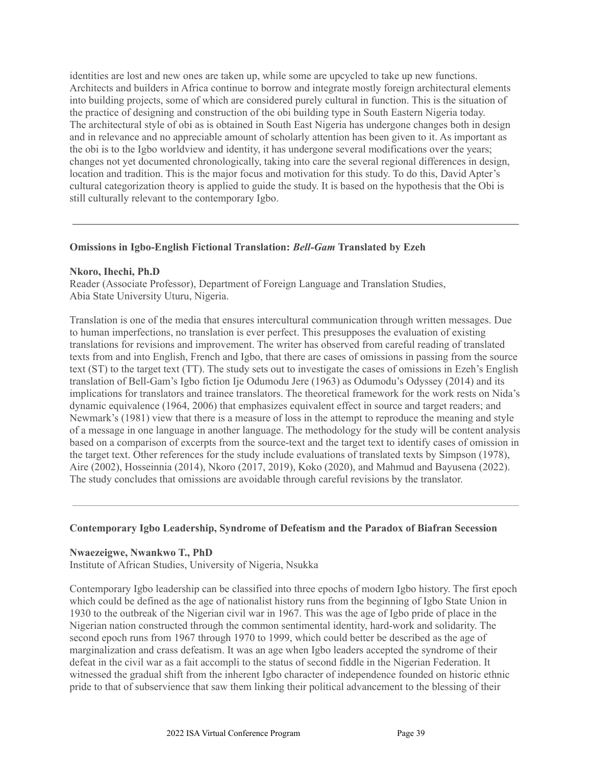identities are lost and new ones are taken up, while some are upcycled to take up new functions. Architects and builders in Africa continue to borrow and integrate mostly foreign architectural elements into building projects, some of which are considered purely cultural in function. This is the situation of the practice of designing and construction of the obi building type in South Eastern Nigeria today. The architectural style of obi as is obtained in South East Nigeria has undergone changes both in design and in relevance and no appreciable amount of scholarly attention has been given to it. As important as the obi is to the Igbo worldview and identity, it has undergone several modifications over the years; changes not yet documented chronologically, taking into care the several regional differences in design, location and tradition. This is the major focus and motivation for this study. To do this, David Apter's cultural categorization theory is applied to guide the study. It is based on the hypothesis that the Obi is still culturally relevant to the contemporary Igbo.

---

### Omissions in Igbo-English Fictional Translation: *Bell-Gam* Translated by Ezeh

**Nkoro, Ihechi, Ph.D**
Reader (Associate Professor), Department of Foreign Language and Translation Studies, Abia State University Uturu, Nigeria.

Translation is one of the media that ensures intercultural communication through written messages. Due to human imperfections, no translation is ever perfect. This presupposes the evaluation of existing translations for revisions and improvement. The writer has observed from careful reading of translated texts from and into English, French and Igbo, that there are cases of omissions in passing from the source text (ST) to the target text (TT). The study sets out to investigate the cases of omissions in Ezeh's English translation of Bell-Gam's Igbo fiction Ije Odumodu Jere (1963) as Odumodu's Odyssey (2014) and its implications for translators and trainee translators. The theoretical framework for the work rests on Nida's dynamic equivalence (1964, 2006) that emphasizes equivalent effect in source and target readers; and Newmark's (1981) view that there is a measure of loss in the attempt to reproduce the meaning and style of a message in one language in another language. The methodology for the study will be content analysis based on a comparison of excerpts from the source-text and the target text to identify cases of omission in the target text. Other references for the study include evaluations of translated texts by Simpson (1978), Aire (2002), Hosseinnia (2014), Nkoro (2017, 2019), Koko (2020), and Mahmud and Bayusena (2022). The study concludes that omissions are avoidable through careful revisions by the translator.

---

### Contemporary Igbo Leadership, Syndrome of Defeatism and the Paradox of Biafran Secession

**Nwaezeigwe, Nwankwo T., PhD**
Institute of African Studies, University of Nigeria, Nsukka

Contemporary Igbo leadership can be classified into three epochs of modern Igbo history. The first epoch which could be defined as the age of nationalist history runs from the beginning of Igbo State Union in 1930 to the outbreak of the Nigerian civil war in 1967. This was the age of Igbo pride of place in the Nigerian nation constructed through the common sentimental identity, hard-work and solidarity. The second epoch runs from 1967 through 1970 to 1999, which could better be described as the age of marginalization and crass defeatism. It was an age when Igbo leaders accepted the syndrome of their defeat in the civil war as a fait accompli to the status of second fiddle in the Nigerian Federation. It witnessed the gradual shift from the inherent Igbo character of independence founded on historic ethnic pride to that of subservience that saw them linking their political advancement to the blessing of their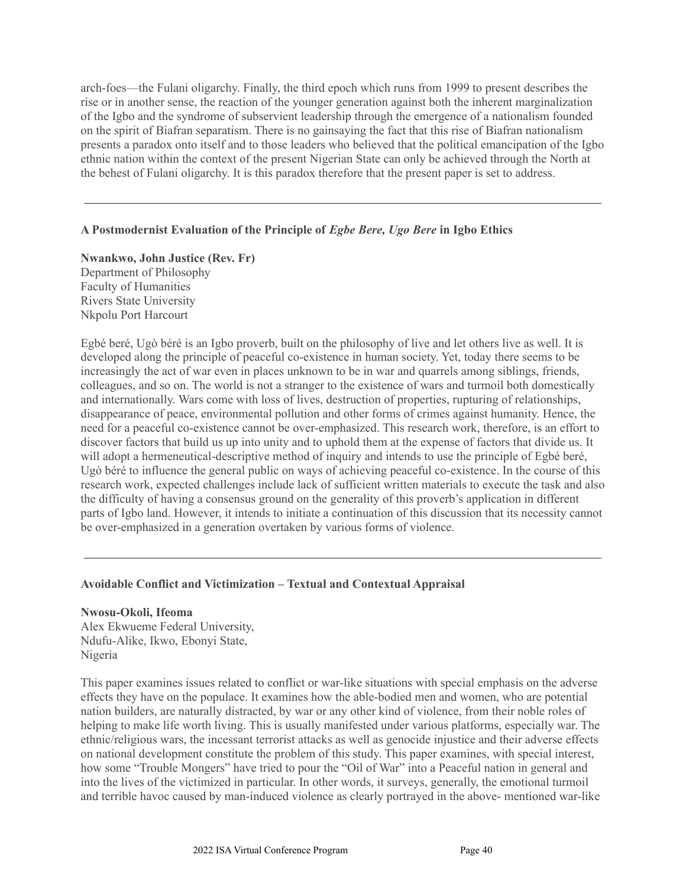arch-foes—the Fulani oligarchy. Finally, the third epoch which runs from 1999 to present describes the rise or in another sense, the reaction of the younger generation against both the inherent marginalization of the Igbo and the syndrome of subservient leadership through the emergence of a nationalism founded on the spirit of Biafran separatism. There is no gainsaying the fact that this rise of Biafran nationalism presents a paradox onto itself and to those leaders who believed that the political emancipation of the Igbo ethnic nation within the context of the present Nigerian State can only be achieved through the North at the behest of Fulani oligarchy. It is this paradox therefore that the present paper is set to address.

---

### A Postmodernist Evaluation of the Principle of *Egbe Bere, Ugo Bere* in Igbo Ethics

**Nwankwo, John Justice (Rev. Fr)**
Department of Philosophy
Faculty of Humanities
Rivers State University
Nkpolu Port Harcourt

Egbé beré, Ugò béré is an Igbo proverb, built on the philosophy of live and let others live as well. It is developed along the principle of peaceful co-existence in human society. Yet, today there seems to be increasingly the act of war even in places unknown to be in war and quarrels among siblings, friends, colleagues, and so on. The world is not a stranger to the existence of wars and turmoil both domestically and internationally. Wars come with loss of lives, destruction of properties, rupturing of relationships, disappearance of peace, environmental pollution and other forms of crimes against humanity. Hence, the need for a peaceful co-existence cannot be over-emphasized. This research work, therefore, is an effort to discover factors that build us up into unity and to uphold them at the expense of factors that divide us. It will adopt a hermeneutical-descriptive method of inquiry and intends to use the principle of Egbé beré, Ugò béré to influence the general public on ways of achieving peaceful co-existence. In the course of this research work, expected challenges include lack of sufficient written materials to execute the task and also the difficulty of having a consensus ground on the generality of this proverb's application in different parts of Igbo land. However, it intends to initiate a continuation of this discussion that its necessity cannot be over-emphasized in a generation overtaken by various forms of violence.

---

### Avoidable Conflict and Victimization – Textual and Contextual Appraisal

**Nwosu-Okoli, Ifeoma**
Alex Ekwueme Federal University,
Ndufu-Alike, Ikwo, Ebonyi State,
Nigeria

This paper examines issues related to conflict or war-like situations with special emphasis on the adverse effects they have on the populace. It examines how the able-bodied men and women, who are potential nation builders, are naturally distracted, by war or any other kind of violence, from their noble roles of helping to make life worth living. This is usually manifested under various platforms, especially war. The ethnic/religious wars, the incessant terrorist attacks as well as genocide injustice and their adverse effects on national development constitute the problem of this study. This paper examines, with special interest, how some "Trouble Mongers" have tried to pour the "Oil of War" into a Peaceful nation in general and into the lives of the victimized in particular. In other words, it surveys, generally, the emotional turmoil and terrible havoc caused by man-induced violence as clearly portrayed in the above- mentioned war-like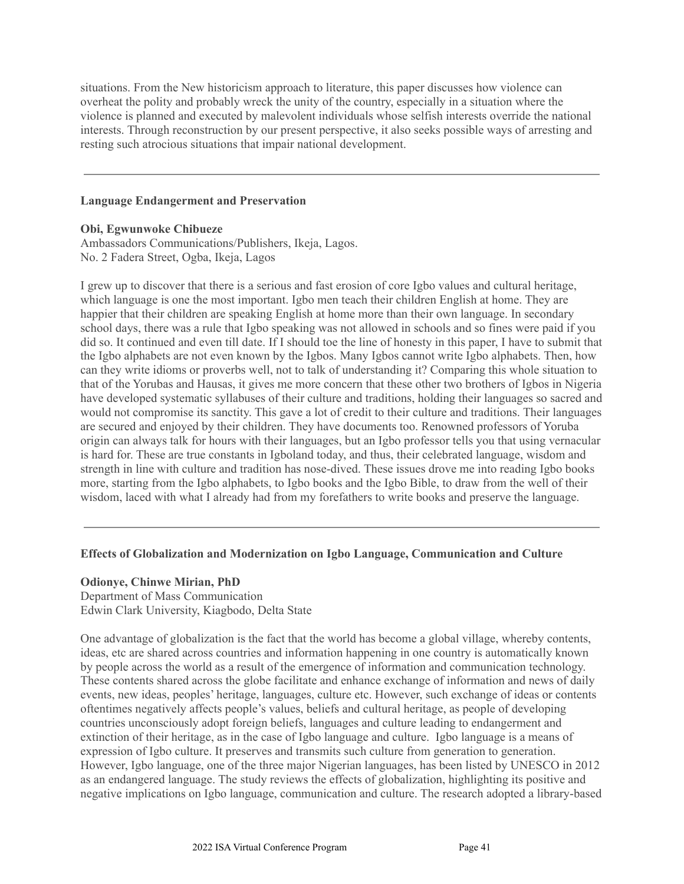situations. From the New historicism approach to literature, this paper discusses how violence can overheat the polity and probably wreck the unity of the country, especially in a situation where the violence is planned and executed by malevolent individuals whose selfish interests override the national interests. Through reconstruction by our present perspective, it also seeks possible ways of arresting and resting such atrocious situations that impair national development.

---

**Language Endangerment and Preservation**

**Obi, Egwunwoke Chibueze**
Ambassadors Communications/Publishers, Ikeja, Lagos.
No. 2 Fadera Street, Ogba, Ikeja, Lagos

I grew up to discover that there is a serious and fast erosion of core Igbo values and cultural heritage, which language is one the most important. Igbo men teach their children English at home. They are happier that their children are speaking English at home more than their own language. In secondary school days, there was a rule that Igbo speaking was not allowed in schools and so fines were paid if you did so. It continued and even till date. If I should toe the line of honesty in this paper, I have to submit that the Igbo alphabets are not even known by the Igbos. Many Igbos cannot write Igbo alphabets. Then, how can they write idioms or proverbs well, not to talk of understanding it? Comparing this whole situation to that of the Yorubas and Hausas, it gives me more concern that these other two brothers of Igbos in Nigeria have developed systematic syllabuses of their culture and traditions, holding their languages so sacred and would not compromise its sanctity. This gave a lot of credit to their culture and traditions. Their languages are secured and enjoyed by their children. They have documents too. Renowned professors of Yoruba origin can always talk for hours with their languages, but an Igbo professor tells you that using vernacular is hard for. These are true constants in Igboland today, and thus, their celebrated language, wisdom and strength in line with culture and tradition has nose-dived. These issues drove me into reading Igbo books more, starting from the Igbo alphabets, to Igbo books and the Igbo Bible, to draw from the well of their wisdom, laced with what I already had from my forefathers to write books and preserve the language.

---

**Effects of Globalization and Modernization on Igbo Language, Communication and Culture**

**Odionye, Chinwe Mirian, PhD**
Department of Mass Communication
Edwin Clark University, Kiagbodo, Delta State

One advantage of globalization is the fact that the world has become a global village, whereby contents, ideas, etc are shared across countries and information happening in one country is automatically known by people across the world as a result of the emergence of information and communication technology. These contents shared across the globe facilitate and enhance exchange of information and news of daily events, new ideas, peoples' heritage, languages, culture etc. However, such exchange of ideas or contents oftentimes negatively affects people's values, beliefs and cultural heritage, as people of developing countries unconsciously adopt foreign beliefs, languages and culture leading to endangerment and extinction of their heritage, as in the case of Igbo language and culture. Igbo language is a means of expression of Igbo culture. It preserves and transmits such culture from generation to generation. However, Igbo language, one of the three major Nigerian languages, has been listed by UNESCO in 2012 as an endangered language. The study reviews the effects of globalization, highlighting its positive and negative implications on Igbo language, communication and culture. The research adopted a library-based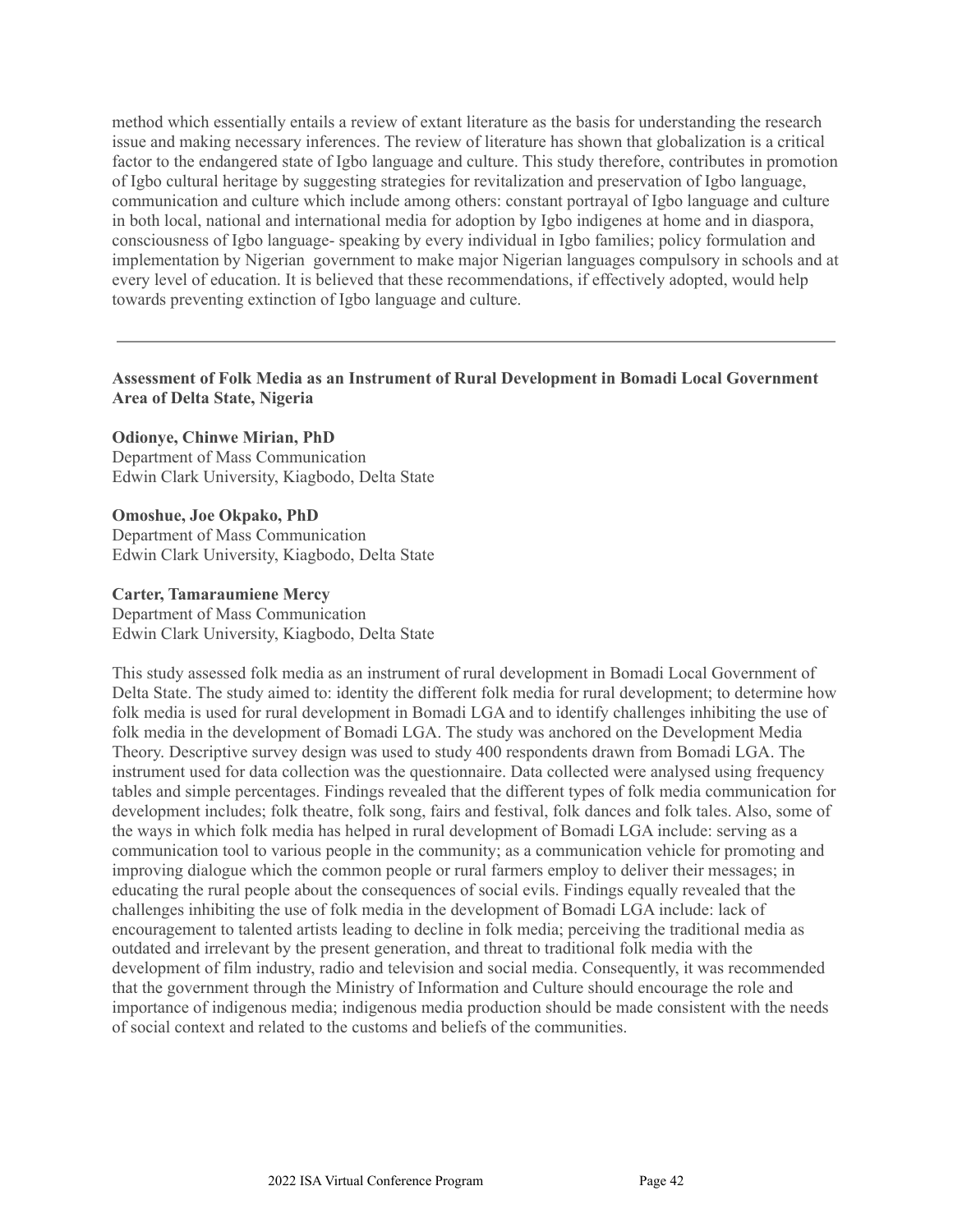method which essentially entails a review of extant literature as the basis for understanding the research issue and making necessary inferences. The review of literature has shown that globalization is a critical factor to the endangered state of Igbo language and culture. This study therefore, contributes in promotion of Igbo cultural heritage by suggesting strategies for revitalization and preservation of Igbo language, communication and culture which include among others: constant portrayal of Igbo language and culture in both local, national and international media for adoption by Igbo indigenes at home and in diaspora, consciousness of Igbo language- speaking by every individual in Igbo families; policy formulation and implementation by Nigerian government to make major Nigerian languages compulsory in schools and at every level of education. It is believed that these recommendations, if effectively adopted, would help towards preventing extinction of Igbo language and culture.

---

**Assessment of Folk Media as an Instrument of Rural Development in Bomadi Local Government Area of Delta State, Nigeria**

**Odionye, Chinwe Mirian, PhD**
Department of Mass Communication
Edwin Clark University, Kiagbodo, Delta State

**Omoshue, Joe Okpako, PhD**
Department of Mass Communication
Edwin Clark University, Kiagbodo, Delta State

**Carter, Tamaraumiene Mercy**
Department of Mass Communication
Edwin Clark University, Kiagbodo, Delta State

This study assessed folk media as an instrument of rural development in Bomadi Local Government of Delta State. The study aimed to: identity the different folk media for rural development; to determine how folk media is used for rural development in Bomadi LGA and to identify challenges inhibiting the use of folk media in the development of Bomadi LGA. The study was anchored on the Development Media Theory. Descriptive survey design was used to study 400 respondents drawn from Bomadi LGA. The instrument used for data collection was the questionnaire. Data collected were analysed using frequency tables and simple percentages. Findings revealed that the different types of folk media communication for development includes; folk theatre, folk song, fairs and festival, folk dances and folk tales. Also, some of the ways in which folk media has helped in rural development of Bomadi LGA include: serving as a communication tool to various people in the community; as a communication vehicle for promoting and improving dialogue which the common people or rural farmers employ to deliver their messages; in educating the rural people about the consequences of social evils. Findings equally revealed that the challenges inhibiting the use of folk media in the development of Bomadi LGA include: lack of encouragement to talented artists leading to decline in folk media; perceiving the traditional media as outdated and irrelevant by the present generation, and threat to traditional folk media with the development of film industry, radio and television and social media. Consequently, it was recommended that the government through the Ministry of Information and Culture should encourage the role and importance of indigenous media; indigenous media production should be made consistent with the needs of social context and related to the customs and beliefs of the communities.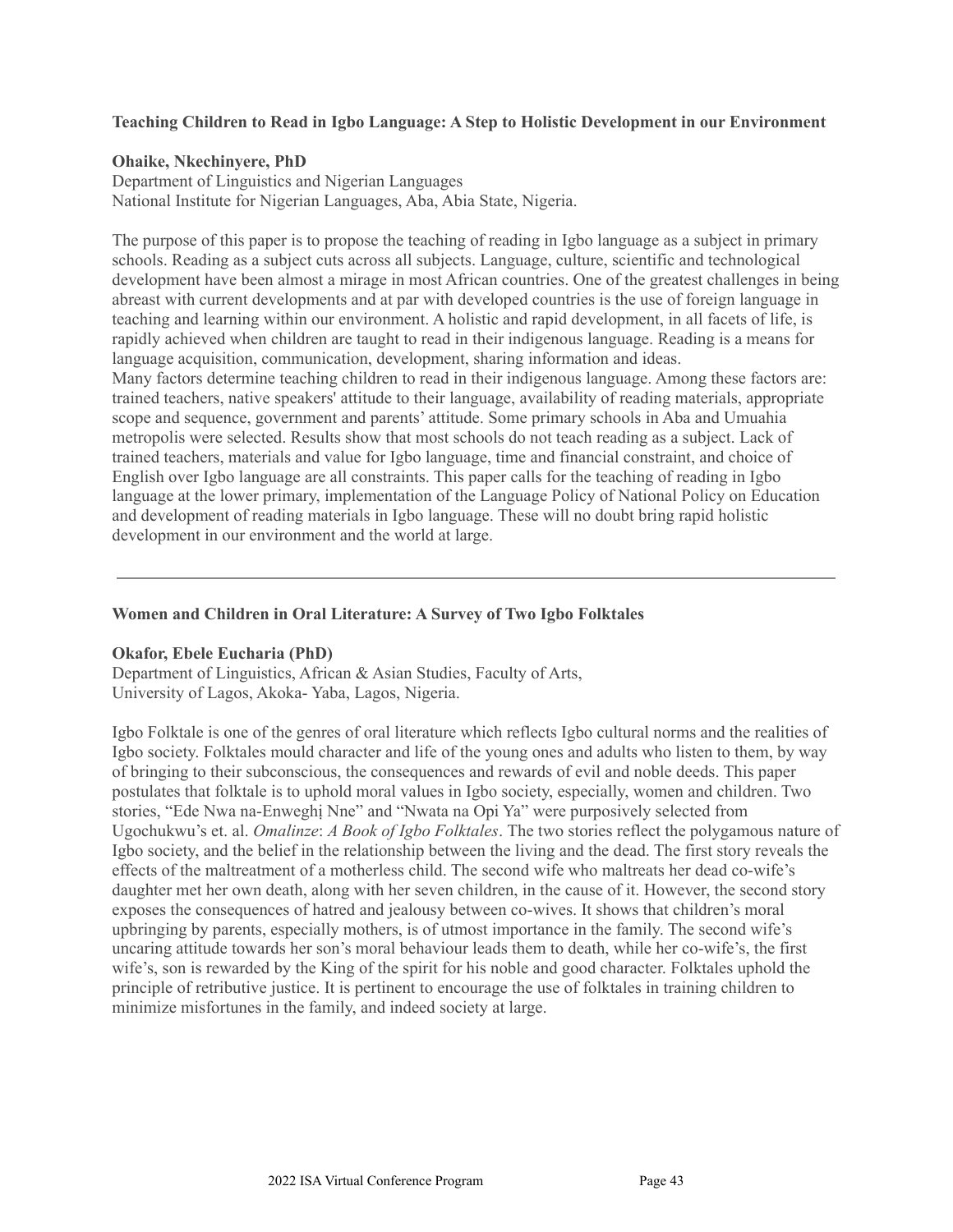**Teaching Children to Read in Igbo Language: A Step to Holistic Development in our Environment**

**Ohaike, Nkechinyere, PhD**
Department of Linguistics and Nigerian Languages
National Institute for Nigerian Languages, Aba, Abia State, Nigeria.

The purpose of this paper is to propose the teaching of reading in Igbo language as a subject in primary schools. Reading as a subject cuts across all subjects. Language, culture, scientific and technological development have been almost a mirage in most African countries. One of the greatest challenges in being abreast with current developments and at par with developed countries is the use of foreign language in teaching and learning within our environment. A holistic and rapid development, in all facets of life, is rapidly achieved when children are taught to read in their indigenous language. Reading is a means for language acquisition, communication, development, sharing information and ideas.
Many factors determine teaching children to read in their indigenous language. Among these factors are: trained teachers, native speakers' attitude to their language, availability of reading materials, appropriate scope and sequence, government and parents' attitude. Some primary schools in Aba and Umuahia metropolis were selected. Results show that most schools do not teach reading as a subject. Lack of trained teachers, materials and value for Igbo language, time and financial constraint, and choice of English over Igbo language are all constraints. This paper calls for the teaching of reading in Igbo language at the lower primary, implementation of the Language Policy of National Policy on Education and development of reading materials in Igbo language. These will no doubt bring rapid holistic development in our environment and the world at large.

---

**Women and Children in Oral Literature: A Survey of Two Igbo Folktales**

**Okafor, Ebele Eucharia (PhD)**
Department of Linguistics, African & Asian Studies, Faculty of Arts,
University of Lagos, Akoka- Yaba, Lagos, Nigeria.

Igbo Folktale is one of the genres of oral literature which reflects Igbo cultural norms and the realities of Igbo society. Folktales mould character and life of the young ones and adults who listen to them, by way of bringing to their subconscious, the consequences and rewards of evil and noble deeds. This paper postulates that folktale is to uphold moral values in Igbo society, especially, women and children. Two stories, "Ede Nwa na-Enweghị Nne" and "Nwata na Opi Ya" were purposively selected from Ugochukwu's et. al. *Omalinze*: *A Book of Igbo Folktales*. The two stories reflect the polygamous nature of Igbo society, and the belief in the relationship between the living and the dead. The first story reveals the effects of the maltreatment of a motherless child. The second wife who maltreats her dead co-wife's daughter met her own death, along with her seven children, in the cause of it. However, the second story exposes the consequences of hatred and jealousy between co-wives. It shows that children's moral upbringing by parents, especially mothers, is of utmost importance in the family. The second wife's uncaring attitude towards her son's moral behaviour leads them to death, while her co-wife's, the first wife's, son is rewarded by the King of the spirit for his noble and good character. Folktales uphold the principle of retributive justice. It is pertinent to encourage the use of folktales in training children to minimize misfortunes in the family, and indeed society at large.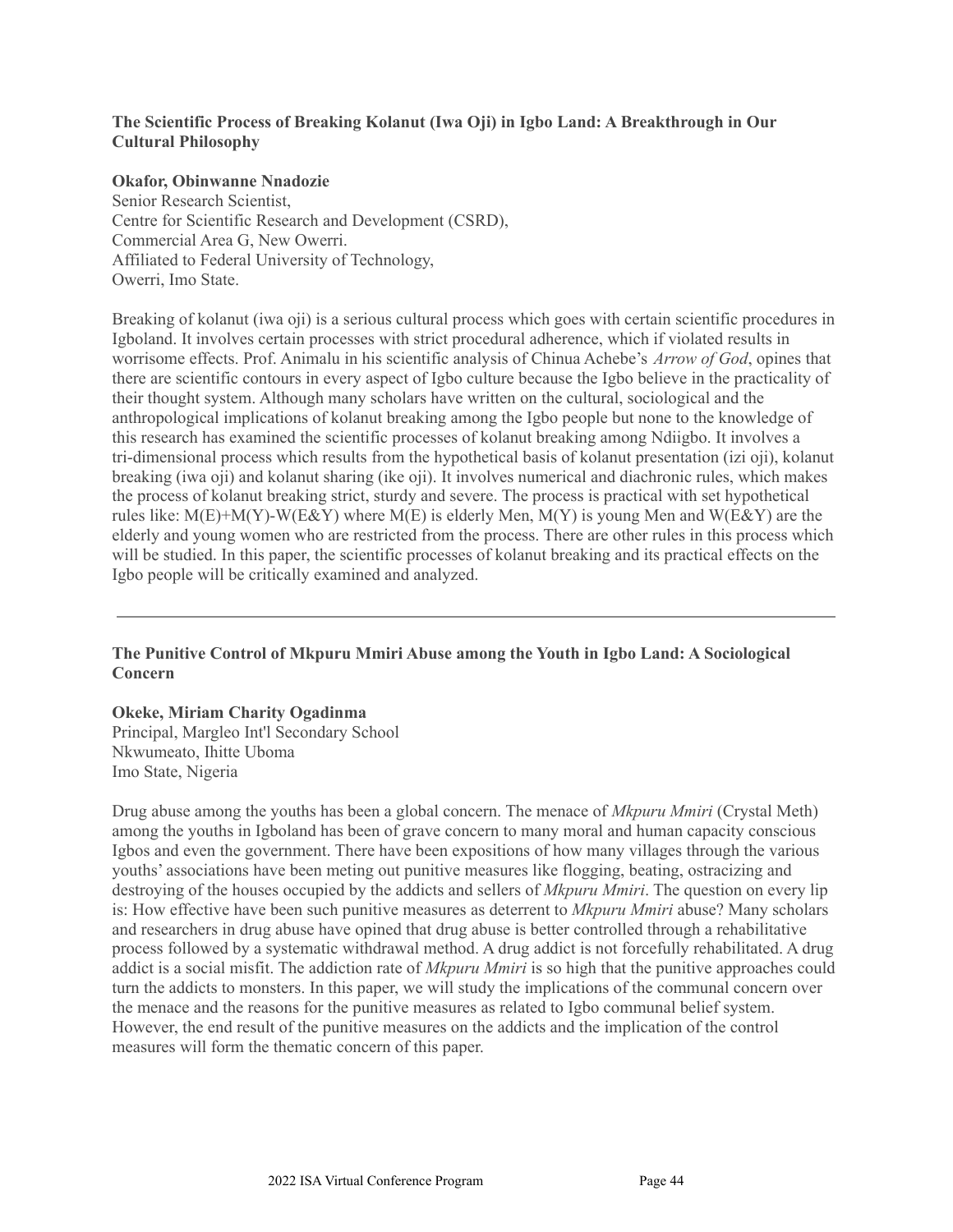### The Scientific Process of Breaking Kolanut (Iwa Oji) in Igbo Land: A Breakthrough in Our Cultural Philosophy

**Okafor, Obinwanne Nnadozie**
Senior Research Scientist,
Centre for Scientific Research and Development (CSRD),
Commercial Area G, New Owerri.
Affiliated to Federal University of Technology,
Owerri, Imo State.

Breaking of kolanut (iwa oji) is a serious cultural process which goes with certain scientific procedures in Igboland. It involves certain processes with strict procedural adherence, which if violated results in worrisome effects. Prof. Animalu in his scientific analysis of Chinua Achebe's *Arrow of God*, opines that there are scientific contours in every aspect of Igbo culture because the Igbo believe in the practicality of their thought system. Although many scholars have written on the cultural, sociological and the anthropological implications of kolanut breaking among the Igbo people but none to the knowledge of this research has examined the scientific processes of kolanut breaking among Ndiigbo. It involves a tri-dimensional process which results from the hypothetical basis of kolanut presentation (izi oji), kolanut breaking (iwa oji) and kolanut sharing (ike oji). It involves numerical and diachronic rules, which makes the process of kolanut breaking strict, sturdy and severe. The process is practical with set hypothetical rules like: M(E)+M(Y)-W(E&Y) where M(E) is elderly Men, M(Y) is young Men and W(E&Y) are the elderly and young women who are restricted from the process. There are other rules in this process which will be studied. In this paper, the scientific processes of kolanut breaking and its practical effects on the Igbo people will be critically examined and analyzed.

---

### The Punitive Control of Mkpuru Mmiri Abuse among the Youth in Igbo Land: A Sociological Concern

**Okeke, Miriam Charity Ogadinma**
Principal, Margleo Int'l Secondary School
Nkwumeato, Ihitte Uboma
Imo State, Nigeria

Drug abuse among the youths has been a global concern. The menace of *Mkpuru Mmiri* (Crystal Meth) among the youths in Igboland has been of grave concern to many moral and human capacity conscious Igbos and even the government. There have been expositions of how many villages through the various youths' associations have been meting out punitive measures like flogging, beating, ostracizing and destroying of the houses occupied by the addicts and sellers of *Mkpuru Mmiri*. The question on every lip is: How effective have been such punitive measures as deterrent to *Mkpuru Mmiri* abuse? Many scholars and researchers in drug abuse have opined that drug abuse is better controlled through a rehabilitative process followed by a systematic withdrawal method. A drug addict is not forcefully rehabilitated. A drug addict is a social misfit. The addiction rate of *Mkpuru Mmiri* is so high that the punitive approaches could turn the addicts to monsters. In this paper, we will study the implications of the communal concern over the menace and the reasons for the punitive measures as related to Igbo communal belief system. However, the end result of the punitive measures on the addicts and the implication of the control measures will form the thematic concern of this paper.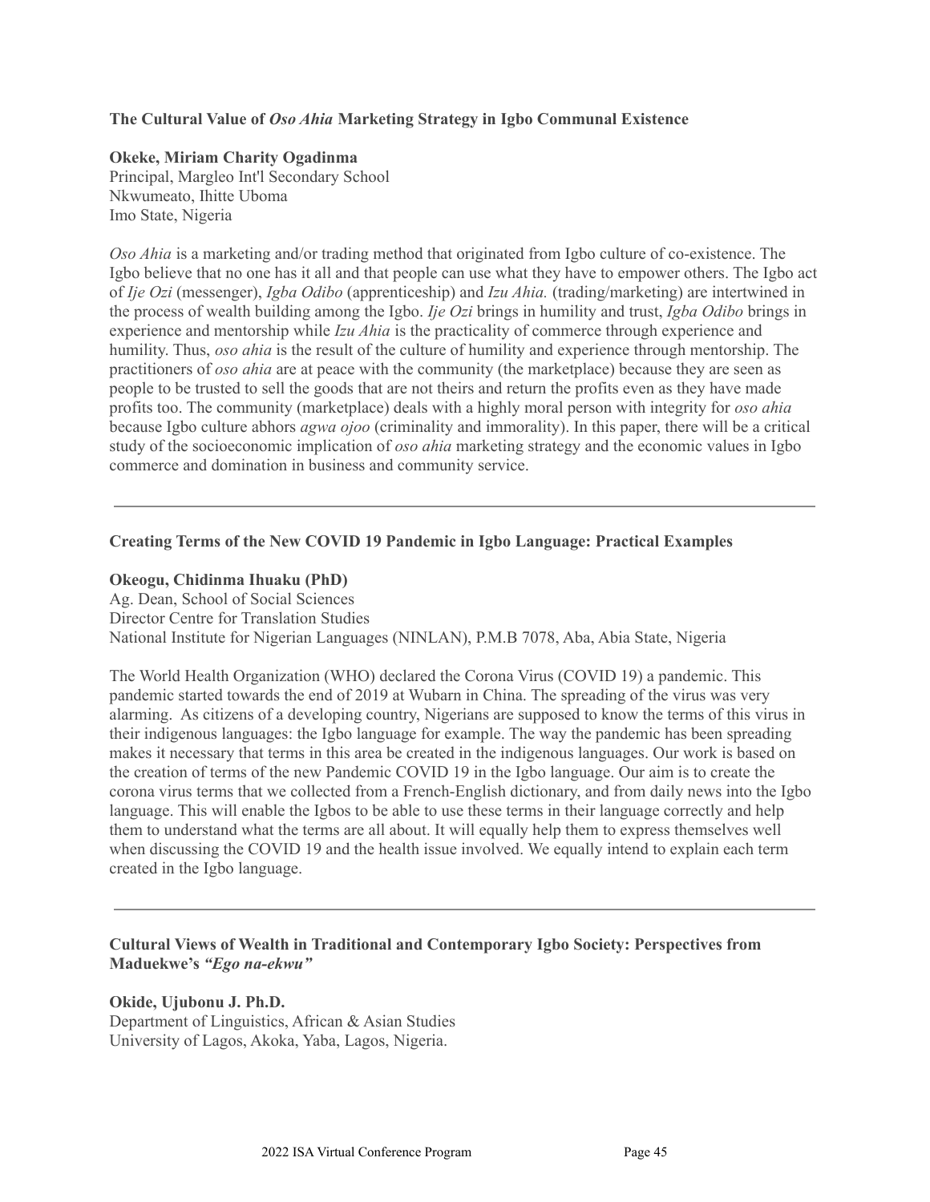### The Cultural Value of *Oso Ahia* Marketing Strategy in Igbo Communal Existence

**Okeke, Miriam Charity Ogadinma**
Principal, Margleo Int'l Secondary School
Nkwumeato, Ihitte Uboma
Imo State, Nigeria

*Oso Ahia* is a marketing and/or trading method that originated from Igbo culture of co-existence. The Igbo believe that no one has it all and that people can use what they have to empower others. The Igbo act of *Ije Ozi* (messenger), *Igba Odibo* (apprenticeship) and *Izu Ahia.* (trading/marketing) are intertwined in the process of wealth building among the Igbo. *Ije Ozi* brings in humility and trust, *Igba Odibo* brings in experience and mentorship while *Izu Ahia* is the practicality of commerce through experience and humility. Thus, *oso ahia* is the result of the culture of humility and experience through mentorship. The practitioners of *oso ahia* are at peace with the community (the marketplace) because they are seen as people to be trusted to sell the goods that are not theirs and return the profits even as they have made profits too. The community (marketplace) deals with a highly moral person with integrity for *oso ahia* because Igbo culture abhors *agwa ojoo* (criminality and immorality). In this paper, there will be a critical study of the socioeconomic implication of *oso ahia* marketing strategy and the economic values in Igbo commerce and domination in business and community service.

---

### Creating Terms of the New COVID 19 Pandemic in Igbo Language: Practical Examples

**Okeogu, Chidinma Ihuaku (PhD)**
Ag. Dean, School of Social Sciences
Director Centre for Translation Studies
National Institute for Nigerian Languages (NINLAN), P.M.B 7078, Aba, Abia State, Nigeria

The World Health Organization (WHO) declared the Corona Virus (COVID 19) a pandemic. This pandemic started towards the end of 2019 at Wubarn in China. The spreading of the virus was very alarming. As citizens of a developing country, Nigerians are supposed to know the terms of this virus in their indigenous languages: the Igbo language for example. The way the pandemic has been spreading makes it necessary that terms in this area be created in the indigenous languages. Our work is based on the creation of terms of the new Pandemic COVID 19 in the Igbo language. Our aim is to create the corona virus terms that we collected from a French-English dictionary, and from daily news into the Igbo language. This will enable the Igbos to be able to use these terms in their language correctly and help them to understand what the terms are all about. It will equally help them to express themselves well when discussing the COVID 19 and the health issue involved. We equally intend to explain each term created in the Igbo language.

---

### Cultural Views of Wealth in Traditional and Contemporary Igbo Society: Perspectives from Maduekwe's *"Ego na-ekwu"*

**Okide, Ujubonu J. Ph.D.**
Department of Linguistics, African & Asian Studies
University of Lagos, Akoka, Yaba, Lagos, Nigeria.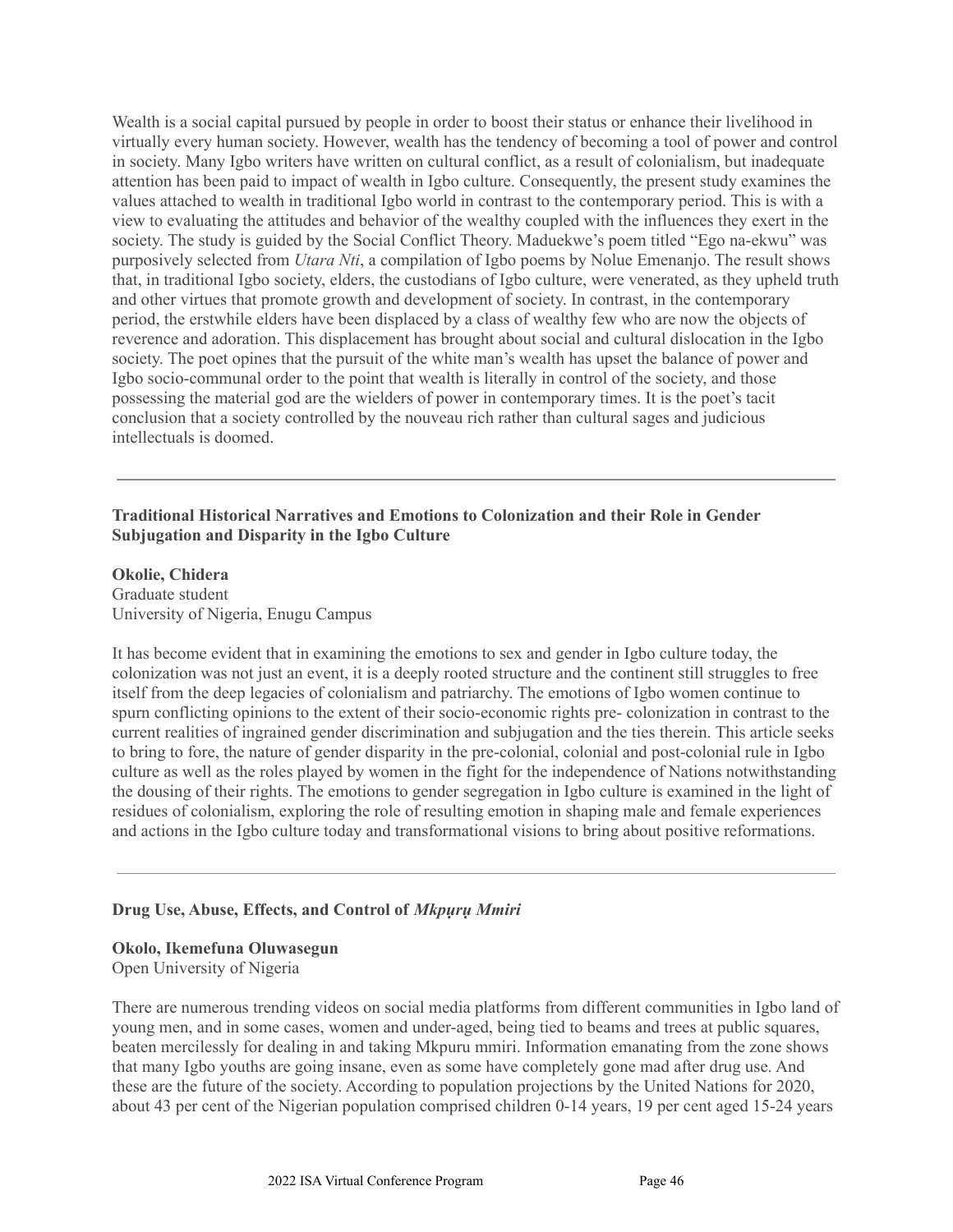Wealth is a social capital pursued by people in order to boost their status or enhance their livelihood in virtually every human society. However, wealth has the tendency of becoming a tool of power and control in society. Many Igbo writers have written on cultural conflict, as a result of colonialism, but inadequate attention has been paid to impact of wealth in Igbo culture. Consequently, the present study examines the values attached to wealth in traditional Igbo world in contrast to the contemporary period. This is with a view to evaluating the attitudes and behavior of the wealthy coupled with the influences they exert in the society. The study is guided by the Social Conflict Theory. Maduekwe's poem titled "Ego na-ekwu" was purposively selected from *Utara Nti*, a compilation of Igbo poems by Nolue Emenanjo. The result shows that, in traditional Igbo society, elders, the custodians of Igbo culture, were venerated, as they upheld truth and other virtues that promote growth and development of society. In contrast, in the contemporary period, the erstwhile elders have been displaced by a class of wealthy few who are now the objects of reverence and adoration. This displacement has brought about social and cultural dislocation in the Igbo society. The poet opines that the pursuit of the white man's wealth has upset the balance of power and Igbo socio-communal order to the point that wealth is literally in control of the society, and those possessing the material god are the wielders of power in contemporary times. It is the poet's tacit conclusion that a society controlled by the nouveau rich rather than cultural sages and judicious intellectuals is doomed.

---

**Traditional Historical Narratives and Emotions to Colonization and their Role in Gender Subjugation and Disparity in the Igbo Culture**

**Okolie, Chidera**
Graduate student
University of Nigeria, Enugu Campus

It has become evident that in examining the emotions to sex and gender in Igbo culture today, the colonization was not just an event, it is a deeply rooted structure and the continent still struggles to free itself from the deep legacies of colonialism and patriarchy. The emotions of Igbo women continue to spurn conflicting opinions to the extent of their socio-economic rights pre- colonization in contrast to the current realities of ingrained gender discrimination and subjugation and the ties therein. This article seeks to bring to fore, the nature of gender disparity in the pre-colonial, colonial and post-colonial rule in Igbo culture as well as the roles played by women in the fight for the independence of Nations notwithstanding the dousing of their rights. The emotions to gender segregation in Igbo culture is examined in the light of residues of colonialism, exploring the role of resulting emotion in shaping male and female experiences and actions in the Igbo culture today and transformational visions to bring about positive reformations.

---

**Drug Use, Abuse, Effects, and Control of *Mkpụrụ Mmiri***

**Okolo, Ikemefuna Oluwasegun**
Open University of Nigeria

There are numerous trending videos on social media platforms from different communities in Igbo land of young men, and in some cases, women and under-aged, being tied to beams and trees at public squares, beaten mercilessly for dealing in and taking Mkpuru mmiri. Information emanating from the zone shows that many Igbo youths are going insane, even as some have completely gone mad after drug use. And these are the future of the society. According to population projections by the United Nations for 2020, about 43 per cent of the Nigerian population comprised children 0-14 years, 19 per cent aged 15-24 years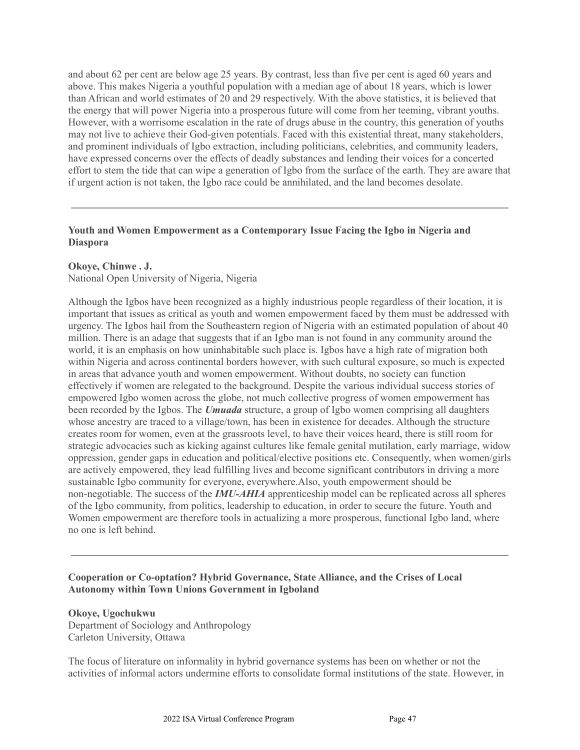and about 62 per cent are below age 25 years. By contrast, less than five per cent is aged 60 years and above. This makes Nigeria a youthful population with a median age of about 18 years, which is lower than African and world estimates of 20 and 29 respectively. With the above statistics, it is believed that the energy that will power Nigeria into a prosperous future will come from her teeming, vibrant youths. However, with a worrisome escalation in the rate of drugs abuse in the country, this generation of youths may not live to achieve their God-given potentials. Faced with this existential threat, many stakeholders, and prominent individuals of Igbo extraction, including politicians, celebrities, and community leaders, have expressed concerns over the effects of deadly substances and lending their voices for a concerted effort to stem the tide that can wipe a generation of Igbo from the surface of the earth. They are aware that if urgent action is not taken, the Igbo race could be annihilated, and the land becomes desolate.

---

**Youth and Women Empowerment as a Contemporary Issue Facing the Igbo in Nigeria and Diaspora**

**Okoye, Chinwe . J.**
National Open University of Nigeria, Nigeria

Although the Igbos have been recognized as a highly industrious people regardless of their location, it is important that issues as critical as youth and women empowerment faced by them must be addressed with urgency. The Igbos hail from the Southeastern region of Nigeria with an estimated population of about 40 million. There is an adage that suggests that if an Igbo man is not found in any community around the world, it is an emphasis on how uninhabitable such place is. Igbos have a high rate of migration both within Nigeria and across continental borders however, with such cultural exposure, so much is expected in areas that advance youth and women empowerment. Without doubts, no society can function effectively if women are relegated to the background. Despite the various individual success stories of empowered Igbo women across the globe, not much collective progress of women empowerment has been recorded by the Igbos. The ***Umuada*** structure, a group of Igbo women comprising all daughters whose ancestry are traced to a village/town, has been in existence for decades. Although the structure creates room for women, even at the grassroots level, to have their voices heard, there is still room for strategic advocacies such as kicking against cultures like female genital mutilation, early marriage, widow oppression, gender gaps in education and political/elective positions etc. Consequently, when women/girls are actively empowered, they lead fulfilling lives and become significant contributors in driving a more sustainable Igbo community for everyone, everywhere.Also, youth empowerment should be non-negotiable. The success of the ***IMU-AHIA*** apprenticeship model can be replicated across all spheres of the Igbo community, from politics, leadership to education, in order to secure the future. Youth and Women empowerment are therefore tools in actualizing a more prosperous, functional Igbo land, where no one is left behind.

---

**Cooperation or Co-optation? Hybrid Governance, State Alliance, and the Crises of Local Autonomy within Town Unions Government in Igboland**

**Okoye, Ugochukwu**
Department of Sociology and Anthropology
Carleton University, Ottawa

The focus of literature on informality in hybrid governance systems has been on whether or not the activities of informal actors undermine efforts to consolidate formal institutions of the state. However, in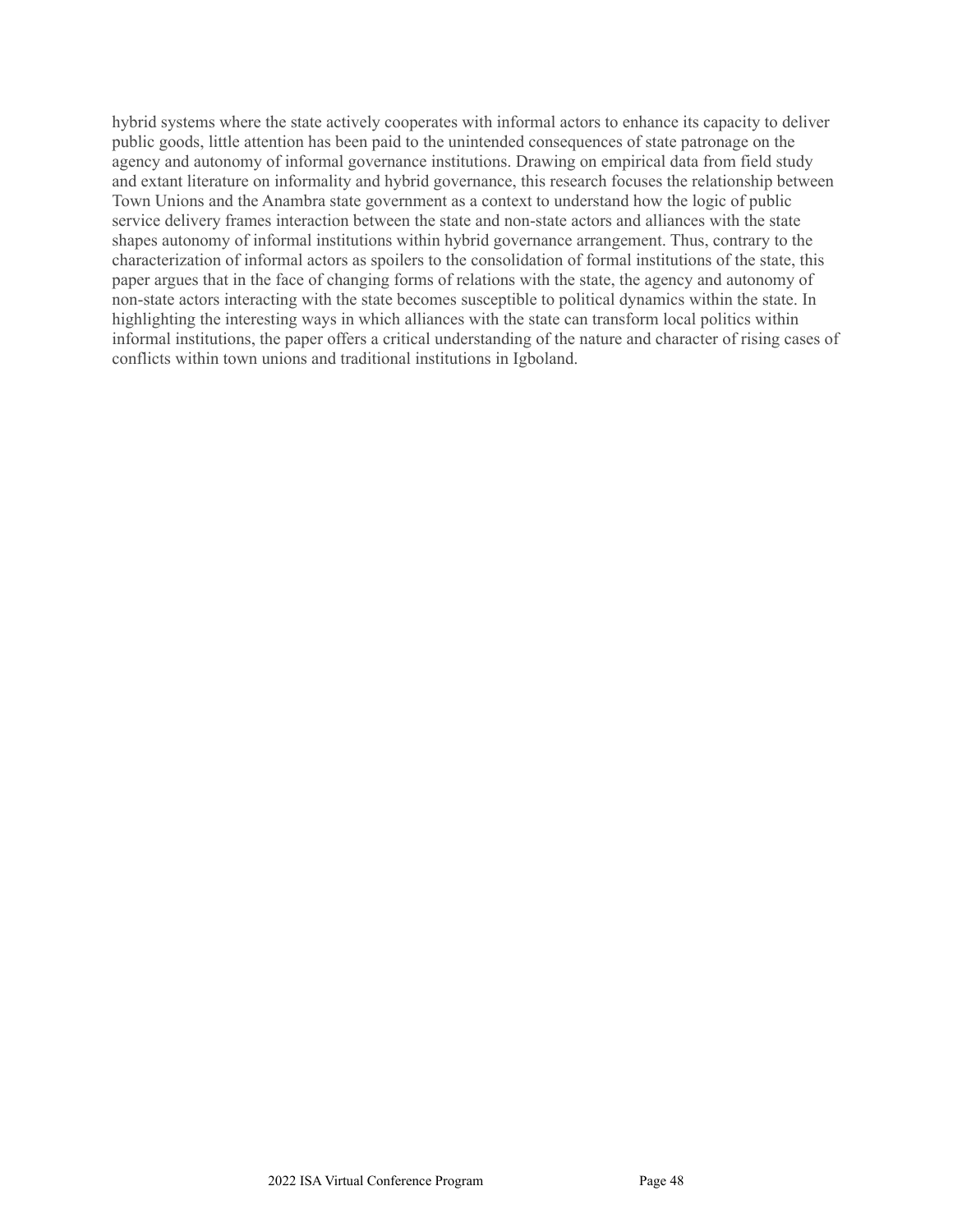hybrid systems where the state actively cooperates with informal actors to enhance its capacity to deliver public goods, little attention has been paid to the unintended consequences of state patronage on the agency and autonomy of informal governance institutions. Drawing on empirical data from field study and extant literature on informality and hybrid governance, this research focuses the relationship between Town Unions and the Anambra state government as a context to understand how the logic of public service delivery frames interaction between the state and non-state actors and alliances with the state shapes autonomy of informal institutions within hybrid governance arrangement. Thus, contrary to the characterization of informal actors as spoilers to the consolidation of formal institutions of the state, this paper argues that in the face of changing forms of relations with the state, the agency and autonomy of non-state actors interacting with the state becomes susceptible to political dynamics within the state. In highlighting the interesting ways in which alliances with the state can transform local politics within informal institutions, the paper offers a critical understanding of the nature and character of rising cases of conflicts within town unions and traditional institutions in Igboland.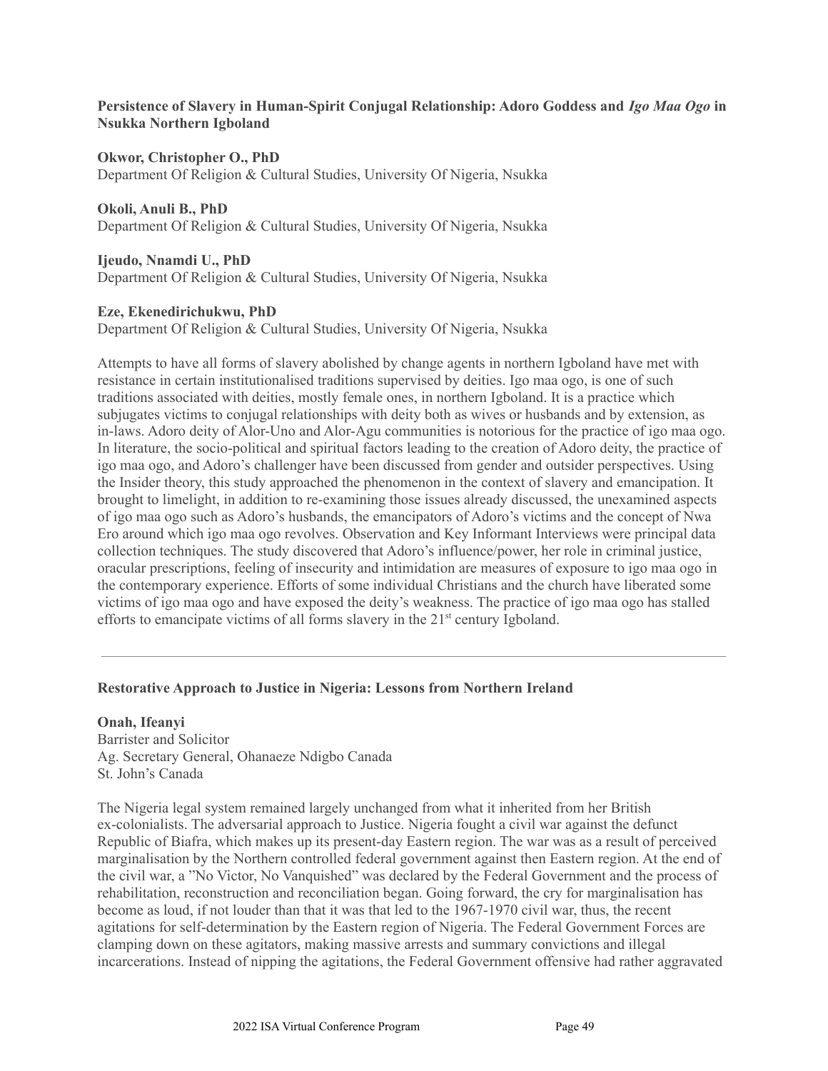### Persistence of Slavery in Human-Spirit Conjugal Relationship: Adoro Goddess and *Igo Maa Ogo* in Nsukka Northern Igboland

**Okwor, Christopher O., PhD**
Department Of Religion & Cultural Studies, University Of Nigeria, Nsukka

**Okoli, Anuli B., PhD**
Department Of Religion & Cultural Studies, University Of Nigeria, Nsukka

**Ijeudo, Nnamdi U., PhD**
Department Of Religion & Cultural Studies, University Of Nigeria, Nsukka

**Eze, Ekenedirichukwu, PhD**
Department Of Religion & Cultural Studies, University Of Nigeria, Nsukka

Attempts to have all forms of slavery abolished by change agents in northern Igboland have met with resistance in certain institutionalised traditions supervised by deities. Igo maa ogo, is one of such traditions associated with deities, mostly female ones, in northern Igboland. It is a practice which subjugates victims to conjugal relationships with deity both as wives or husbands and by extension, as in-laws. Adoro deity of Alor-Uno and Alor-Agu communities is notorious for the practice of igo maa ogo. In literature, the socio-political and spiritual factors leading to the creation of Adoro deity, the practice of igo maa ogo, and Adoro's challenger have been discussed from gender and outsider perspectives. Using the Insider theory, this study approached the phenomenon in the context of slavery and emancipation. It brought to limelight, in addition to re-examining those issues already discussed, the unexamined aspects of igo maa ogo such as Adoro's husbands, the emancipators of Adoro's victims and the concept of Nwa Ero around which igo maa ogo revolves. Observation and Key Informant Interviews were principal data collection techniques. The study discovered that Adoro's influence/power, her role in criminal justice, oracular prescriptions, feeling of insecurity and intimidation are measures of exposure to igo maa ogo in the contemporary experience. Efforts of some individual Christians and the church have liberated some victims of igo maa ogo and have exposed the deity's weakness. The practice of igo maa ogo has stalled efforts to emancipate victims of all forms slavery in the 21st century Igboland.

---

### Restorative Approach to Justice in Nigeria: Lessons from Northern Ireland

**Onah, Ifeanyi**
Barrister and Solicitor
Ag. Secretary General, Ohanaeze Ndigbo Canada
St. John's Canada

The Nigeria legal system remained largely unchanged from what it inherited from her British ex-colonialists. The adversarial approach to Justice. Nigeria fought a civil war against the defunct Republic of Biafra, which makes up its present-day Eastern region. The war was as a result of perceived marginalisation by the Northern controlled federal government against then Eastern region. At the end of the civil war, a "No Victor, No Vanquished" was declared by the Federal Government and the process of rehabilitation, reconstruction and reconciliation began. Going forward, the cry for marginalisation has become as loud, if not louder than that it was that led to the 1967-1970 civil war, thus, the recent agitations for self-determination by the Eastern region of Nigeria. The Federal Government Forces are clamping down on these agitators, making massive arrests and summary convictions and illegal incarcerations. Instead of nipping the agitations, the Federal Government offensive had rather aggravated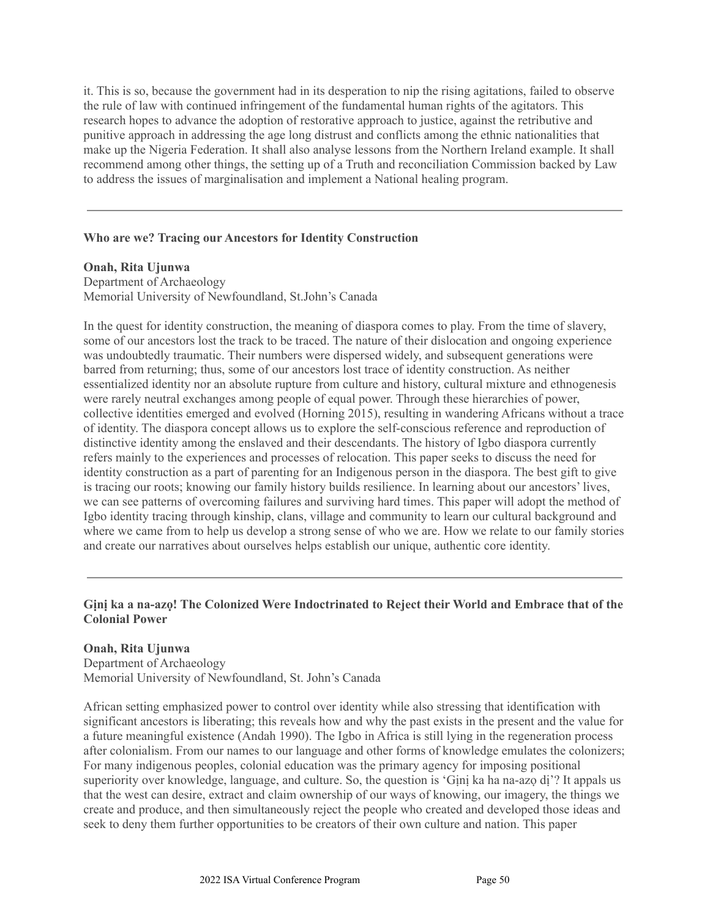it. This is so, because the government had in its desperation to nip the rising agitations, failed to observe the rule of law with continued infringement of the fundamental human rights of the agitators. This research hopes to advance the adoption of restorative approach to justice, against the retributive and punitive approach in addressing the age long distrust and conflicts among the ethnic nationalities that make up the Nigeria Federation. It shall also analyse lessons from the Northern Ireland example. It shall recommend among other things, the setting up of a Truth and reconciliation Commission backed by Law to address the issues of marginalisation and implement a National healing program.

---

**Who are we? Tracing our Ancestors for Identity Construction**

**Onah, Rita Ujunwa**
Department of Archaeology
Memorial University of Newfoundland, St.John's Canada

In the quest for identity construction, the meaning of diaspora comes to play. From the time of slavery, some of our ancestors lost the track to be traced. The nature of their dislocation and ongoing experience was undoubtedly traumatic. Their numbers were dispersed widely, and subsequent generations were barred from returning; thus, some of our ancestors lost trace of identity construction. As neither essentialized identity nor an absolute rupture from culture and history, cultural mixture and ethnogenesis were rarely neutral exchanges among people of equal power. Through these hierarchies of power, collective identities emerged and evolved (Horning 2015), resulting in wandering Africans without a trace of identity. The diaspora concept allows us to explore the self-conscious reference and reproduction of distinctive identity among the enslaved and their descendants. The history of Igbo diaspora currently refers mainly to the experiences and processes of relocation. This paper seeks to discuss the need for identity construction as a part of parenting for an Indigenous person in the diaspora. The best gift to give is tracing our roots; knowing our family history builds resilience. In learning about our ancestors' lives, we can see patterns of overcoming failures and surviving hard times. This paper will adopt the method of Igbo identity tracing through kinship, clans, village and community to learn our cultural background and where we came from to help us develop a strong sense of who we are. How we relate to our family stories and create our narratives about ourselves helps establish our unique, authentic core identity.

---

**Gịnị ka a na-azọ! The Colonized Were Indoctrinated to Reject their World and Embrace that of the Colonial Power**

**Onah, Rita Ujunwa**
Department of Archaeology
Memorial University of Newfoundland, St. John's Canada

African setting emphasized power to control over identity while also stressing that identification with significant ancestors is liberating; this reveals how and why the past exists in the present and the value for a future meaningful existence (Andah 1990). The Igbo in Africa is still lying in the regeneration process after colonialism. From our names to our language and other forms of knowledge emulates the colonizers; For many indigenous peoples, colonial education was the primary agency for imposing positional superiority over knowledge, language, and culture. So, the question is 'Gịnị ka ha na-azọ dị'? It appals us that the west can desire, extract and claim ownership of our ways of knowing, our imagery, the things we create and produce, and then simultaneously reject the people who created and developed those ideas and seek to deny them further opportunities to be creators of their own culture and nation. This paper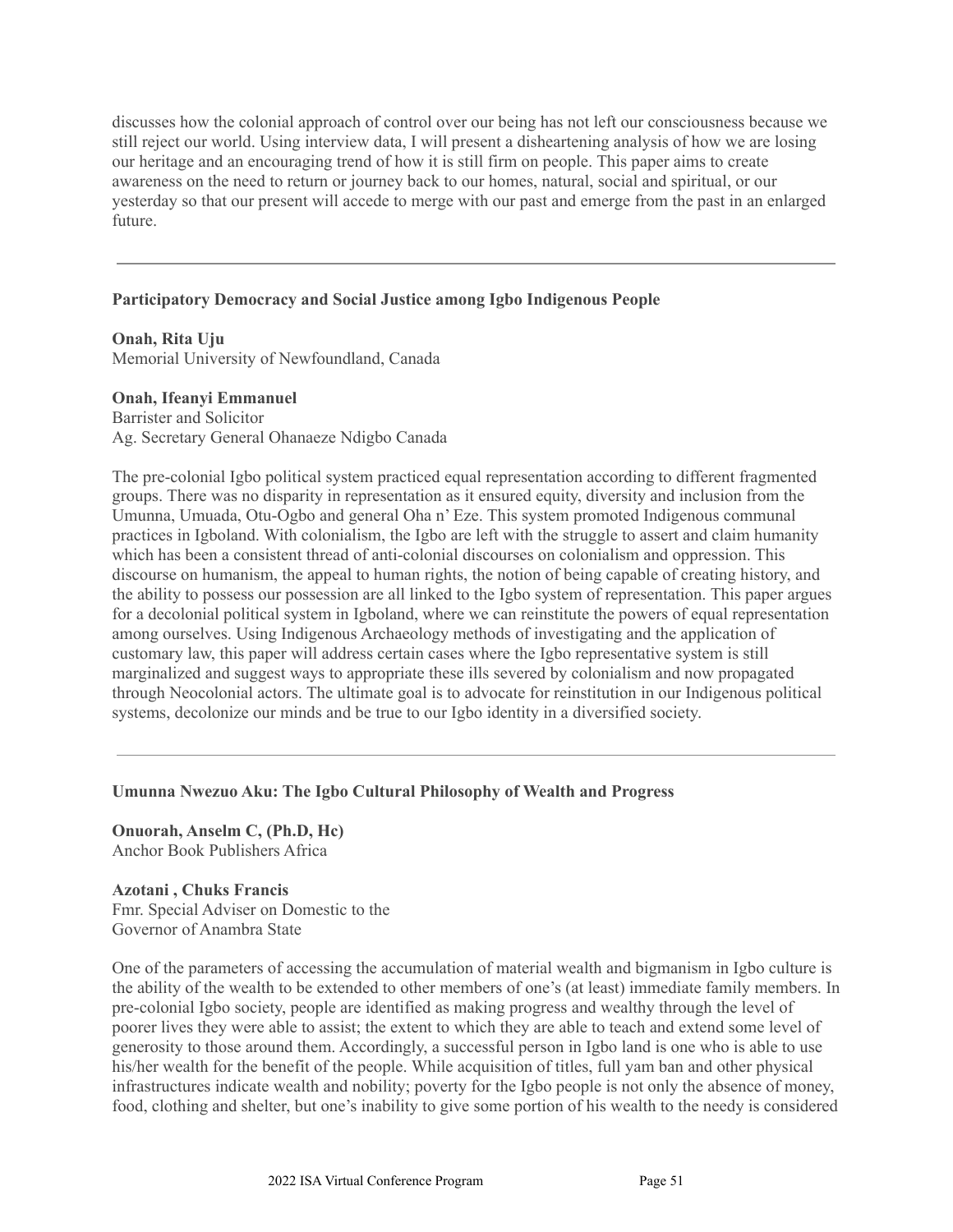discusses how the colonial approach of control over our being has not left our consciousness because we still reject our world. Using interview data, I will present a disheartening analysis of how we are losing our heritage and an encouraging trend of how it is still firm on people. This paper aims to create awareness on the need to return or journey back to our homes, natural, social and spiritual, or our yesterday so that our present will accede to merge with our past and emerge from the past in an enlarged future.

---

### Participatory Democracy and Social Justice among Igbo Indigenous People

**Onah, Rita Uju**
Memorial University of Newfoundland, Canada

**Onah, Ifeanyi Emmanuel**
Barrister and Solicitor
Ag. Secretary General Ohanaeze Ndigbo Canada

The pre-colonial Igbo political system practiced equal representation according to different fragmented groups. There was no disparity in representation as it ensured equity, diversity and inclusion from the Umunna, Umuada, Otu-Ogbo and general Oha n' Eze. This system promoted Indigenous communal practices in Igboland. With colonialism, the Igbo are left with the struggle to assert and claim humanity which has been a consistent thread of anti-colonial discourses on colonialism and oppression. This discourse on humanism, the appeal to human rights, the notion of being capable of creating history, and the ability to possess our possession are all linked to the Igbo system of representation. This paper argues for a decolonial political system in Igboland, where we can reinstitute the powers of equal representation among ourselves. Using Indigenous Archaeology methods of investigating and the application of customary law, this paper will address certain cases where the Igbo representative system is still marginalized and suggest ways to appropriate these ills severed by colonialism and now propagated through Neocolonial actors. The ultimate goal is to advocate for reinstitution in our Indigenous political systems, decolonize our minds and be true to our Igbo identity in a diversified society.

---

### Umunna Nwezuo Aku: The Igbo Cultural Philosophy of Wealth and Progress

**Onuorah, Anselm C, (Ph.D, Hc)**
Anchor Book Publishers Africa

**Azotani , Chuks Francis**
Fmr. Special Adviser on Domestic to the
Governor of Anambra State

One of the parameters of accessing the accumulation of material wealth and bigmanism in Igbo culture is the ability of the wealth to be extended to other members of one's (at least) immediate family members. In pre-colonial Igbo society, people are identified as making progress and wealthy through the level of poorer lives they were able to assist; the extent to which they are able to teach and extend some level of generosity to those around them. Accordingly, a successful person in Igbo land is one who is able to use his/her wealth for the benefit of the people. While acquisition of titles, full yam ban and other physical infrastructures indicate wealth and nobility; poverty for the Igbo people is not only the absence of money, food, clothing and shelter, but one's inability to give some portion of his wealth to the needy is considered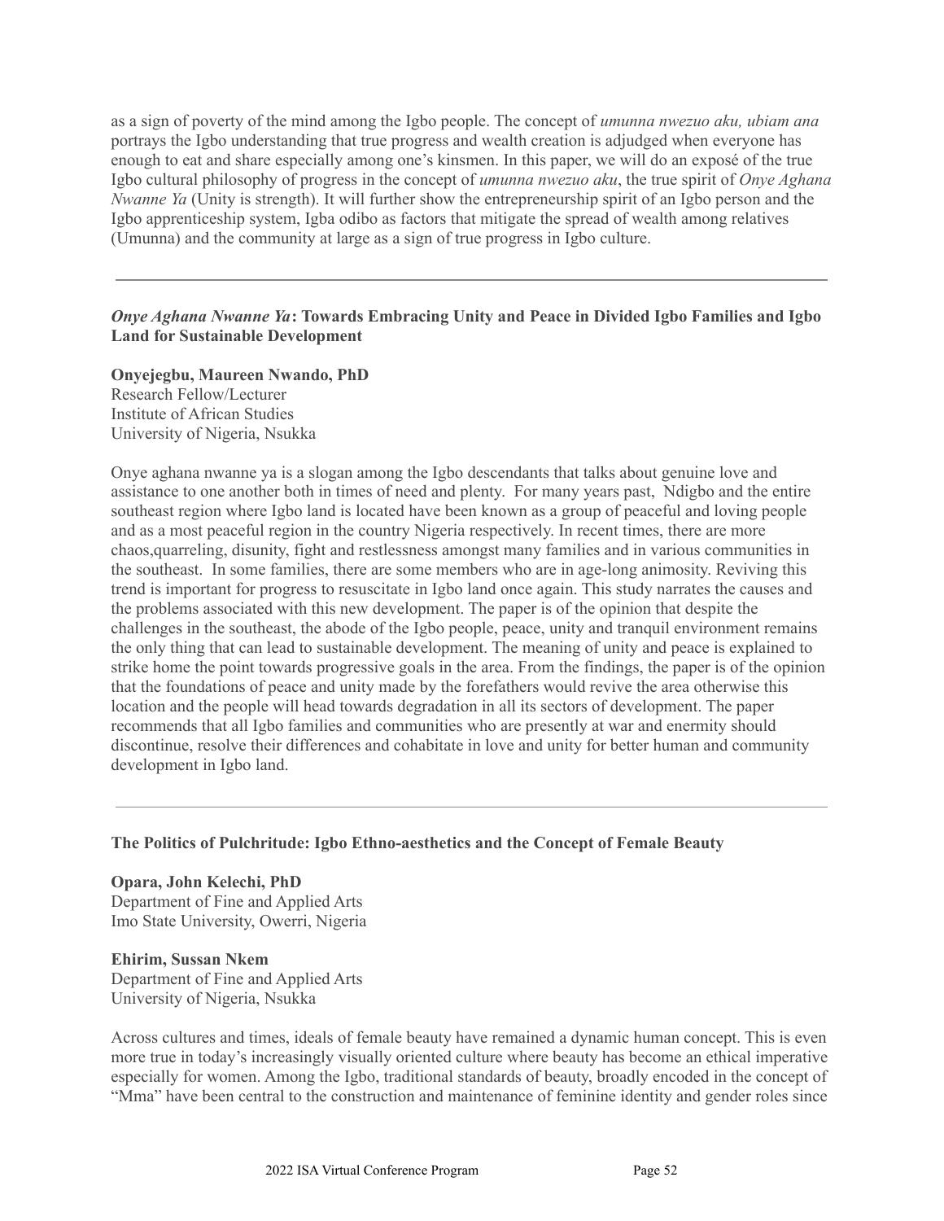as a sign of poverty of the mind among the Igbo people. The concept of *umunna nwezuo aku, ubiam ana* portrays the Igbo understanding that true progress and wealth creation is adjudged when everyone has enough to eat and share especially among one's kinsmen. In this paper, we will do an exposé of the true Igbo cultural philosophy of progress in the concept of *umunna nwezuo aku*, the true spirit of *Onye Aghana Nwanne Ya* (Unity is strength). It will further show the entrepreneurship spirit of an Igbo person and the Igbo apprenticeship system, Igba odibo as factors that mitigate the spread of wealth among relatives (Umunna) and the community at large as a sign of true progress in Igbo culture.

---

### *Onye Aghana Nwanne Ya*: Towards Embracing Unity and Peace in Divided Igbo Families and Igbo Land for Sustainable Development

**Onyejegbu, Maureen Nwando, PhD**
Research Fellow/Lecturer
Institute of African Studies
University of Nigeria, Nsukka

Onye aghana nwanne ya is a slogan among the Igbo descendants that talks about genuine love and assistance to one another both in times of need and plenty. For many years past, Ndigbo and the entire southeast region where Igbo land is located have been known as a group of peaceful and loving people and as a most peaceful region in the country Nigeria respectively. In recent times, there are more chaos,quarreling, disunity, fight and restlessness amongst many families and in various communities in the southeast. In some families, there are some members who are in age-long animosity. Reviving this trend is important for progress to resuscitate in Igbo land once again. This study narrates the causes and the problems associated with this new development. The paper is of the opinion that despite the challenges in the southeast, the abode of the Igbo people, peace, unity and tranquil environment remains the only thing that can lead to sustainable development. The meaning of unity and peace is explained to strike home the point towards progressive goals in the area. From the findings, the paper is of the opinion that the foundations of peace and unity made by the forefathers would revive the area otherwise this location and the people will head towards degradation in all its sectors of development. The paper recommends that all Igbo families and communities who are presently at war and enermity should discontinue, resolve their differences and cohabitate in love and unity for better human and community development in Igbo land.

---

### The Politics of Pulchritude: Igbo Ethno-aesthetics and the Concept of Female Beauty

**Opara, John Kelechi, PhD**
Department of Fine and Applied Arts
Imo State University, Owerri, Nigeria

**Ehirim, Sussan Nkem**
Department of Fine and Applied Arts
University of Nigeria, Nsukka

Across cultures and times, ideals of female beauty have remained a dynamic human concept. This is even more true in today's increasingly visually oriented culture where beauty has become an ethical imperative especially for women. Among the Igbo, traditional standards of beauty, broadly encoded in the concept of "Mma" have been central to the construction and maintenance of feminine identity and gender roles since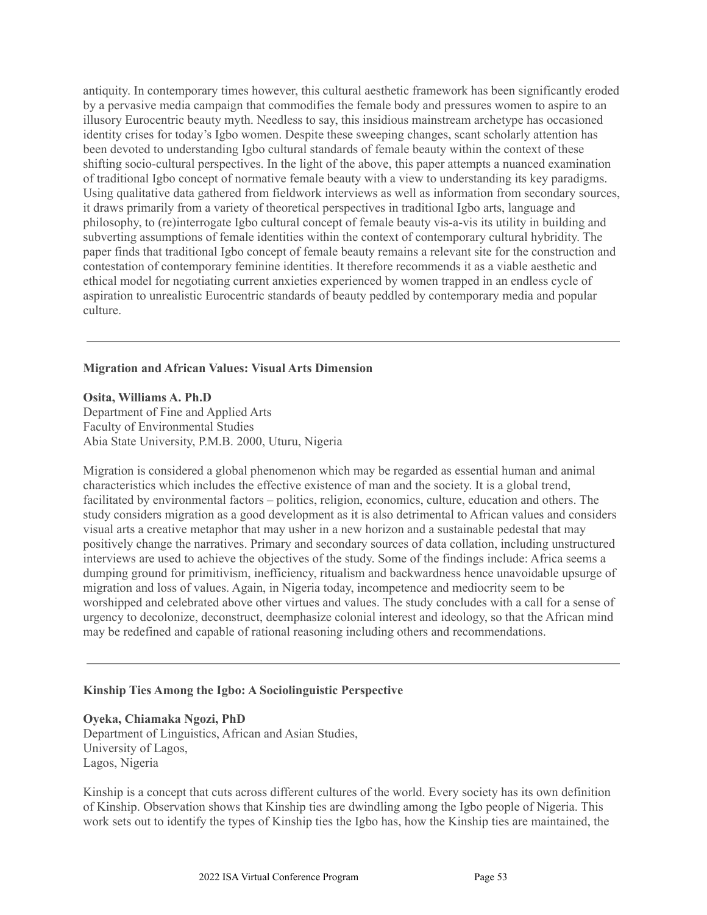antiquity. In contemporary times however, this cultural aesthetic framework has been significantly eroded by a pervasive media campaign that commodifies the female body and pressures women to aspire to an illusory Eurocentric beauty myth. Needless to say, this insidious mainstream archetype has occasioned identity crises for today's Igbo women. Despite these sweeping changes, scant scholarly attention has been devoted to understanding Igbo cultural standards of female beauty within the context of these shifting socio-cultural perspectives. In the light of the above, this paper attempts a nuanced examination of traditional Igbo concept of normative female beauty with a view to understanding its key paradigms. Using qualitative data gathered from fieldwork interviews as well as information from secondary sources, it draws primarily from a variety of theoretical perspectives in traditional Igbo arts, language and philosophy, to (re)interrogate Igbo cultural concept of female beauty vis-a-vis its utility in building and subverting assumptions of female identities within the context of contemporary cultural hybridity. The paper finds that traditional Igbo concept of female beauty remains a relevant site for the construction and contestation of contemporary feminine identities. It therefore recommends it as a viable aesthetic and ethical model for negotiating current anxieties experienced by women trapped in an endless cycle of aspiration to unrealistic Eurocentric standards of beauty peddled by contemporary media and popular culture.

---

**Migration and African Values: Visual Arts Dimension**

**Osita, Williams A. Ph.D**
Department of Fine and Applied Arts
Faculty of Environmental Studies
Abia State University, P.M.B. 2000, Uturu, Nigeria

Migration is considered a global phenomenon which may be regarded as essential human and animal characteristics which includes the effective existence of man and the society. It is a global trend, facilitated by environmental factors – politics, religion, economics, culture, education and others. The study considers migration as a good development as it is also detrimental to African values and considers visual arts a creative metaphor that may usher in a new horizon and a sustainable pedestal that may positively change the narratives. Primary and secondary sources of data collation, including unstructured interviews are used to achieve the objectives of the study. Some of the findings include: Africa seems a dumping ground for primitivism, inefficiency, ritualism and backwardness hence unavoidable upsurge of migration and loss of values. Again, in Nigeria today, incompetence and mediocrity seem to be worshipped and celebrated above other virtues and values. The study concludes with a call for a sense of urgency to decolonize, deconstruct, deemphasize colonial interest and ideology, so that the African mind may be redefined and capable of rational reasoning including others and recommendations.

---

**Kinship Ties Among the Igbo: A Sociolinguistic Perspective**

**Oyeka, Chiamaka Ngozi, PhD**
Department of Linguistics, African and Asian Studies,
University of Lagos,
Lagos, Nigeria

Kinship is a concept that cuts across different cultures of the world. Every society has its own definition of Kinship. Observation shows that Kinship ties are dwindling among the Igbo people of Nigeria. This work sets out to identify the types of Kinship ties the Igbo has, how the Kinship ties are maintained, the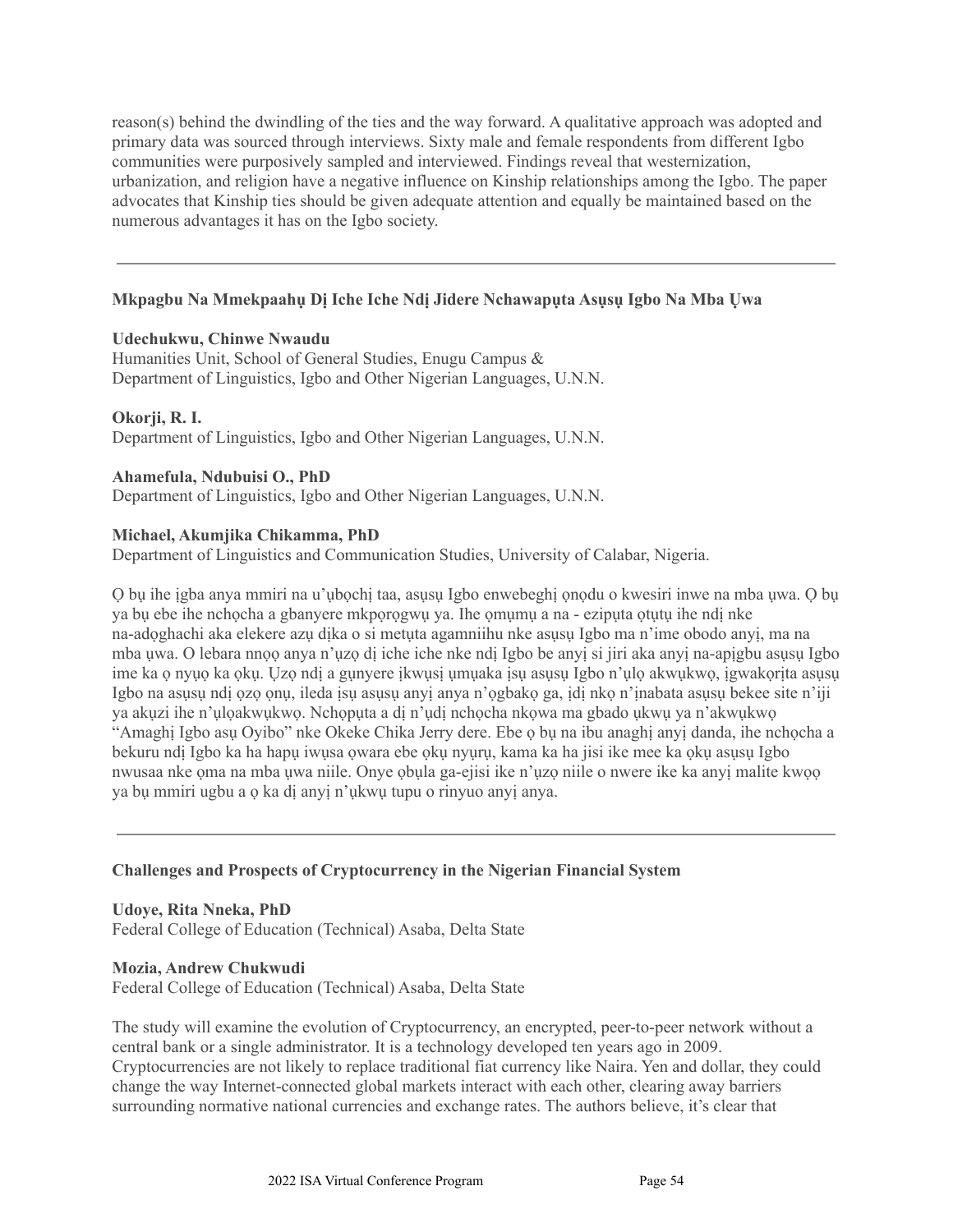reason(s) behind the dwindling of the ties and the way forward. A qualitative approach was adopted and primary data was sourced through interviews. Sixty male and female respondents from different Igbo communities were purposively sampled and interviewed. Findings reveal that westernization, urbanization, and religion have a negative influence on Kinship relationships among the Igbo. The paper advocates that Kinship ties should be given adequate attention and equally be maintained based on the numerous advantages it has on the Igbo society.

---

### Mkpagbu Na Mmekpaahụ Dị Iche Iche Ndị Jidere Nchawapụta Asụsụ Igbo Na Mba Ụwa

**Udechukwu, Chinwe Nwaudu**
Humanities Unit, School of General Studies, Enugu Campus &
Department of Linguistics, Igbo and Other Nigerian Languages, U.N.N.

**Okorji, R. I.**
Department of Linguistics, Igbo and Other Nigerian Languages, U.N.N.

**Ahamefula, Ndubuisi O., PhD**
Department of Linguistics, Igbo and Other Nigerian Languages, U.N.N.

**Michael, Akumjika Chikamma, PhD**
Department of Linguistics and Communication Studies, University of Calabar, Nigeria.

Ọ bụ ihe ịgba anya mmiri na u'ụbọchị taa, asụsụ Igbo enwebeghị ọnọdu o kwesiri inwe na mba ụwa. Ọ bụ ya bụ ebe ihe nchọcha a gbanyere mkpọrọgwụ ya. Ihe ọmụmụ a na - ezipụta ọtụtụ ihe ndị nke na-adọghachi aka elekere azụ dịka o si metụta agamniihu nke asụsụ Igbo ma n'ime obodo anyị, ma na mba ụwa. O lebara nnọọ anya n'ụzọ dị iche iche nke ndị Igbo be anyị si jiri aka anyị na-apịgbu asụsụ Igbo ime ka ọ nyụọ ka ọkụ. Ụzọ ndị a gụnyere ịkwụsị ụmụaka ịsụ asụsụ Igbo n'ụlọ akwụkwọ, ịgwakọrịta asụsụ Igbo na asụsụ ndị ọzọ ọnụ, ileda ịsụ asụsụ anyị anya n'ọgbakọ ga, ịdị nkọ n'ịnabata asụsụ bekee site n'iji ya akụzi ihe n'ụlọakwụkwọ. Nchọpụta a dị n'ụdị nchọcha nkọwa ma gbado ụkwụ ya n'akwụkwọ "Amaghị Igbo asụ Oyibo" nke Okeke Chika Jerry dere. Ebe ọ bụ na ibu anaghị anyị danda, ihe nchọcha a bekuru ndị Igbo ka ha hapụ iwụsa ọwara ebe ọkụ nyụrụ, kama ka ha jisi ike mee ka ọkụ asụsụ Igbo nwusaa nke ọma na mba ụwa niile. Onye ọbụla ga-ejisi ike n'ụzọ niile o nwere ike ka anyị malite kwọọ ya bụ mmiri ugbu a ọ ka dị anyị n'ụkwụ tupu o rinyuo anyị anya.

---

### Challenges and Prospects of Cryptocurrency in the Nigerian Financial System

**Udoye, Rita Nneka, PhD**
Federal College of Education (Technical) Asaba, Delta State

**Mozia, Andrew Chukwudi**
Federal College of Education (Technical) Asaba, Delta State

The study will examine the evolution of Cryptocurrency, an encrypted, peer-to-peer network without a central bank or a single administrator. It is a technology developed ten years ago in 2009. Cryptocurrencies are not likely to replace traditional fiat currency like Naira. Yen and dollar, they could change the way Internet-connected global markets interact with each other, clearing away barriers surrounding normative national currencies and exchange rates. The authors believe, it's clear that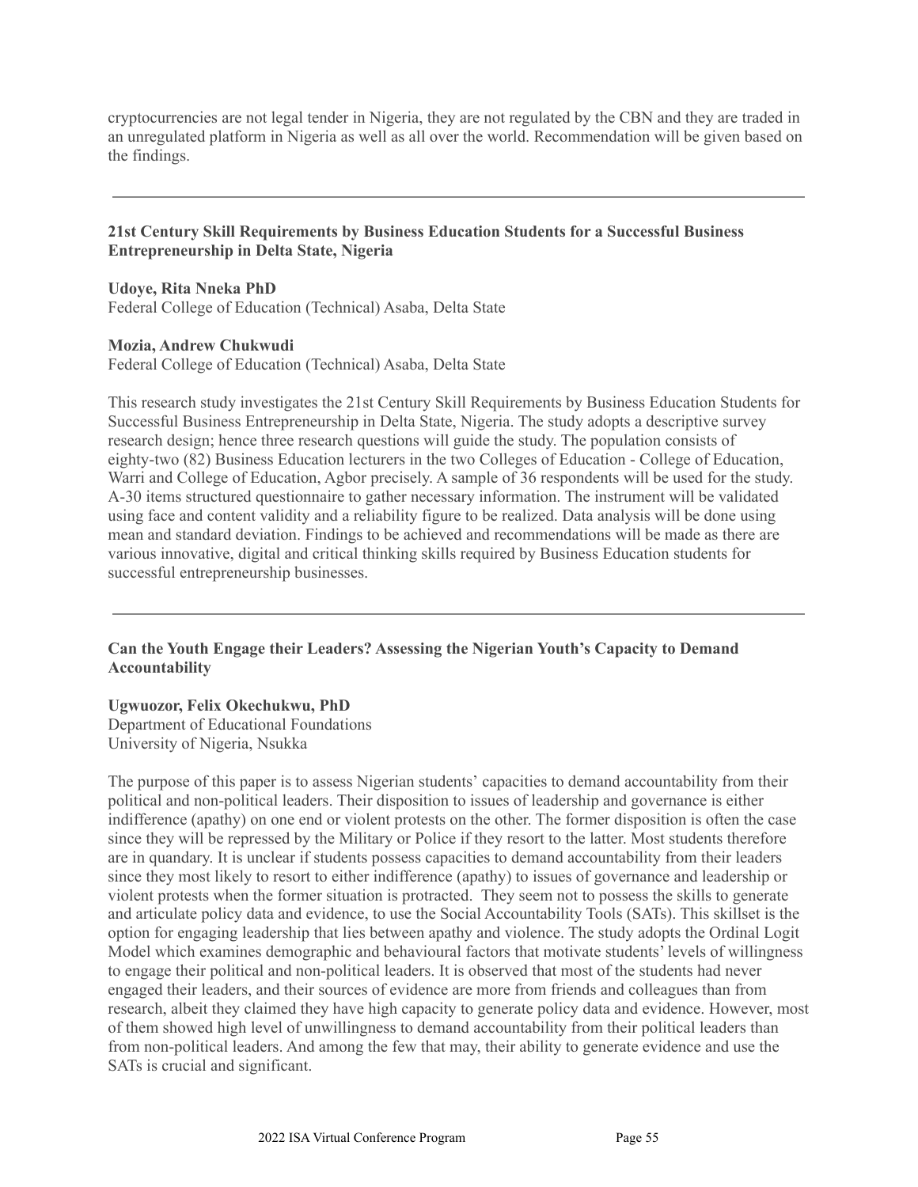cryptocurrencies are not legal tender in Nigeria, they are not regulated by the CBN and they are traded in an unregulated platform in Nigeria as well as all over the world. Recommendation will be given based on the findings.

---

### 21st Century Skill Requirements by Business Education Students for a Successful Business Entrepreneurship in Delta State, Nigeria

**Udoye, Rita Nneka PhD**
Federal College of Education (Technical) Asaba, Delta State

**Mozia, Andrew Chukwudi**
Federal College of Education (Technical) Asaba, Delta State

This research study investigates the 21st Century Skill Requirements by Business Education Students for Successful Business Entrepreneurship in Delta State, Nigeria. The study adopts a descriptive survey research design; hence three research questions will guide the study. The population consists of eighty-two (82) Business Education lecturers in the two Colleges of Education - College of Education, Warri and College of Education, Agbor precisely. A sample of 36 respondents will be used for the study. A-30 items structured questionnaire to gather necessary information. The instrument will be validated using face and content validity and a reliability figure to be realized. Data analysis will be done using mean and standard deviation. Findings to be achieved and recommendations will be made as there are various innovative, digital and critical thinking skills required by Business Education students for successful entrepreneurship businesses.

---

### Can the Youth Engage their Leaders? Assessing the Nigerian Youth's Capacity to Demand Accountability

**Ugwuozor, Felix Okechukwu, PhD**
Department of Educational Foundations
University of Nigeria, Nsukka

The purpose of this paper is to assess Nigerian students' capacities to demand accountability from their political and non-political leaders. Their disposition to issues of leadership and governance is either indifference (apathy) on one end or violent protests on the other. The former disposition is often the case since they will be repressed by the Military or Police if they resort to the latter. Most students therefore are in quandary. It is unclear if students possess capacities to demand accountability from their leaders since they most likely to resort to either indifference (apathy) to issues of governance and leadership or violent protests when the former situation is protracted. They seem not to possess the skills to generate and articulate policy data and evidence, to use the Social Accountability Tools (SATs). This skillset is the option for engaging leadership that lies between apathy and violence. The study adopts the Ordinal Logit Model which examines demographic and behavioural factors that motivate students' levels of willingness to engage their political and non-political leaders. It is observed that most of the students had never engaged their leaders, and their sources of evidence are more from friends and colleagues than from research, albeit they claimed they have high capacity to generate policy data and evidence. However, most of them showed high level of unwillingness to demand accountability from their political leaders than from non-political leaders. And among the few that may, their ability to generate evidence and use the SATs is crucial and significant.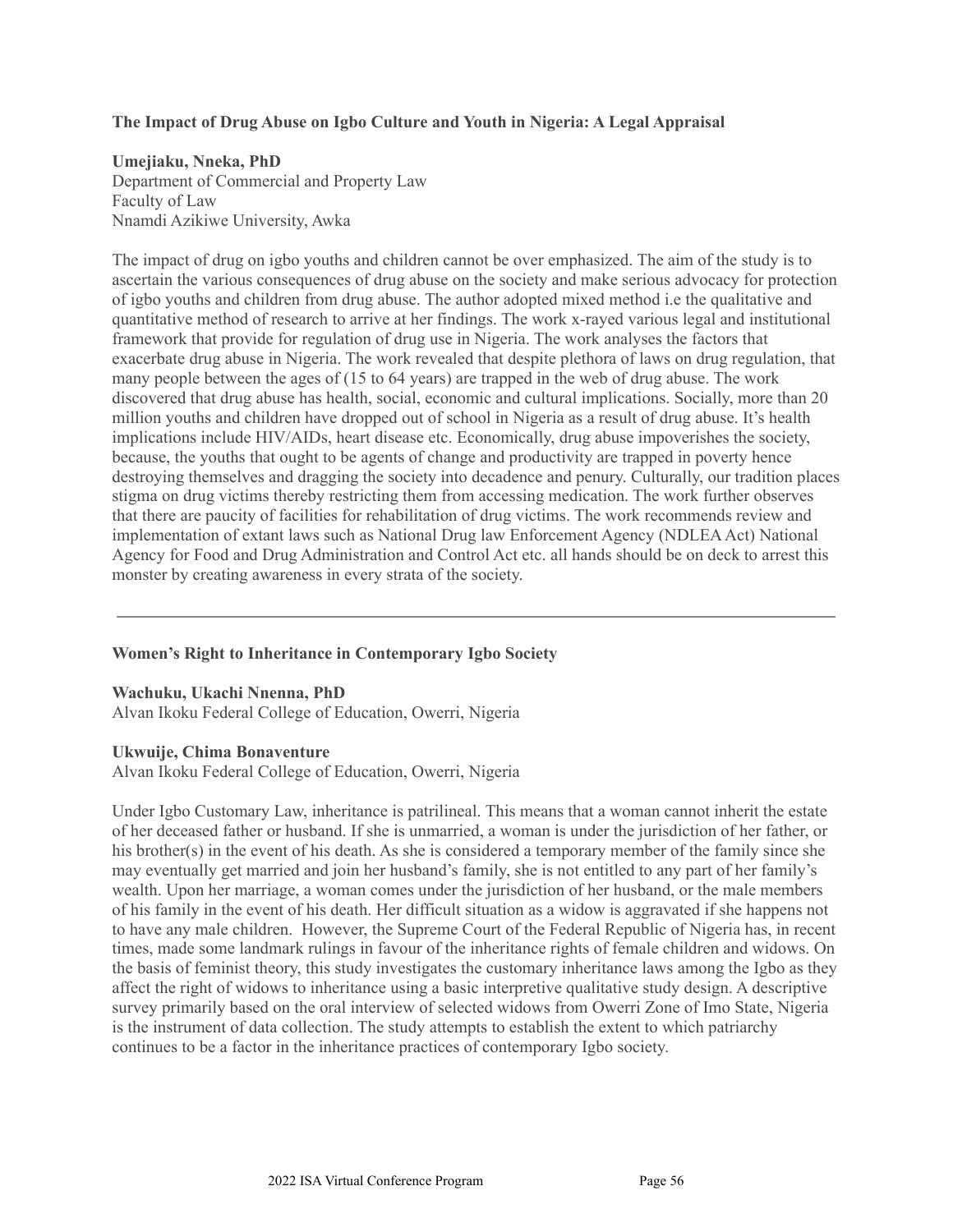### The Impact of Drug Abuse on Igbo Culture and Youth in Nigeria: A Legal Appraisal

**Umejiaku, Nneka, PhD**
Department of Commercial and Property Law
Faculty of Law
Nnamdi Azikiwe University, Awka

The impact of drug on igbo youths and children cannot be over emphasized. The aim of the study is to ascertain the various consequences of drug abuse on the society and make serious advocacy for protection of igbo youths and children from drug abuse. The author adopted mixed method i.e the qualitative and quantitative method of research to arrive at her findings. The work x-rayed various legal and institutional framework that provide for regulation of drug use in Nigeria. The work analyses the factors that exacerbate drug abuse in Nigeria. The work revealed that despite plethora of laws on drug regulation, that many people between the ages of (15 to 64 years) are trapped in the web of drug abuse. The work discovered that drug abuse has health, social, economic and cultural implications. Socially, more than 20 million youths and children have dropped out of school in Nigeria as a result of drug abuse. It's health implications include HIV/AIDs, heart disease etc. Economically, drug abuse impoverishes the society, because, the youths that ought to be agents of change and productivity are trapped in poverty hence destroying themselves and dragging the society into decadence and penury. Culturally, our tradition places stigma on drug victims thereby restricting them from accessing medication. The work further observes that there are paucity of facilities for rehabilitation of drug victims. The work recommends review and implementation of extant laws such as National Drug law Enforcement Agency (NDLEA Act) National Agency for Food and Drug Administration and Control Act etc. all hands should be on deck to arrest this monster by creating awareness in every strata of the society.

---

### Women's Right to Inheritance in Contemporary Igbo Society

**Wachuku, Ukachi Nnenna, PhD**
Alvan Ikoku Federal College of Education, Owerri, Nigeria

**Ukwuije, Chima Bonaventure**
Alvan Ikoku Federal College of Education, Owerri, Nigeria

Under Igbo Customary Law, inheritance is patrilineal. This means that a woman cannot inherit the estate of her deceased father or husband. If she is unmarried, a woman is under the jurisdiction of her father, or his brother(s) in the event of his death. As she is considered a temporary member of the family since she may eventually get married and join her husband's family, she is not entitled to any part of her family's wealth. Upon her marriage, a woman comes under the jurisdiction of her husband, or the male members of his family in the event of his death. Her difficult situation as a widow is aggravated if she happens not to have any male children. However, the Supreme Court of the Federal Republic of Nigeria has, in recent times, made some landmark rulings in favour of the inheritance rights of female children and widows. On the basis of feminist theory, this study investigates the customary inheritance laws among the Igbo as they affect the right of widows to inheritance using a basic interpretive qualitative study design. A descriptive survey primarily based on the oral interview of selected widows from Owerri Zone of Imo State, Nigeria is the instrument of data collection. The study attempts to establish the extent to which patriarchy continues to be a factor in the inheritance practices of contemporary Igbo society.